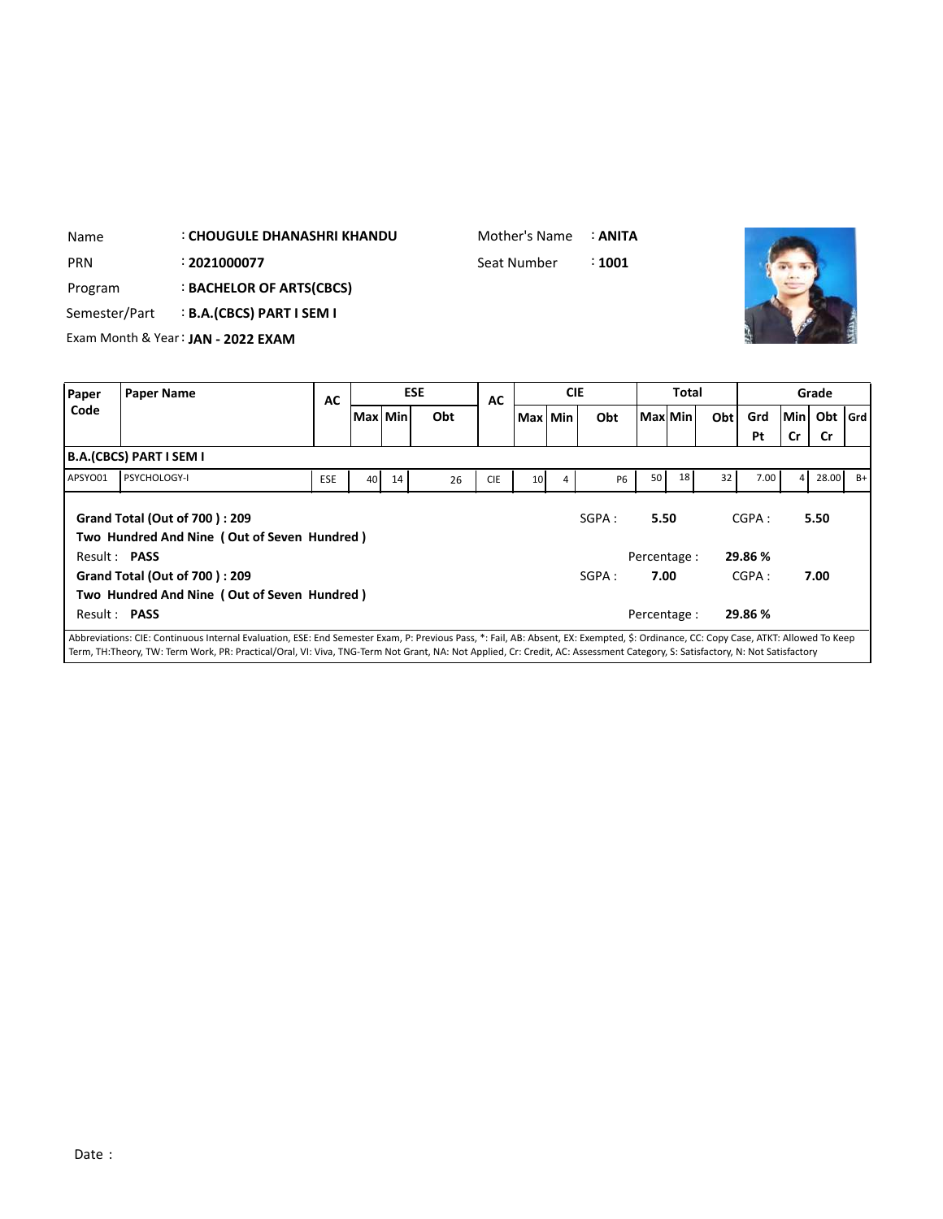Name : **CHOUGULE DHANASHRI KHANDU**

Mother's Name : **ANITA**

PRN : **2021000077**

Seat Number : **1001**

Program : **BACHELOR OF ARTS(CBCS)**

Semester/Part : **B.A.(CBCS) PART I SEM I**

Exam Month & Year : **JAN - 2022 EXAM**

| Paper Code | Paper Name | AC | ESE | | | AC | CIE | | | Total | | | Grade | | | |
|---|---|---|---|---|---|---|---|---|---|---|---|---|---|---|---|---|
| | | | Max | Min | Obt | | Max | Min | Obt | Max | Min | Obt | Grd Pt | Min Cr | Obt Cr | Grd |
| **B.A.(CBCS) PART I SEM I** | | | | | | | | | | | | | | | | |
| APSYO01 | PSYCHOLOGY-I | ESE | 40 | 14 | 26 | CIE | 10 | 4 | P6 | 50 | 18 | 32 | 7.00 | 4 | 28.00 | B+ |

**Grand Total (Out of 700 ) : 209**
**Two Hundred And Nine ( Out of Seven Hundred )**

SGPA : **5.50** CGPA : **5.50**

Result : **PASS**

Percentage : **29.86 %**

**Grand Total (Out of 700 ) : 209**
**Two Hundred And Nine ( Out of Seven Hundred )**

SGPA : **7.00** CGPA : **7.00**

Result : **PASS**

Percentage : **29.86 %**

Abbreviations: CIE: Continuous Internal Evaluation, ESE: End Semester Exam, P: Previous Pass, *: Fail, AB: Absent, EX: Exempted, $: Ordinance, CC: Copy Case, ATKT: Allowed To Keep Term, TH:Theory, TW: Term Work, PR: Practical/Oral, VI: Viva, TNG-Term Not Grant, NA: Not Applied, Cr: Credit, AC: Assessment Category, S: Satisfactory, N: Not Satisfactory

Date :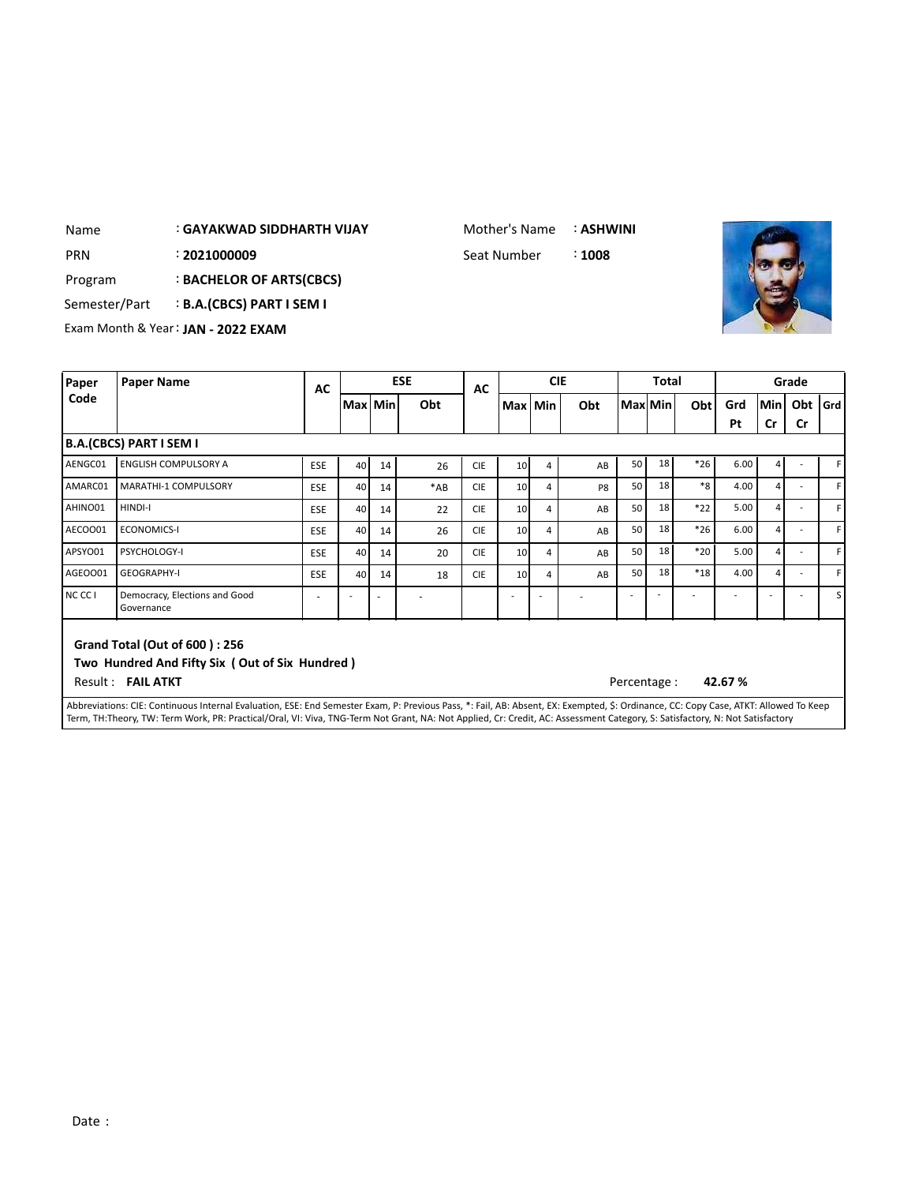Name : **GAYAKWAD SIDDHARTH VIJAY**

Mother's Name : **ASHWINI**

PRN : **2021000009**

Seat Number : **1008**

Program : **BACHELOR OF ARTS(CBCS)**

Semester/Part : **B.A.(CBCS) PART I SEM I**

Exam Month & Year : **JAN - 2022 EXAM**

| Paper Code | Paper Name | AC | ESE | | | AC | CIE | | | Total | | | Grade | | | |
|---|---|---|---|---|---|---|---|---|---|---|---|---|---|---|---|---|
| | | | Max | Min | Obt | | Max | Min | Obt | Max | Min | Obt | Grd Pt | Min Cr | Obt Cr | Grd |
| **B.A.(CBCS) PART I SEM I** | | | | | | | | | | | | | | | | |
| AENGC01 | ENGLISH COMPULSORY A | ESE | 40 | 14 | 26 | CIE | 10 | 4 | AB | 50 | 18 | *26 | 6.00 | 4 | - | F |
| AMARC01 | MARATHI-1 COMPULSORY | ESE | 40 | 14 | *AB | CIE | 10 | 4 | P8 | 50 | 18 | *8 | 4.00 | 4 | - | F |
| AHINO01 | HINDI-I | ESE | 40 | 14 | 22 | CIE | 10 | 4 | AB | 50 | 18 | *22 | 5.00 | 4 | - | F |
| AECOO01 | ECONOMICS-I | ESE | 40 | 14 | 26 | CIE | 10 | 4 | AB | 50 | 18 | *26 | 6.00 | 4 | - | F |
| APSYO01 | PSYCHOLOGY-I | ESE | 40 | 14 | 20 | CIE | 10 | 4 | AB | 50 | 18 | *20 | 5.00 | 4 | - | F |
| AGEOO01 | GEOGRAPHY-I | ESE | 40 | 14 | 18 | CIE | 10 | 4 | AB | 50 | 18 | *18 | 4.00 | 4 | - | F |
| NC CC I | Democracy, Elections and Good Governance | - | - | - | - | | - | - | - | - | - | - | - | - | - | S |

**Grand Total (Out of 600 ) : 256**

**Two Hundred And Fifty Six ( Out of Six Hundred )**

Result : **FAIL ATKT**

Percentage : **42.67 %**

Abbreviations: CIE: Continuous Internal Evaluation, ESE: End Semester Exam, P: Previous Pass, *: Fail, AB: Absent, EX: Exempted, $: Ordinance, CC: Copy Case, ATKT: Allowed To Keep Term, TH:Theory, TW: Term Work, PR: Practical/Oral, VI: Viva, TNG-Term Not Grant, NA: Not Applied, Cr: Credit, AC: Assessment Category, S: Satisfactory, N: Not Satisfactory

Date :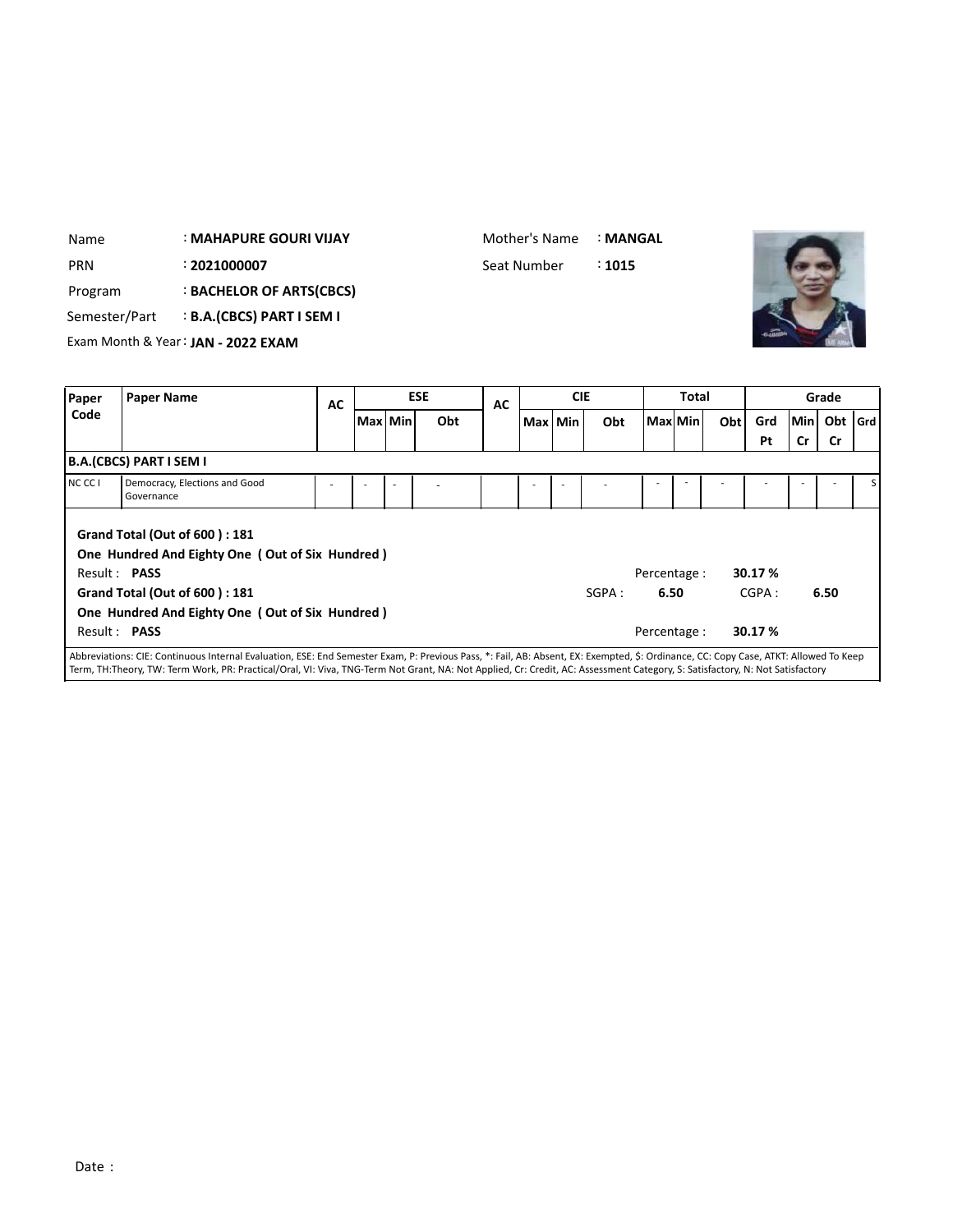| | | | |
|---|---|---|---|
| Name | : **MAHAPURE GOURI VIJAY** | Mother's Name | : **MANGAL** |
| PRN | : **2021000007** | Seat Number | : **1015** |
| Program | : **BACHELOR OF ARTS(CBCS)** | | |
| Semester/Part | : **B.A.(CBCS) PART I SEM I** | | |
| Exam Month & Year | : **JAN - 2022 EXAM** | | |

| Paper Code | Paper Name | AC | ESE | | | AC | CIE | | | Total | | | Grade | | | |
|---|---|---|---|---|---|---|---|---|---|---|---|---|---|---|---|---|
| | | | Max | Min | Obt | | Max | Min | Obt | Max | Min | Obt | Grd Pt | Min Cr | Obt Cr | Grd |
| **B.A.(CBCS) PART I SEM I** | | | | | | | | | | | | | | | | |
| NC CC I | Democracy, Elections and Good Governance | - | - | - | - | | - | - | - | - | - | - | - | - | - | S |

**Grand Total (Out of 600 ) : 181**

**One Hundred And Eighty One ( Out of Six Hundred )**

Result : **PASS** Percentage : **30.17 %**

**Grand Total (Out of 600 ) : 181** SGPA : **6.50** CGPA : **6.50**

**One Hundred And Eighty One ( Out of Six Hundred )**

Result : **PASS** Percentage : **30.17 %**

Abbreviations: CIE: Continuous Internal Evaluation, ESE: End Semester Exam, P: Previous Pass, *: Fail, AB: Absent, EX: Exempted, $: Ordinance, CC: Copy Case, ATKT: Allowed To Keep Term, TH:Theory, TW: Term Work, PR: Practical/Oral, VI: Viva, TNG-Term Not Grant, NA: Not Applied, Cr: Credit, AC: Assessment Category, S: Satisfactory, N: Not Satisfactory

Date :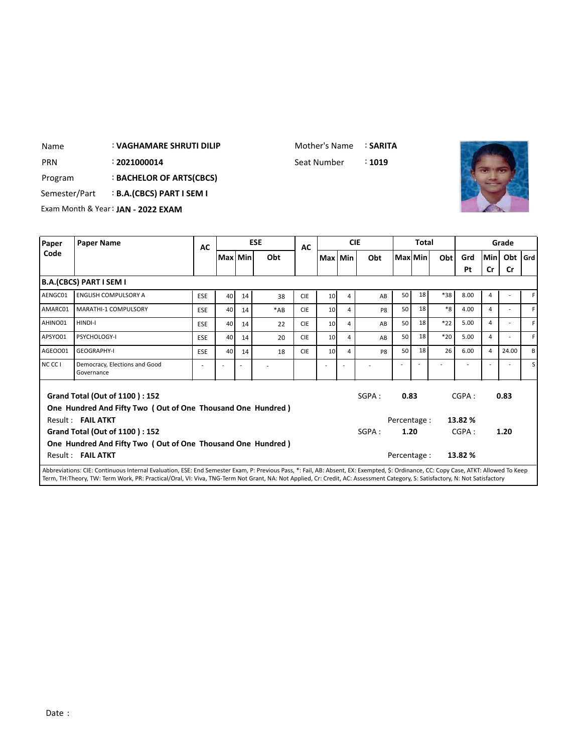Name : **VAGHAMARE SHRUTI DILIP**

PRN : **2021000014**

Program : **BACHELOR OF ARTS(CBCS)**

Semester/Part : **B.A.(CBCS) PART I SEM I**

Exam Month & Year : **JAN - 2022 EXAM**

Mother's Name : **SARITA**

Seat Number : **1019**

| Paper Code | Paper Name | AC | ESE | | | AC | CIE | | | Total | | | Grade | | | |
|---|---|---|---|---|---|---|---|---|---|---|---|---|---|---|---|---|
| | | | Max | Min | Obt | | Max | Min | Obt | Max | Min | Obt | Grd Pt | Min Cr | Obt Cr | Grd |
| **B.A.(CBCS) PART I SEM I** | | | | | | | | | | | | | | | | |
| AENGC01 | ENGLISH COMPULSORY A | ESE | 40 | 14 | 38 | CIE | 10 | 4 | AB | 50 | 18 | *38 | 8.00 | 4 | - | F |
| AMARC01 | MARATHI-1 COMPULSORY | ESE | 40 | 14 | *AB | CIE | 10 | 4 | P8 | 50 | 18 | *8 | 4.00 | 4 | - | F |
| AHINO01 | HINDI-I | ESE | 40 | 14 | 22 | CIE | 10 | 4 | AB | 50 | 18 | *22 | 5.00 | 4 | - | F |
| APSYO01 | PSYCHOLOGY-I | ESE | 40 | 14 | 20 | CIE | 10 | 4 | AB | 50 | 18 | *20 | 5.00 | 4 | - | F |
| AGEOO01 | GEOGRAPHY-I | ESE | 40 | 14 | 18 | CIE | 10 | 4 | P8 | 50 | 18 | 26 | 6.00 | 4 | 24.00 | B |
| NC CC I | Democracy, Elections and Good Governance | - | - | - | - | | - | - | - | - | - | - | - | - | - | S |

**Grand Total (Out of 1100 ) : 152** SGPA : **0.83** CGPA : **0.83**

**One Hundred And Fifty Two ( Out of One Thousand One Hundred )**

Result : **FAIL ATKT** Percentage : **13.82 %**

**Grand Total (Out of 1100 ) : 152** SGPA : **1.20** CGPA : **1.20**

**One Hundred And Fifty Two ( Out of One Thousand One Hundred )**

Result : **FAIL ATKT** Percentage : **13.82 %**

Abbreviations: CIE: Continuous Internal Evaluation, ESE: End Semester Exam, P: Previous Pass, *: Fail, AB: Absent, EX: Exempted, $: Ordinance, CC: Copy Case, ATKT: Allowed To Keep Term, TH:Theory, TW: Term Work, PR: Practical/Oral, VI: Viva, TNG-Term Not Grant, NA: Not Applied, Cr: Credit, AC: Assessment Category, S: Satisfactory, N: Not Satisfactory

Date :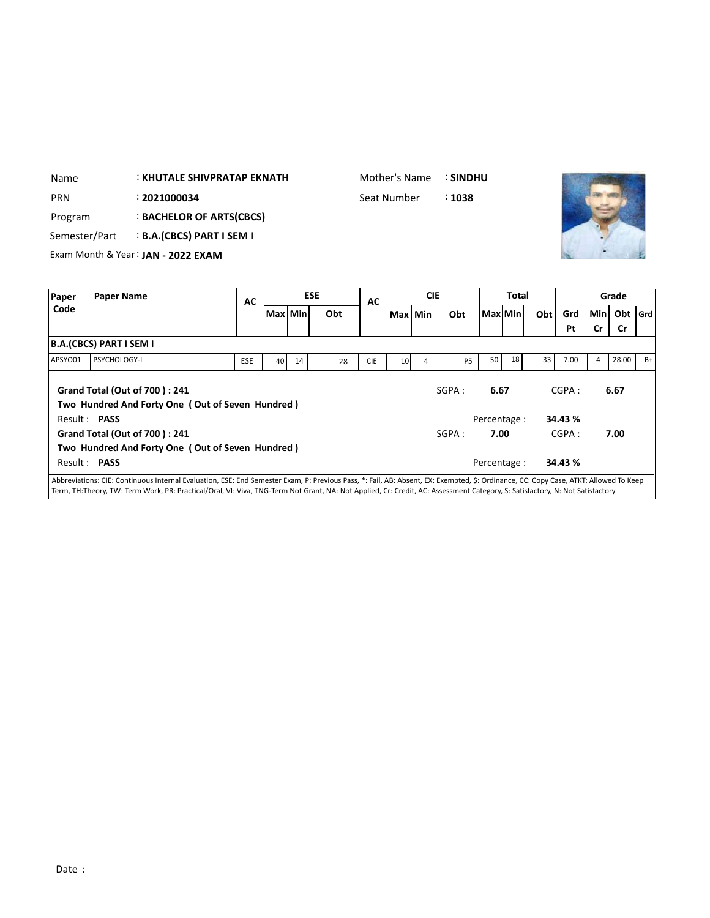| | | | |
|---|---|---|---|
| Name | : **KHUTALE SHIVPRATAP EKNATH** | Mother's Name | : **SINDHU** |
| PRN | : **2021000034** | Seat Number | : **1038** |
| Program | : **BACHELOR OF ARTS(CBCS)** | | |
| Semester/Part | : **B.A.(CBCS) PART I SEM I** | | |
| Exam Month & Year | : **JAN - 2022 EXAM** | | |

| Paper Code | Paper Name | AC | ESE | | | AC | CIE | | | Total | | | Grade | | | |
|---|---|---|---|---|---|---|---|---|---|---|---|---|---|---|---|---|
| | | | Max | Min | Obt | | Max | Min | Obt | Max | Min | Obt | Grd Pt | Min Cr | Obt Cr | Grd |
| **B.A.(CBCS) PART I SEM I** | | | | | | | | | | | | | | | | |
| APSYO01 | PSYCHOLOGY-I | ESE | 40 | 14 | 28 | CIE | 10 | 4 | P5 | 50 | 18 | 33 | 7.00 | 4 | 28.00 | B+ |

**Grand Total (Out of 700 ) : 241** SGPA : **6.67** CGPA : **6.67**

**Two Hundred And Forty One ( Out of Seven Hundred )**

Result : **PASS** Percentage : **34.43 %**

**Grand Total (Out of 700 ) : 241** SGPA : **7.00** CGPA : **7.00**

**Two Hundred And Forty One ( Out of Seven Hundred )**

Result : **PASS** Percentage : **34.43 %**

Abbreviations: CIE: Continuous Internal Evaluation, ESE: End Semester Exam, P: Previous Pass, *: Fail, AB: Absent, EX: Exempted, $: Ordinance, CC: Copy Case, ATKT: Allowed To Keep Term, TH:Theory, TW: Term Work, PR: Practical/Oral, VI: Viva, TNG-Term Not Grant, NA: Not Applied, Cr: Credit, AC: Assessment Category, S: Satisfactory, N: Not Satisfactory

Date :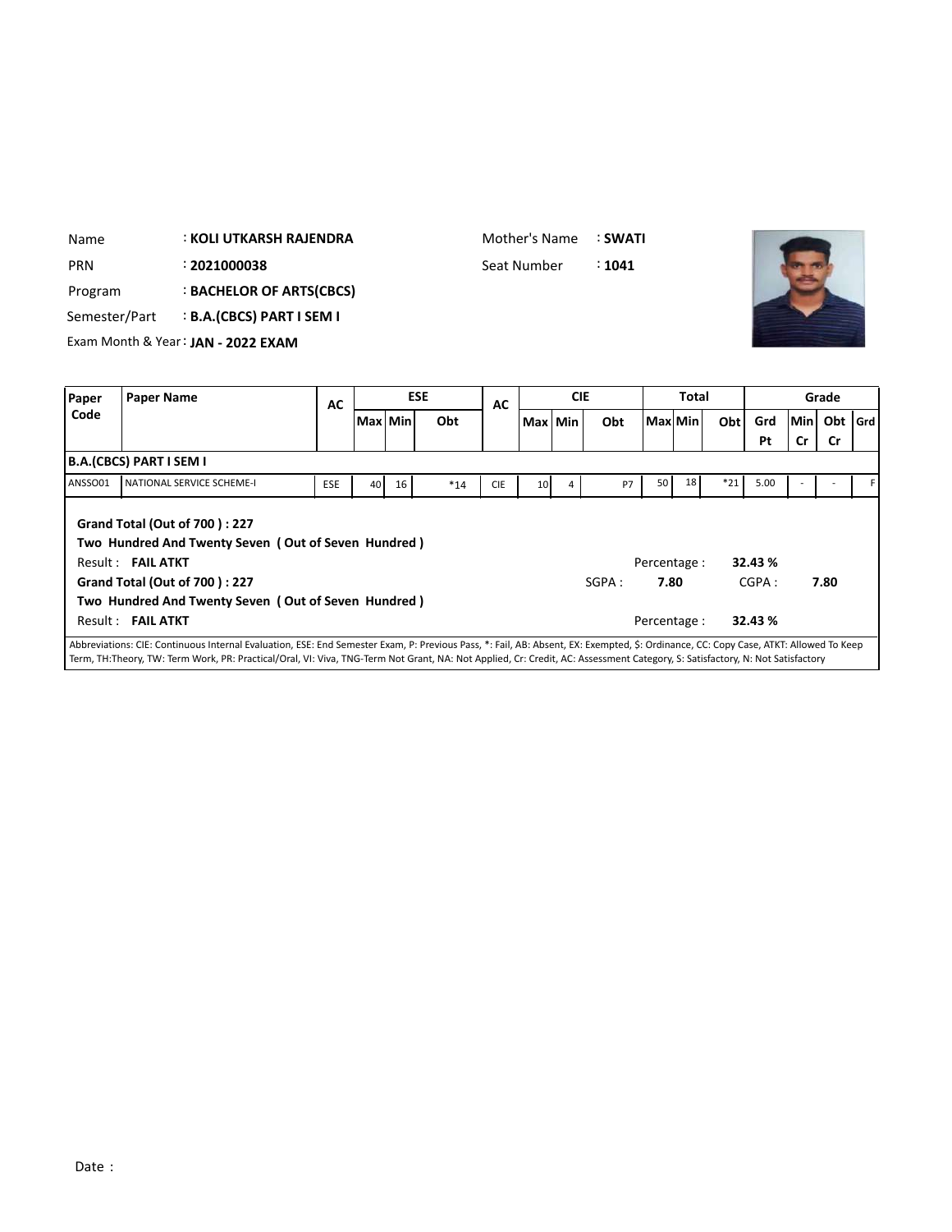Name : **KOLI UTKARSH RAJENDRA**

Mother's Name : **SWATI**

PRN : **2021000038**

Seat Number : **1041**

Program : **BACHELOR OF ARTS(CBCS)**

Semester/Part : **B.A.(CBCS) PART I SEM I**

Exam Month & Year : **JAN - 2022 EXAM**

| Paper Code | Paper Name | AC | ESE | | | AC | CIE | | | Total | | | Grade | | | |
|---|---|---|---|---|---|---|---|---|---|---|---|---|---|---|---|---|
| | | | Max | Min | Obt | | Max | Min | Obt | Max | Min | Obt | Grd Pt | Min Cr | Obt Cr | Grd |
| **B.A.(CBCS) PART I SEM I** | | | | | | | | | | | | | | | | |
| ANSSO01 | NATIONAL SERVICE SCHEME-I | ESE | 40 | 16 | *14 | CIE | 10 | 4 | P7 | 50 | 18 | *21 | 5.00 | - | - | F |

**Grand Total (Out of 700 ) : 227**

**Two Hundred And Twenty Seven ( Out of Seven Hundred )**

Result : **FAIL ATKT** Percentage : **32.43 %**

**Grand Total (Out of 700 ) : 227**

**Two Hundred And Twenty Seven ( Out of Seven Hundred )**

SGPA : **7.80** CGPA : **7.80**

Result : **FAIL ATKT** Percentage : **32.43 %**

Abbreviations: CIE: Continuous Internal Evaluation, ESE: End Semester Exam, P: Previous Pass, *: Fail, AB: Absent, EX: Exempted, $: Ordinance, CC: Copy Case, ATKT: Allowed To Keep Term, TH:Theory, TW: Term Work, PR: Practical/Oral, VI: Viva, TNG-Term Not Grant, NA: Not Applied, Cr: Credit, AC: Assessment Category, S: Satisfactory, N: Not Satisfactory

Date :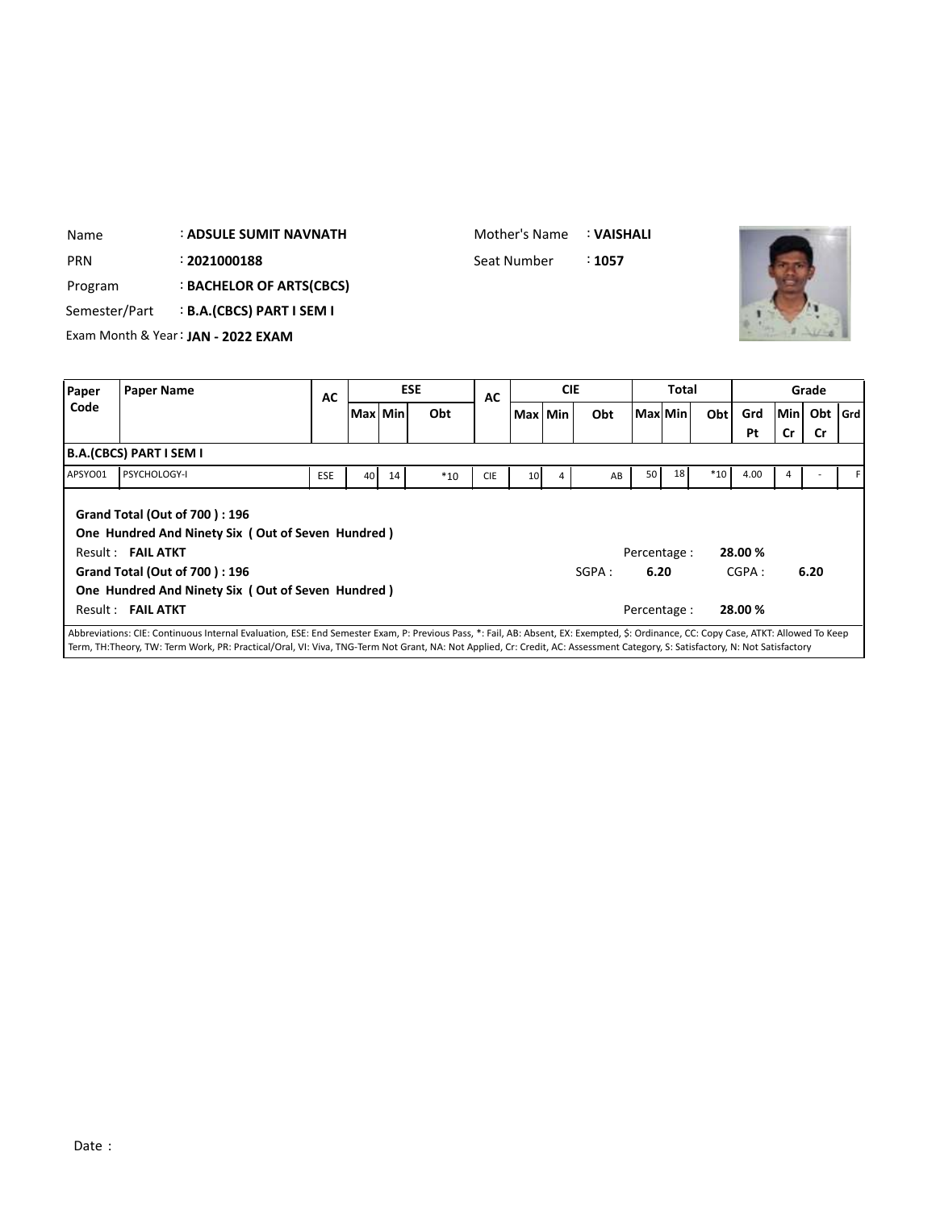| | | | |
|---|---|---|---|
| Name | : **ADSULE SUMIT NAVNATH** | Mother's Name | : **VAISHALI** |
| PRN | : **2021000188** | Seat Number | : **1057** |
| Program | : **BACHELOR OF ARTS(CBCS)** | | |
| Semester/Part | : **B.A.(CBCS) PART I SEM I** | | |
| Exam Month & Year | : **JAN - 2022 EXAM** | | |

| Paper Code | Paper Name | AC | ESE | | | AC | CIE | | | Total | | | Grade | | | |
|---|---|---|---|---|---|---|---|---|---|---|---|---|---|---|---|---|
| | | | Max | Min | Obt | | Max | Min | Obt | Max | Min | Obt | Grd Pt | Min Cr | Obt Cr | Grd |
| **B.A.(CBCS) PART I SEM I** | | | | | | | | | | | | | | | | |
| APSYO01 | PSYCHOLOGY-I | ESE | 40 | 14 | *10 | CIE | 10 | 4 | AB | 50 | 18 | *10 | 4.00 | 4 | - | F |

**Grand Total (Out of 700 ) : 196**

**One Hundred And Ninety Six ( Out of Seven Hundred )**

Result : **FAIL ATKT** Percentage : **28.00 %**

**Grand Total (Out of 700 ) : 196** SGPA : **6.20** CGPA : **6.20**

**One Hundred And Ninety Six ( Out of Seven Hundred )**

Result : **FAIL ATKT** Percentage : **28.00 %**

Abbreviations: CIE: Continuous Internal Evaluation, ESE: End Semester Exam, P: Previous Pass, *: Fail, AB: Absent, EX: Exempted, $: Ordinance, CC: Copy Case, ATKT: Allowed To Keep Term, TH:Theory, TW: Term Work, PR: Practical/Oral, VI: Viva, TNG-Term Not Grant, NA: Not Applied, Cr: Credit, AC: Assessment Category, S: Satisfactory, N: Not Satisfactory

Date :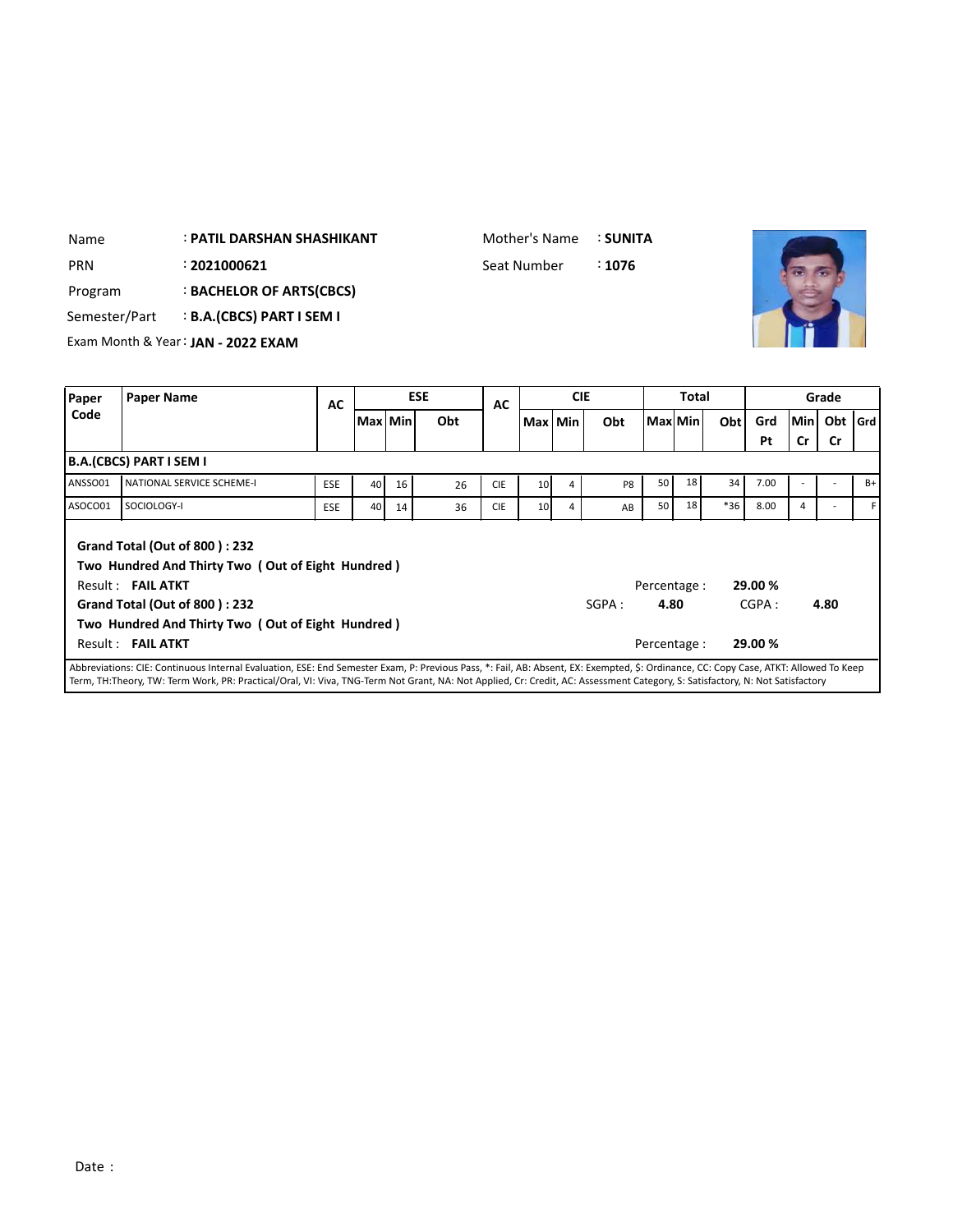Name : **PATIL DARSHAN SHASHIKANT**
Mother's Name : **SUNITA**
PRN : **2021000621**
Seat Number : **1076**
Program : **BACHELOR OF ARTS(CBCS)**
Semester/Part : **B.A.(CBCS) PART I SEM I**
Exam Month & Year : **JAN - 2022 EXAM**

| Paper Code | Paper Name | AC | ESE | | | AC | CIE | | | Total | | | Grade | | | |
|---|---|---|---|---|---|---|---|---|---|---|---|---|---|---|---|---|
| | | | Max | Min | Obt | | Max | Min | Obt | Max | Min | Obt | Grd Pt | Min Cr | Obt Cr | Grd |
| **B.A.(CBCS) PART I SEM I** | | | | | | | | | | | | | | | | |
| ANSSO01 | NATIONAL SERVICE SCHEME-I | ESE | 40 | 16 | 26 | CIE | 10 | 4 | P8 | 50 | 18 | 34 | 7.00 | - | - | B+ |
| ASOCO01 | SOCIOLOGY-I | ESE | 40 | 14 | 36 | CIE | 10 | 4 | AB | 50 | 18 | *36 | 8.00 | 4 | - | F |

**Grand Total (Out of 800 ) : 232**
**Two Hundred And Thirty Two ( Out of Eight Hundred )**
Result : **FAIL ATKT**
Percentage : **29.00 %**

**Grand Total (Out of 800 ) : 232**
SGPA : **4.80**
CGPA : **4.80**
**Two Hundred And Thirty Two ( Out of Eight Hundred )**
Result : **FAIL ATKT**
Percentage : **29.00 %**

Abbreviations: CIE: Continuous Internal Evaluation, ESE: End Semester Exam, P: Previous Pass, *: Fail, AB: Absent, EX: Exempted, $: Ordinance, CC: Copy Case, ATKT: Allowed To Keep Term, TH:Theory, TW: Term Work, PR: Practical/Oral, VI: Viva, TNG-Term Not Grant, NA: Not Applied, Cr: Credit, AC: Assessment Category, S: Satisfactory, N: Not Satisfactory

Date :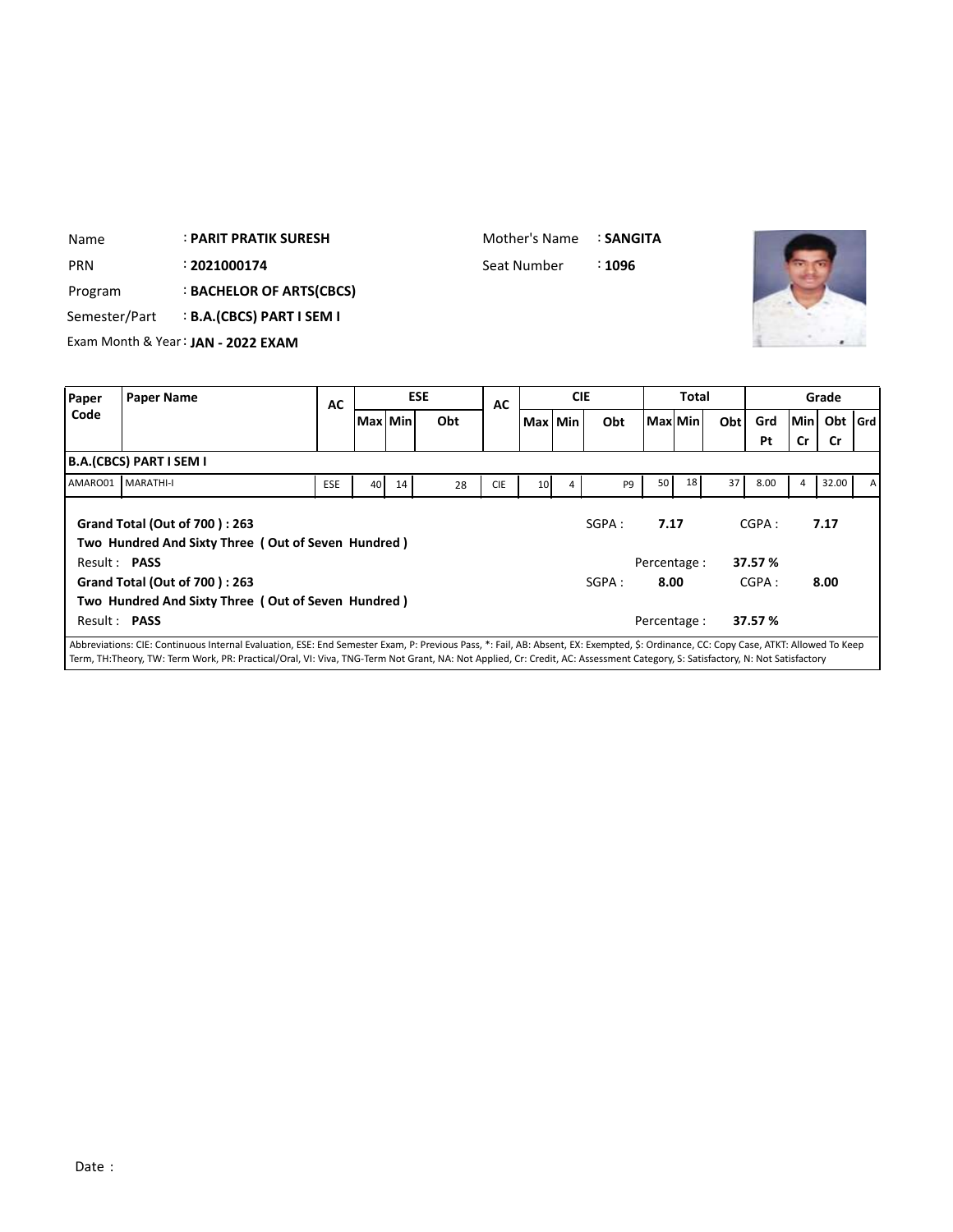Name : **PARIT PRATIK SURESH**

Mother's Name : **SANGITA**

PRN : **2021000174**

Seat Number : **1096**

Program : **BACHELOR OF ARTS(CBCS)**

Semester/Part : **B.A.(CBCS) PART I SEM I**

Exam Month & Year : **JAN - 2022 EXAM**

| Paper Code | Paper Name | AC | ESE | | | AC | CIE | | | Total | | | Grade | | | |
|---|---|---|---|---|---|---|---|---|---|---|---|---|---|---|---|---|
| | | | Max | Min | Obt | | Max | Min | Obt | Max | Min | Obt | Grd Pt | Min Cr | Obt Cr | Grd |
| **B.A.(CBCS) PART I SEM I** | | | | | | | | | | | | | | | | |
| AMARO01 | MARATHI-I | ESE | 40 | 14 | 28 | CIE | 10 | 4 | P9 | 50 | 18 | 37 | 8.00 | 4 | 32.00 | A |

**Grand Total (Out of 700 ) : 263**

**Two Hundred And Sixty Three ( Out of Seven Hundred )**

SGPA : **7.17** CGPA : **7.17**

Result : **PASS** Percentage : **37.57 %**

**Grand Total (Out of 700 ) : 263**

**Two Hundred And Sixty Three ( Out of Seven Hundred )**

SGPA : **8.00** CGPA : **8.00**

Result : **PASS** Percentage : **37.57 %**

Abbreviations: CIE: Continuous Internal Evaluation, ESE: End Semester Exam, P: Previous Pass, *: Fail, AB: Absent, EX: Exempted, $: Ordinance, CC: Copy Case, ATKT: Allowed To Keep Term, TH:Theory, TW: Term Work, PR: Practical/Oral, VI: Viva, TNG-Term Not Grant, NA: Not Applied, Cr: Credit, AC: Assessment Category, S: Satisfactory, N: Not Satisfactory

Date :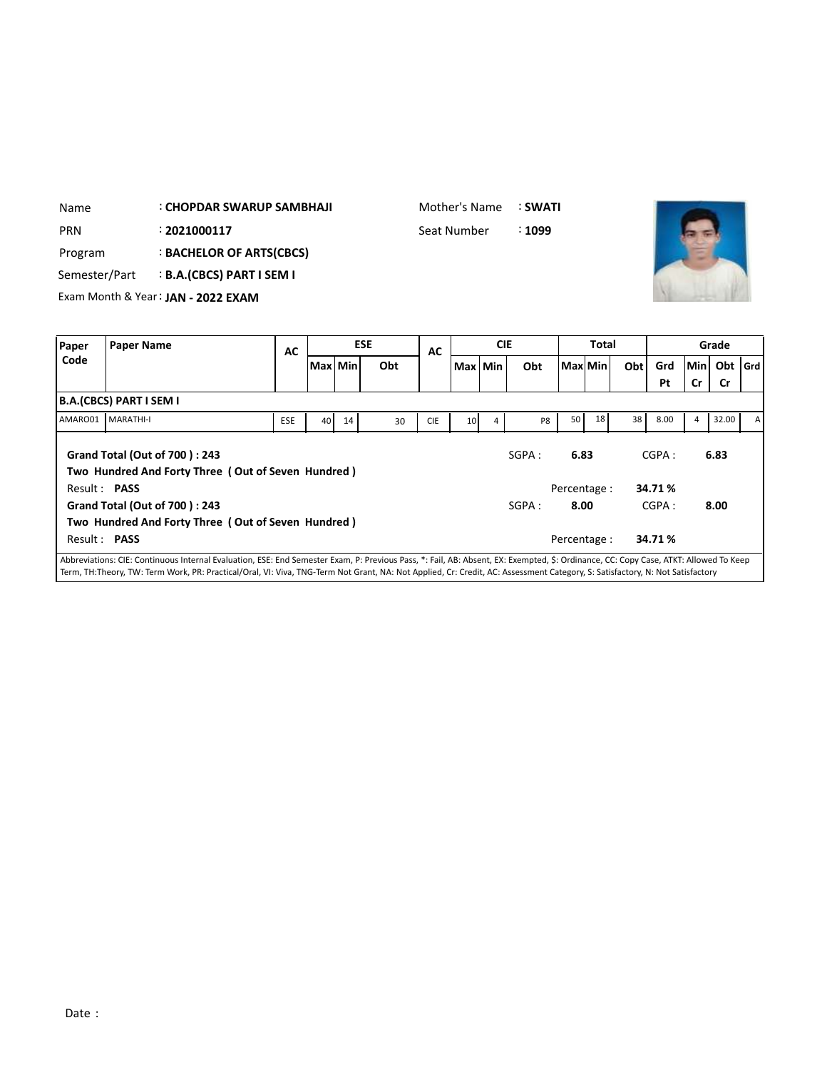| | | | |
|---|---|---|---|
| Name | : **CHOPDAR SWARUP SAMBHAJI** | Mother's Name | : **SWATI** |
| PRN | : **2021000117** | Seat Number | : **1099** |
| Program | : **BACHELOR OF ARTS(CBCS)** | | |
| Semester/Part | : **B.A.(CBCS) PART I SEM I** | | |
| Exam Month & Year | : **JAN - 2022 EXAM** | | |

| Paper Code | Paper Name | AC | ESE | | | AC | CIE | | | Total | | | Grade | | | |
|---|---|---|---|---|---|---|---|---|---|---|---|---|---|---|---|---|
| | | | Max | Min | Obt | | Max | Min | Obt | Max | Min | Obt | Grd Pt | Min Cr | Obt Cr | Grd |
| **B.A.(CBCS) PART I SEM I** | | | | | | | | | | | | | | | | |
| AMARO01 | MARATHI-I | ESE | 40 | 14 | 30 | CIE | 10 | 4 | P8 | 50 | 18 | 38 | 8.00 | 4 | 32.00 | A |

**Grand Total (Out of 700 ) : 243** SGPA : **6.83** CGPA : **6.83**

**Two Hundred And Forty Three ( Out of Seven Hundred )**

Result : **PASS** Percentage : **34.71 %**

**Grand Total (Out of 700 ) : 243** SGPA : **8.00** CGPA : **8.00**

**Two Hundred And Forty Three ( Out of Seven Hundred )**

Result : **PASS** Percentage : **34.71 %**

Abbreviations: CIE: Continuous Internal Evaluation, ESE: End Semester Exam, P: Previous Pass, *: Fail, AB: Absent, EX: Exempted, $: Ordinance, CC: Copy Case, ATKT: Allowed To Keep Term, TH:Theory, TW: Term Work, PR: Practical/Oral, VI: Viva, TNG-Term Not Grant, NA: Not Applied, Cr: Credit, AC: Assessment Category, S: Satisfactory, N: Not Satisfactory

Date :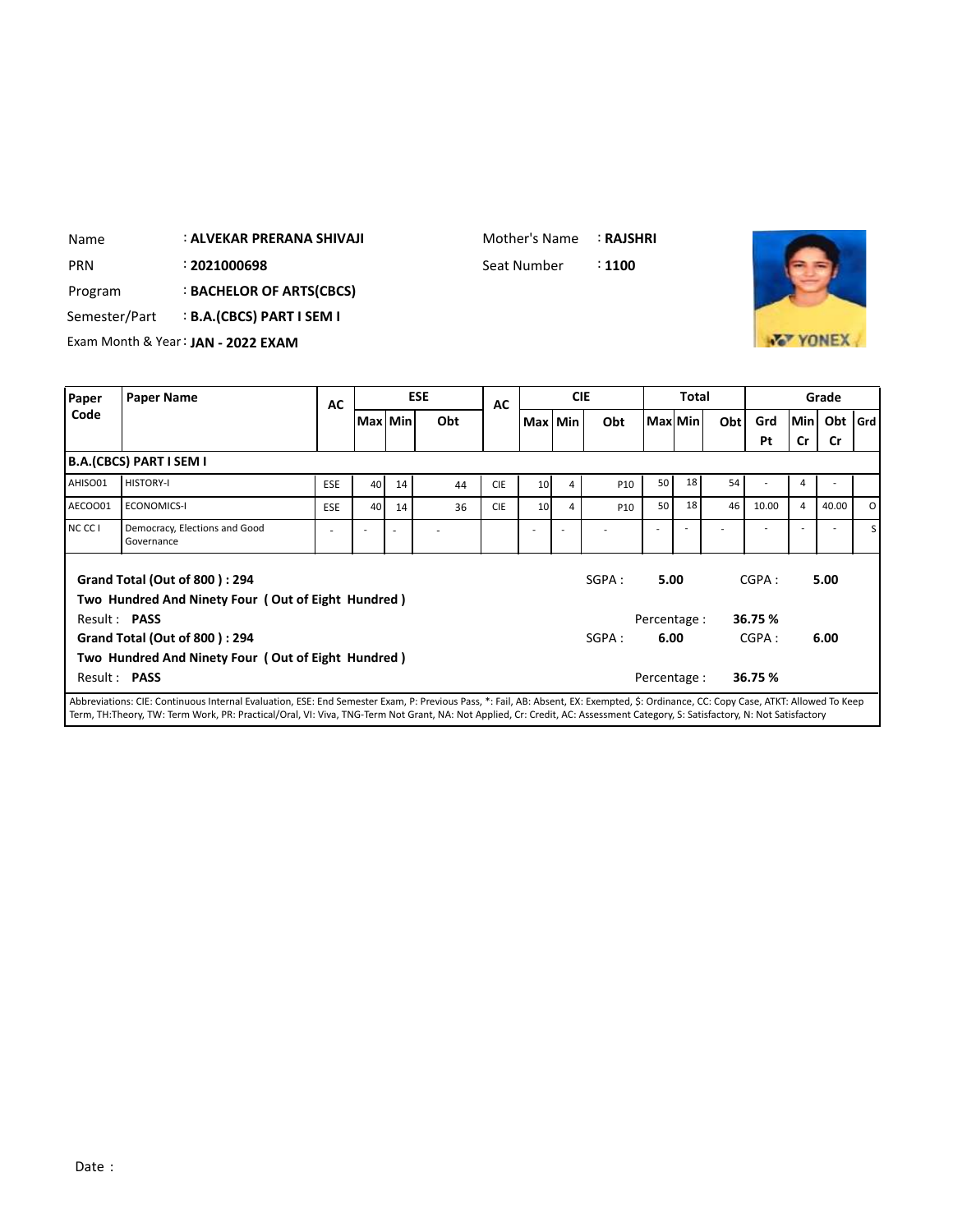| | | | |
|---|---|---|---|
| Name | : **ALVEKAR PRERANA SHIVAJI** | Mother's Name | : **RAJSHRI** |
| PRN | : **2021000698** | Seat Number | : **1100** |
| Program | : **BACHELOR OF ARTS(CBCS)** | | |
| Semester/Part | : **B.A.(CBCS) PART I SEM I** | | |
| Exam Month & Year | : **JAN - 2022 EXAM** | | |

| Paper Code | Paper Name | AC | ESE | | | AC | CIE | | | Total | | | Grade | | | |
|---|---|---|---|---|---|---|---|---|---|---|---|---|---|---|---|---|
| | | | Max | Min | Obt | | Max | Min | Obt | Max | Min | Obt | Grd Pt | Min Cr | Obt Cr | Grd |
| **B.A.(CBCS) PART I SEM I** | | | | | | | | | | | | | | | | |
| AHIS001 | HISTORY-I | ESE | 40 | 14 | 44 | CIE | 10 | 4 | P10 | 50 | 18 | 54 | - | 4 | - | |
| AECO001 | ECONOMICS-I | ESE | 40 | 14 | 36 | CIE | 10 | 4 | P10 | 50 | 18 | 46 | 10.00 | 4 | 40.00 | O |
| NC CC I | Democracy, Elections and Good Governance | - | - | - | - | | - | - | - | - | - | - | - | - | - | S |

**Grand Total (Out of 800 ) : 294** SGPA : **5.00** CGPA : **5.00**

**Two Hundred And Ninety Four ( Out of Eight Hundred )**

Result : **PASS** Percentage : **36.75 %**

**Grand Total (Out of 800 ) : 294** SGPA : **6.00** CGPA : **6.00**

**Two Hundred And Ninety Four ( Out of Eight Hundred )**

Result : **PASS** Percentage : **36.75 %**

Abbreviations: CIE: Continuous Internal Evaluation, ESE: End Semester Exam, P: Previous Pass, *: Fail, AB: Absent, EX: Exempted, $: Ordinance, CC: Copy Case, ATKT: Allowed To Keep Term, TH:Theory, TW: Term Work, PR: Practical/Oral, VI: Viva, TNG-Term Not Grant, NA: Not Applied, Cr: Credit, AC: Assessment Category, S: Satisfactory, N: Not Satisfactory

Date :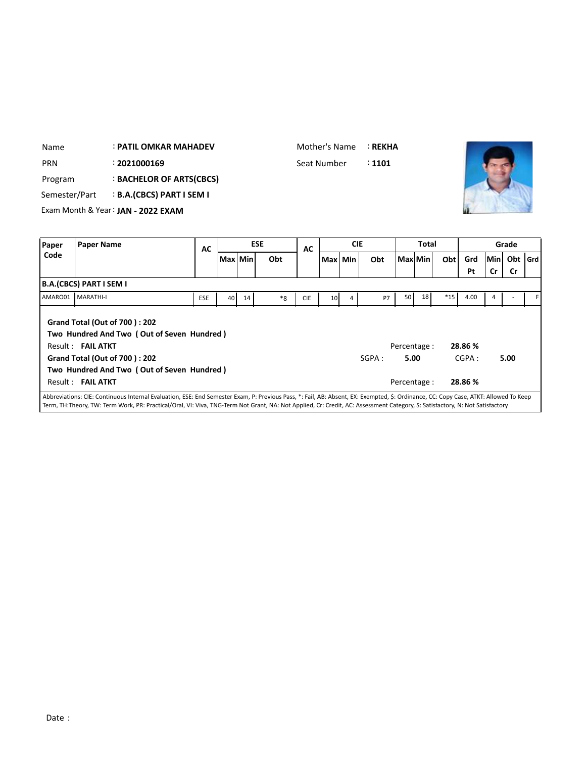Name : **PATIL OMKAR MAHADEV**

PRN : **2021000169**

Program : **BACHELOR OF ARTS(CBCS)**

Semester/Part : **B.A.(CBCS) PART I SEM I**

Exam Month & Year : **JAN - 2022 EXAM**

Mother's Name : **REKHA**

Seat Number : **1101**

| Paper Code | Paper Name | AC | ESE | | | AC | CIE | | | Total | | | Grade | | | |
|---|---|---|---|---|---|---|---|---|---|---|---|---|---|---|---|---|
| | | | Max | Min | Obt | | Max | Min | Obt | Max | Min | Obt | Grd Pt | Min Cr | Obt Cr | Grd |
| **B.A.(CBCS) PART I SEM I** | | | | | | | | | | | | | | | | |
| AMARO01 | MARATHI-I | ESE | 40 | 14 | *8 | CIE | 10 | 4 | P7 | 50 | 18 | *15 | 4.00 | 4 | - | F |

**Grand Total (Out of 700 ) : 202**

**Two Hundred And Two ( Out of Seven Hundred )**

Result : **FAIL ATKT** Percentage : **28.86 %**

**Grand Total (Out of 700 ) : 202** SGPA : **5.00** CGPA : **5.00**

**Two Hundred And Two ( Out of Seven Hundred )**

Result : **FAIL ATKT** Percentage : **28.86 %**

Abbreviations: CIE: Continuous Internal Evaluation, ESE: End Semester Exam, P: Previous Pass, *: Fail, AB: Absent, EX: Exempted, $: Ordinance, CC: Copy Case, ATKT: Allowed To Keep Term, TH:Theory, TW: Term Work, PR: Practical/Oral, VI: Viva, TNG-Term Not Grant, NA: Not Applied, Cr: Credit, AC: Assessment Category, S: Satisfactory, N: Not Satisfactory

Date :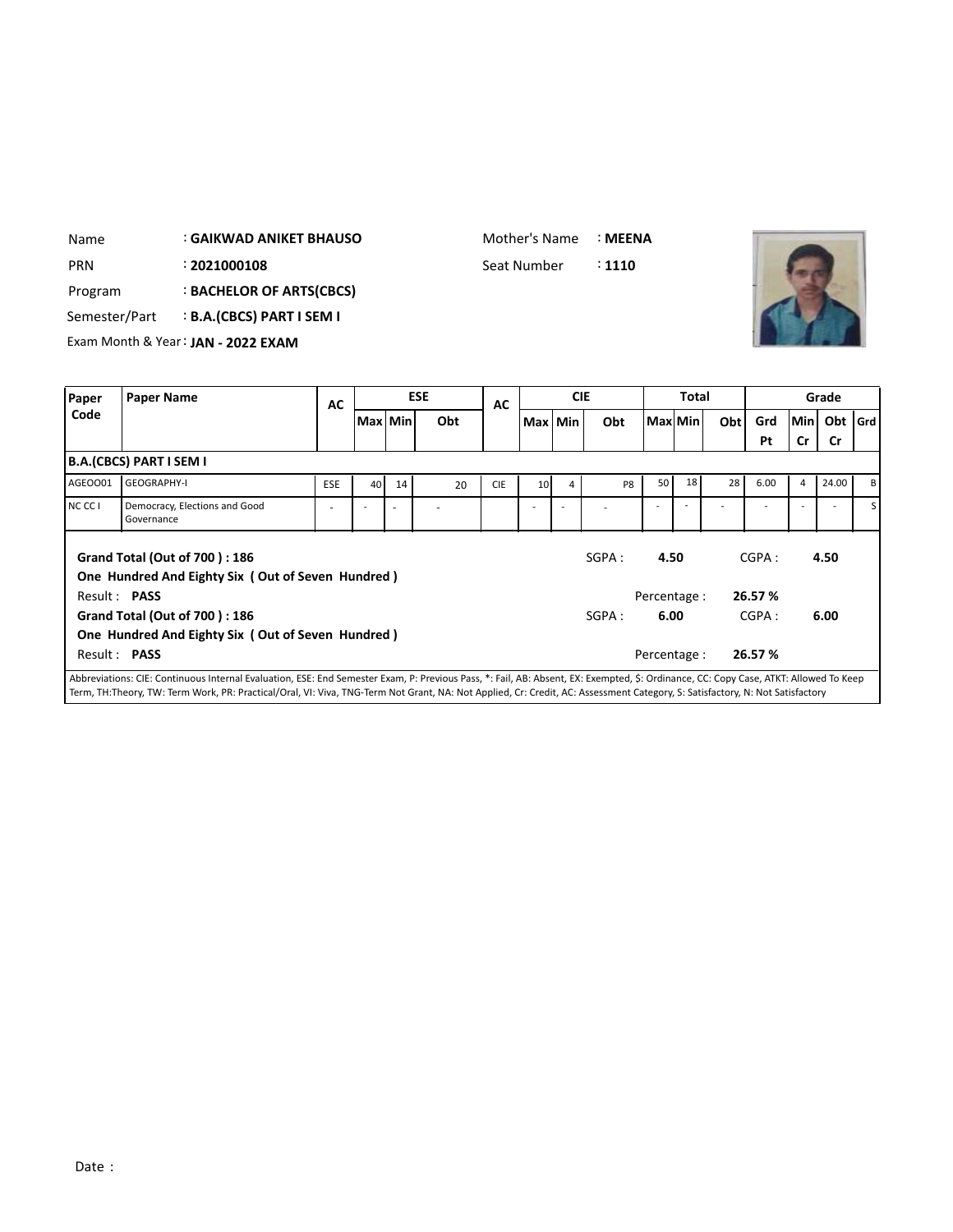Name : **GAIKWAD ANIKET BHAUSO**

Mother's Name : **MEENA**

PRN : **2021000108**

Seat Number : **1110**

Program : **BACHELOR OF ARTS(CBCS)**

Semester/Part : **B.A.(CBCS) PART I SEM I**

Exam Month & Year : **JAN - 2022 EXAM**

| Paper Code | Paper Name | AC | ESE | | | AC | CIE | | | Total | | | Grade | | | |
|---|---|---|---|---|---|---|---|---|---|---|---|---|---|---|---|---|
| | | | Max | Min | Obt | | Max | Min | Obt | Max | Min | Obt | Grd Pt | Min Cr | Obt Cr | Grd |
| **B.A.(CBCS) PART I SEM I** | | | | | | | | | | | | | | | | |
| AGEOO01 | GEOGRAPHY-I | ESE | 40 | 14 | 20 | CIE | 10 | 4 | P8 | 50 | 18 | 28 | 6.00 | 4 | 24.00 | B |
| NC CC I | Democracy, Elections and Good Governance | - | - | - | - | | - | - | - | - | - | - | - | - | - | S |

**Grand Total (Out of 700 ) : 186**

**One Hundred And Eighty Six ( Out of Seven Hundred )**

SGPA : **4.50** CGPA : **4.50**

Result : **PASS**

Percentage : **26.57 %**

**Grand Total (Out of 700 ) : 186**

**One Hundred And Eighty Six ( Out of Seven Hundred )**

SGPA : **6.00** CGPA : **6.00**

Result : **PASS**

Percentage : **26.57 %**

Abbreviations: CIE: Continuous Internal Evaluation, ESE: End Semester Exam, P: Previous Pass, *: Fail, AB: Absent, EX: Exempted, $: Ordinance, CC: Copy Case, ATKT: Allowed To Keep Term, TH:Theory, TW: Term Work, PR: Practical/Oral, VI: Viva, TNG-Term Not Grant, NA: Not Applied, Cr: Credit, AC: Assessment Category, S: Satisfactory, N: Not Satisfactory

Date :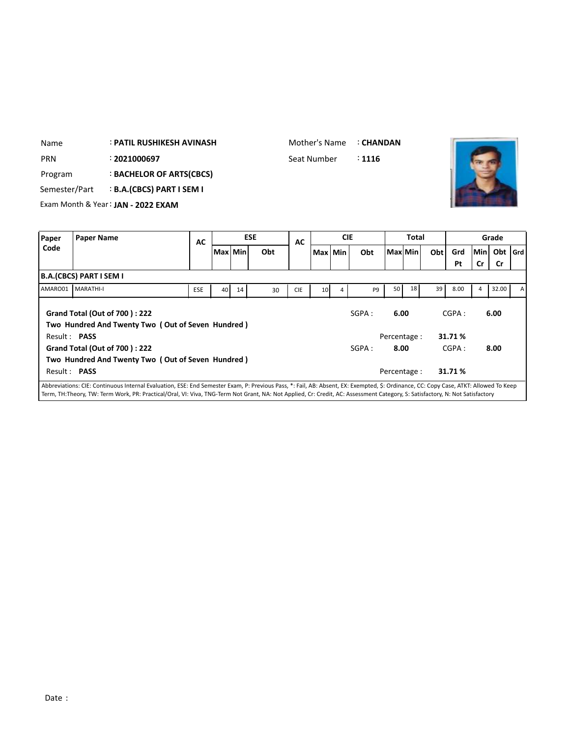Name : **PATIL RUSHIKESH AVINASH**

Mother's Name : **CHANDAN**

PRN : **2021000697**

Seat Number : **1116**

Program : **BACHELOR OF ARTS(CBCS)**

Semester/Part : **B.A.(CBCS) PART I SEM I**

Exam Month & Year : **JAN - 2022 EXAM**

| Paper Code | Paper Name | AC | ESE | | | AC | CIE | | | Total | | | Grade | | | |
|---|---|---|---|---|---|---|---|---|---|---|---|---|---|---|---|---|
| | | | Max | Min | Obt | | Max | Min | Obt | Max | Min | Obt | Grd Pt | Min Cr | Obt Cr | Grd |
| **B.A.(CBCS) PART I SEM I** | | | | | | | | | | | | | | | | |
| AMARO01 | MARATHI-I | ESE | 40 | 14 | 30 | CIE | 10 | 4 | P9 | 50 | 18 | 39 | 8.00 | 4 | 32.00 | A |

**Grand Total (Out of 700 ) : 222**

**Two Hundred And Twenty Two ( Out of Seven Hundred )**

Result : **PASS**

SGPA : **6.00** CGPA : **6.00**

Percentage : **31.71 %**

**Grand Total (Out of 700 ) : 222**

**Two Hundred And Twenty Two ( Out of Seven Hundred )**

Result : **PASS**

SGPA : **8.00** CGPA : **8.00**

Percentage : **31.71 %**

Abbreviations: CIE: Continuous Internal Evaluation, ESE: End Semester Exam, P: Previous Pass, *: Fail, AB: Absent, EX: Exempted, $: Ordinance, CC: Copy Case, ATKT: Allowed To Keep Term, TH:Theory, TW: Term Work, PR: Practical/Oral, VI: Viva, TNG-Term Not Grant, NA: Not Applied, Cr: Credit, AC: Assessment Category, S: Satisfactory, N: Not Satisfactory

Date :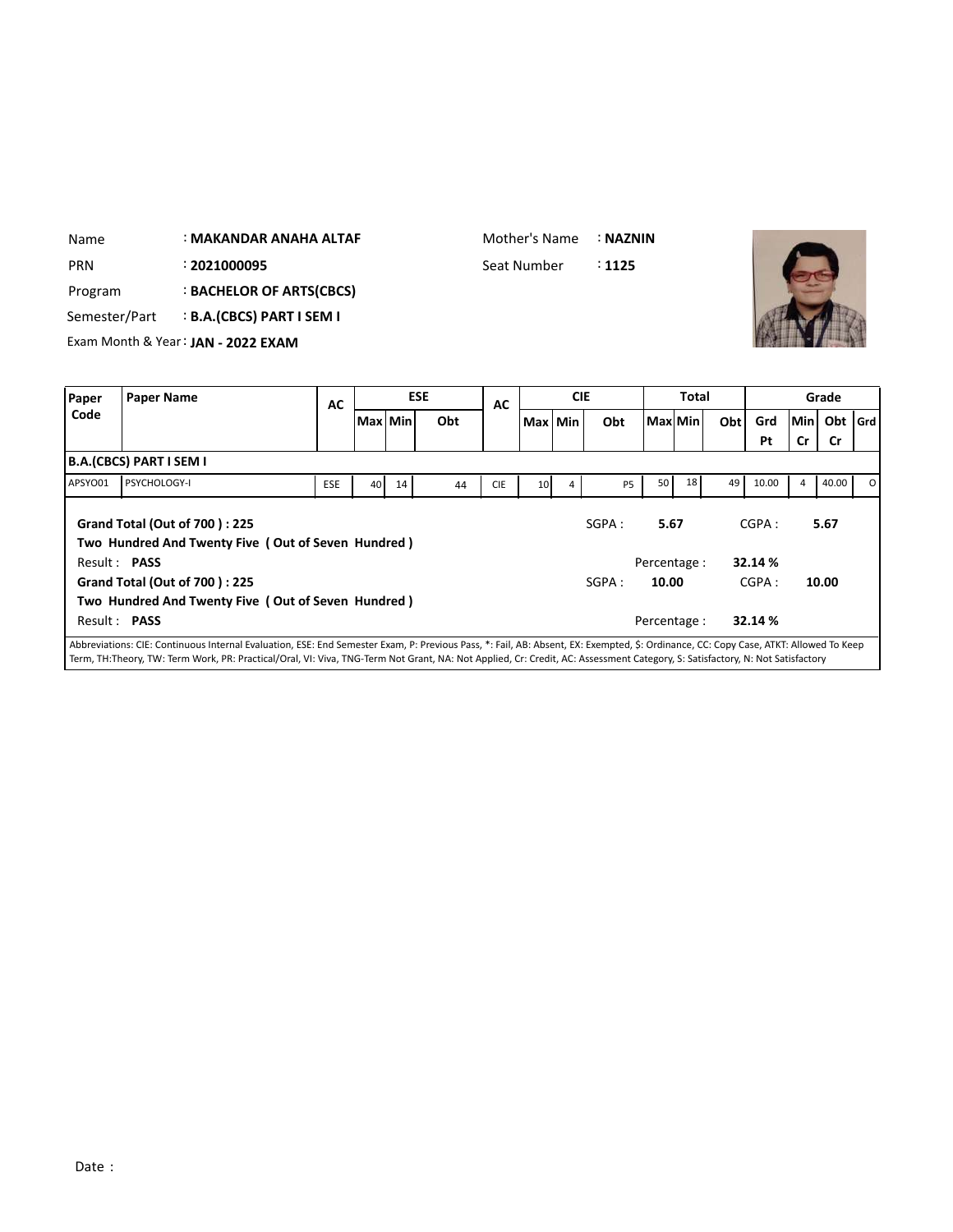Name : **MAKANDAR ANAHA ALTAF**

Mother's Name : **NAZNIN**

PRN : **2021000095**

Seat Number : **1125**

Program : **BACHELOR OF ARTS(CBCS)**

Semester/Part : **B.A.(CBCS) PART I SEM I**

Exam Month & Year : **JAN - 2022 EXAM**

| Paper Code | Paper Name | AC | ESE | | | AC | CIE | | | Total | | | Grade | | | |
|---|---|---|---|---|---|---|---|---|---|---|---|---|---|---|---|---|
| | | | Max | Min | Obt | | Max | Min | Obt | Max | Min | Obt | Grd Pt | Min Cr | Obt Cr | Grd |
| **B.A.(CBCS) PART I SEM I** | | | | | | | | | | | | | | | | |
| APSYO01 | PSYCHOLOGY-I | ESE | 40 | 14 | 44 | CIE | 10 | 4 | P5 | 50 | 18 | 49 | 10.00 | 4 | 40.00 | O |

**Grand Total (Out of 700 ) : 225**

**Two Hundred And Twenty Five ( Out of Seven Hundred )**

Result : **PASS**

SGPA : **5.67** CGPA : **5.67**

Percentage : **32.14 %**

**Grand Total (Out of 700 ) : 225**

**Two Hundred And Twenty Five ( Out of Seven Hundred )**

Result : **PASS**

SGPA : **10.00** CGPA : **10.00**

Percentage : **32.14 %**

Abbreviations: CIE: Continuous Internal Evaluation, ESE: End Semester Exam, P: Previous Pass, *: Fail, AB: Absent, EX: Exempted, $: Ordinance, CC: Copy Case, ATKT: Allowed To Keep Term, TH:Theory, TW: Term Work, PR: Practical/Oral, VI: Viva, TNG-Term Not Grant, NA: Not Applied, Cr: Credit, AC: Assessment Category, S: Satisfactory, N: Not Satisfactory

Date :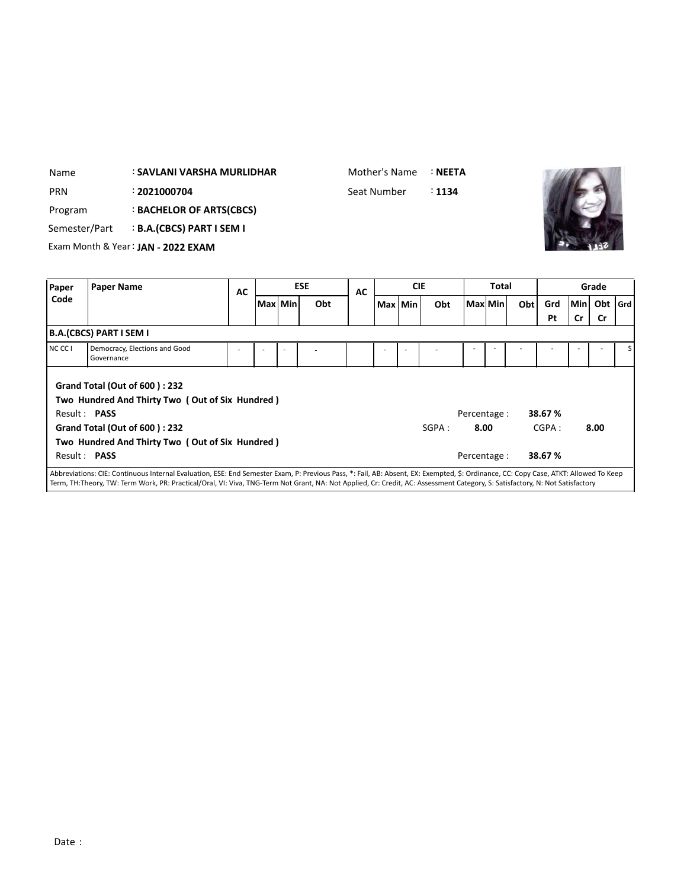Name : **SAVLANI VARSHA MURLIDHAR**

Mother's Name : **NEETA**

PRN : **2021000704**

Seat Number : **1134**

Program : **BACHELOR OF ARTS(CBCS)**

Semester/Part : **B.A.(CBCS) PART I SEM I**

Exam Month & Year : **JAN - 2022 EXAM**

| Paper Code | Paper Name | AC | ESE | | | AC | CIE | | | Total | | | Grade | | | |
|---|---|---|---|---|---|---|---|---|---|---|---|---|---|---|---|---|
| | | | Max | Min | Obt | | Max | Min | Obt | Max | Min | Obt | Grd Pt | Min Cr | Obt Cr | Grd |
| **B.A.(CBCS) PART I SEM I** | | | | | | | | | | | | | | | | |
| NC CC I | Democracy, Elections and Good Governance | - | - | - | - | | - | - | - | - | - | - | - | - | - | S |

**Grand Total (Out of 600 ) : 232**

**Two Hundred And Thirty Two ( Out of Six Hundred )**

Result : **PASS** Percentage : **38.67 %**

**Grand Total (Out of 600 ) : 232** SGPA : **8.00** CGPA : **8.00**

**Two Hundred And Thirty Two ( Out of Six Hundred )**

Result : **PASS** Percentage : **38.67 %**

Abbreviations: CIE: Continuous Internal Evaluation, ESE: End Semester Exam, P: Previous Pass, *: Fail, AB: Absent, EX: Exempted, $: Ordinance, CC: Copy Case, ATKT: Allowed To Keep Term, TH:Theory, TW: Term Work, PR: Practical/Oral, VI: Viva, TNG-Term Not Grant, NA: Not Applied, Cr: Credit, AC: Assessment Category, S: Satisfactory, N: Not Satisfactory

Date :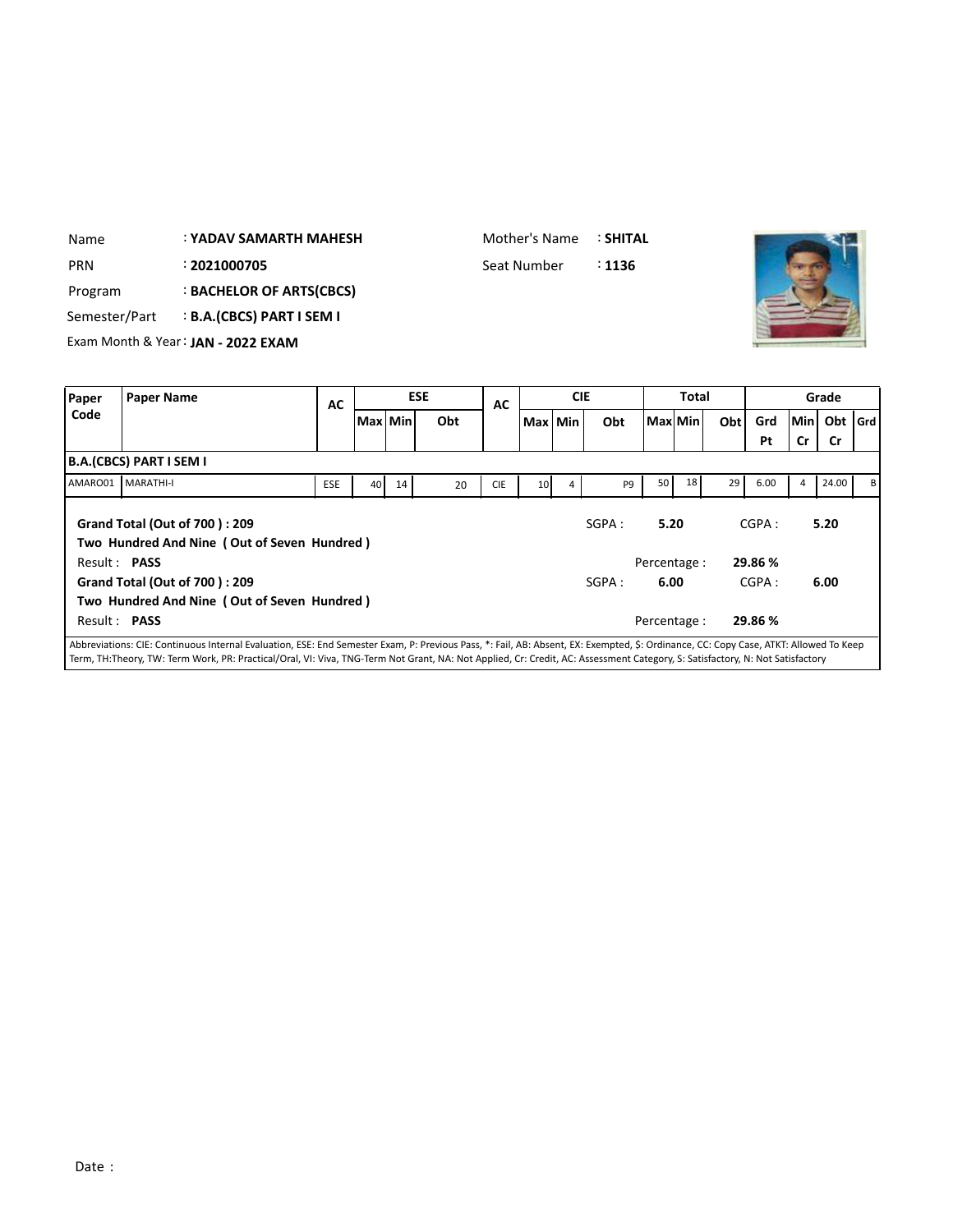Name : **YADAV SAMARTH MAHESH**

Mother's Name : **SHITAL**

PRN : **2021000705**

Seat Number : **1136**

Program : **BACHELOR OF ARTS(CBCS)**

Semester/Part : **B.A.(CBCS) PART I SEM I**

Exam Month & Year : **JAN - 2022 EXAM**

| Paper Code | Paper Name | AC | ESE | | | AC | CIE | | | Total | | | Grade | | | |
|---|---|---|---|---|---|---|---|---|---|---|---|---|---|---|---|---|
| | | | Max | Min | Obt | | Max | Min | Obt | Max | Min | Obt | Grd Pt | Min Cr | Obt Cr | Grd |
| **B.A.(CBCS) PART I SEM I** | | | | | | | | | | | | | | | | |
| AMARO01 | MARATHI-I | ESE | 40 | 14 | 20 | CIE | 10 | 4 | P9 | 50 | 18 | 29 | 6.00 | 4 | 24.00 | B |

**Grand Total (Out of 700 ) : 209**
**Two Hundred And Nine ( Out of Seven Hundred )**
Result : **PASS**

SGPA : **5.20** CGPA : **5.20**
Percentage : **29.86 %**

**Grand Total (Out of 700 ) : 209**
**Two Hundred And Nine ( Out of Seven Hundred )**
Result : **PASS**

SGPA : **6.00** CGPA : **6.00**
Percentage : **29.86 %**

Abbreviations: CIE: Continuous Internal Evaluation, ESE: End Semester Exam, P: Previous Pass, *: Fail, AB: Absent, EX: Exempted, $: Ordinance, CC: Copy Case, ATKT: Allowed To Keep Term, TH:Theory, TW: Term Work, PR: Practical/Oral, VI: Viva, TNG-Term Not Grant, NA: Not Applied, Cr: Credit, AC: Assessment Category, S: Satisfactory, N: Not Satisfactory

Date :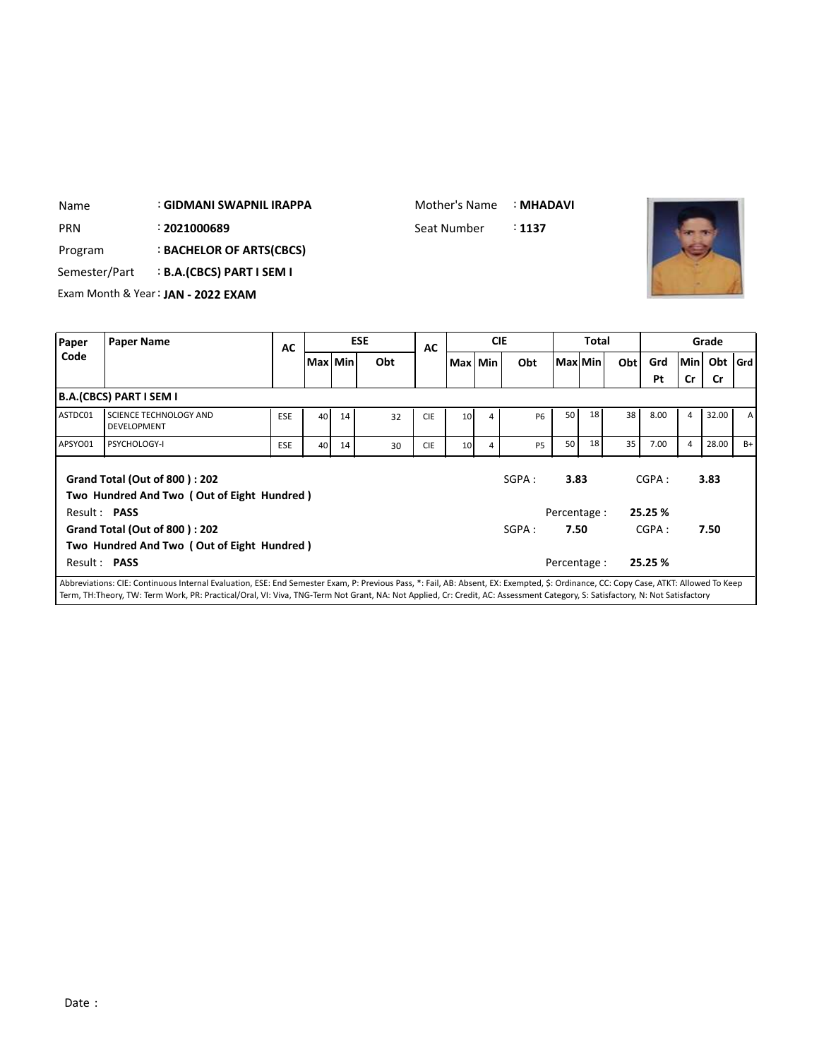| | | | |
|---|---|---|---|
| Name | : **GIDMANI SWAPNIL IRAPPA** | Mother's Name | : **MHADAVI** |
| PRN | : **2021000689** | Seat Number | : **1137** |
| Program | : **BACHELOR OF ARTS(CBCS)** | | |
| Semester/Part | : **B.A.(CBCS) PART I SEM I** | | |
| Exam Month & Year | : **JAN - 2022 EXAM** | | |

| Paper Code | Paper Name | AC | ESE | | | AC | CIE | | | Total | | | Grade | | | |
|---|---|---|---|---|---|---|---|---|---|---|---|---|---|---|---|---|
| | | | Max | Min | Obt | | Max | Min | Obt | Max | Min | Obt | Grd Pt | Min Cr | Obt Cr | Grd |
| **B.A.(CBCS) PART I SEM I** | | | | | | | | | | | | | | | | |
| ASTDC01 | SCIENCE TECHNOLOGY AND DEVELOPMENT | ESE | 40 | 14 | 32 | CIE | 10 | 4 | P6 | 50 | 18 | 38 | 8.00 | 4 | 32.00 | A |
| APSYO01 | PSYCHOLOGY-I | ESE | 40 | 14 | 30 | CIE | 10 | 4 | P5 | 50 | 18 | 35 | 7.00 | 4 | 28.00 | B+ |

**Grand Total (Out of 800 ) : 202** SGPA : **3.83** CGPA : **3.83**

**Two Hundred And Two ( Out of Eight Hundred )**

Result : **PASS** Percentage : **25.25 %**

**Grand Total (Out of 800 ) : 202** SGPA : **7.50** CGPA : **7.50**

**Two Hundred And Two ( Out of Eight Hundred )**

Result : **PASS** Percentage : **25.25 %**

Abbreviations: CIE: Continuous Internal Evaluation, ESE: End Semester Exam, P: Previous Pass, *: Fail, AB: Absent, EX: Exempted, $: Ordinance, CC: Copy Case, ATKT: Allowed To Keep Term, TH:Theory, TW: Term Work, PR: Practical/Oral, VI: Viva, TNG-Term Not Grant, NA: Not Applied, Cr: Credit, AC: Assessment Category, S: Satisfactory, N: Not Satisfactory

Date :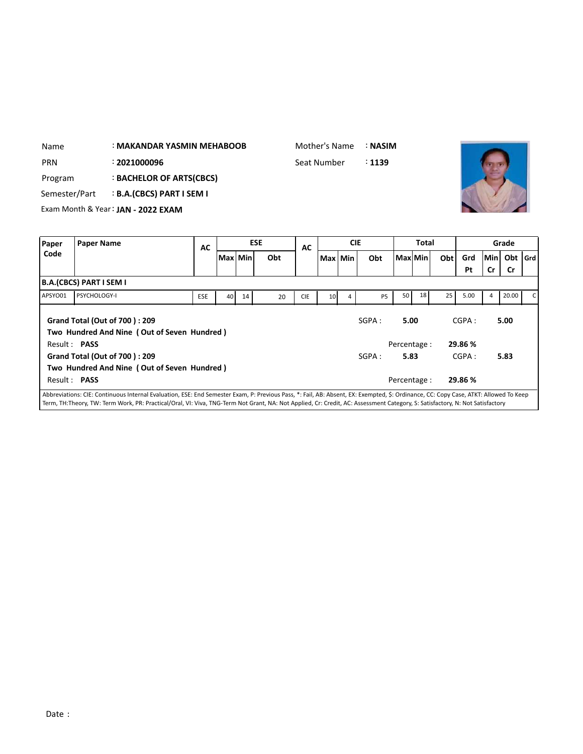Name : **MAKANDAR YASMIN MEHABOOB**

Mother's Name : **NASIM**

PRN : **2021000096**

Seat Number : **1139**

Program : **BACHELOR OF ARTS(CBCS)**

Semester/Part : **B.A.(CBCS) PART I SEM I**

Exam Month & Year : **JAN - 2022 EXAM**

| Paper Code | Paper Name | AC | ESE | | | AC | CIE | | | Total | | | Grade | | | |
|---|---|---|---|---|---|---|---|---|---|---|---|---|---|---|---|---|
| | | | Max | Min | Obt | | Max | Min | Obt | Max | Min | Obt | Grd Pt | Min Cr | Obt Cr | Grd |
| **B.A.(CBCS) PART I SEM I** | | | | | | | | | | | | | | | | |
| APSYO01 | PSYCHOLOGY-I | ESE | 40 | 14 | 20 | CIE | 10 | 4 | P5 | 50 | 18 | 25 | 5.00 | 4 | 20.00 | C |

**Grand Total (Out of 700 ) : 209**
**Two Hundred And Nine ( Out of Seven Hundred )**
Result : **PASS**

SGPA : **5.00** CGPA : **5.00**
Percentage : **29.86 %**

**Grand Total (Out of 700 ) : 209**
**Two Hundred And Nine ( Out of Seven Hundred )**
Result : **PASS**

SGPA : **5.83** CGPA : **5.83**
Percentage : **29.86 %**

Abbreviations: CIE: Continuous Internal Evaluation, ESE: End Semester Exam, P: Previous Pass, *: Fail, AB: Absent, EX: Exempted, $: Ordinance, CC: Copy Case, ATKT: Allowed To Keep Term, TH:Theory, TW: Term Work, PR: Practical/Oral, VI: Viva, TNG-Term Not Grant, NA: Not Applied, Cr: Credit, AC: Assessment Category, S: Satisfactory, N: Not Satisfactory

Date :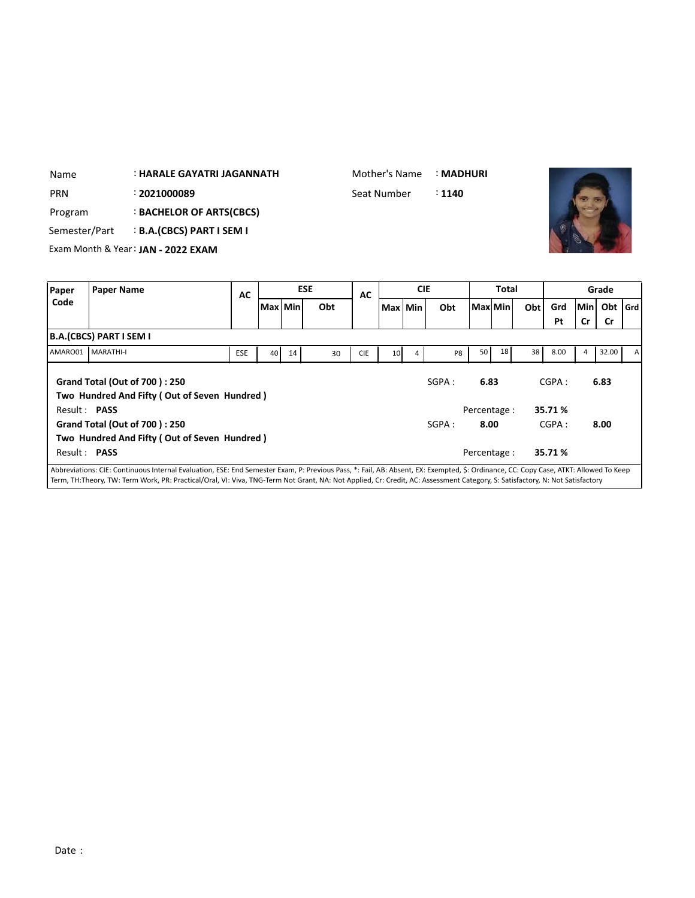Name : **HARALE GAYATRI JAGANNATH**

Mother's Name : **MADHURI**

PRN : **2021000089**

Seat Number : **1140**

Program : **BACHELOR OF ARTS(CBCS)**

Semester/Part : **B.A.(CBCS) PART I SEM I**

Exam Month & Year : **JAN - 2022 EXAM**

| Paper Code | Paper Name | AC | ESE | | | AC | CIE | | | Total | | | Grade | | | |
|---|---|---|---|---|---|---|---|---|---|---|---|---|---|---|---|---|
| | | | Max | Min | Obt | | Max | Min | Obt | Max | Min | Obt | Grd Pt | Min Cr | Obt Cr | Grd |
| **B.A.(CBCS) PART I SEM I** | | | | | | | | | | | | | | | | |
| AMARO01 | MARATHI-I | ESE | 40 | 14 | 30 | CIE | 10 | 4 | P8 | 50 | 18 | 38 | 8.00 | 4 | 32.00 | A |

**Grand Total (Out of 700 ) : 250**

**Two Hundred And Fifty ( Out of Seven Hundred )**

SGPA : **6.83** CGPA : **6.83**

Result : **PASS**

Percentage : **35.71 %**

**Grand Total (Out of 700 ) : 250**

**Two Hundred And Fifty ( Out of Seven Hundred )**

SGPA : **8.00** CGPA : **8.00**

Result : **PASS**

Percentage : **35.71 %**

Abbreviations: CIE: Continuous Internal Evaluation, ESE: End Semester Exam, P: Previous Pass, *: Fail, AB: Absent, EX: Exempted, $: Ordinance, CC: Copy Case, ATKT: Allowed To Keep Term, TH:Theory, TW: Term Work, PR: Practical/Oral, VI: Viva, TNG-Term Not Grant, NA: Not Applied, Cr: Credit, AC: Assessment Category, S: Satisfactory, N: Not Satisfactory

Date :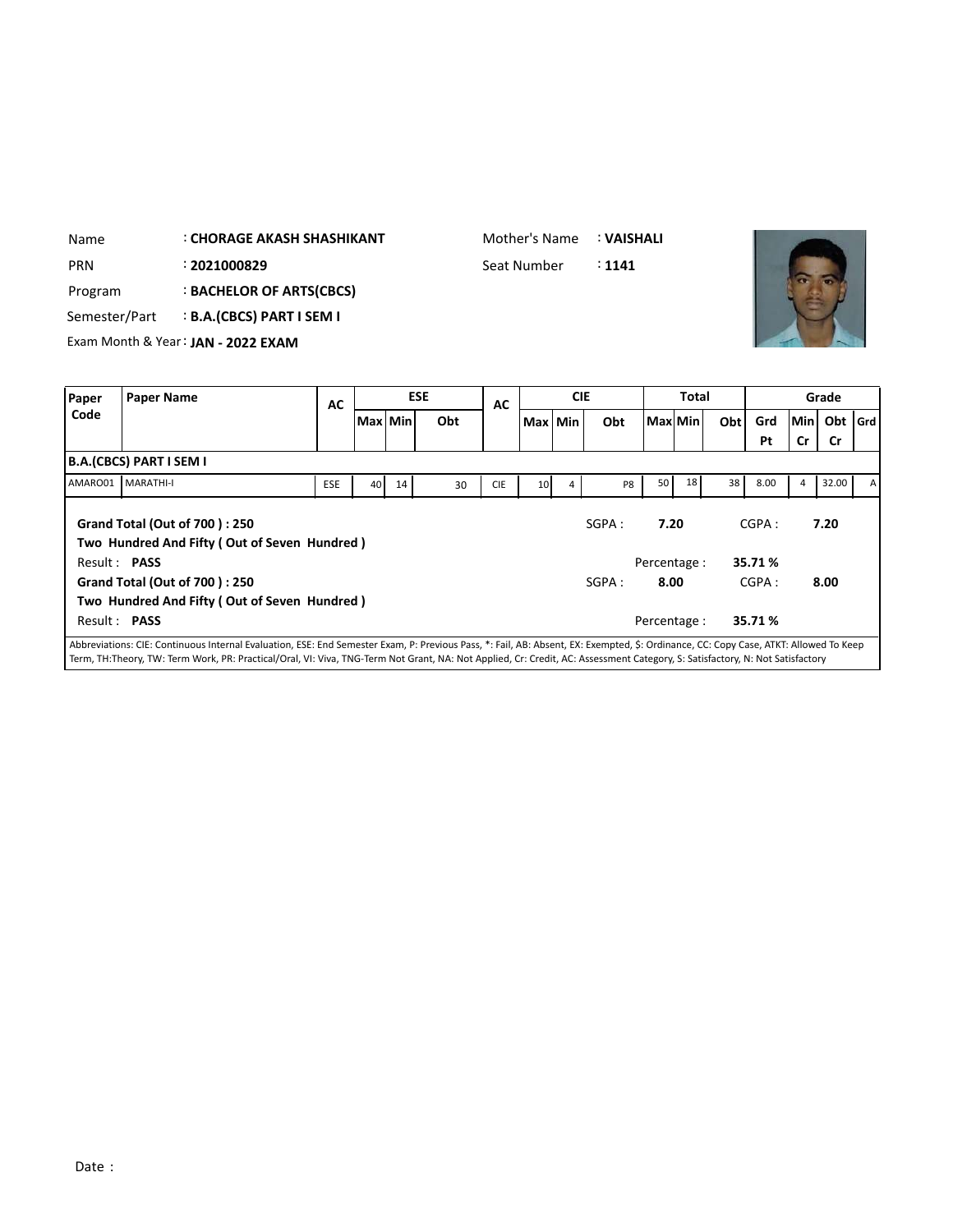Name : **CHORAGE AKASH SHASHIKANT**

Mother's Name : **VAISHALI**

PRN : **2021000829**

Seat Number : **1141**

Program : **BACHELOR OF ARTS(CBCS)**

Semester/Part : **B.A.(CBCS) PART I SEM I**

Exam Month & Year : **JAN - 2022 EXAM**

| Paper Code | Paper Name | AC | ESE | | | AC | CIE | | | Total | | | Grade | | | |
|---|---|---|---|---|---|---|---|---|---|---|---|---|---|---|---|---|
| | | | Max | Min | Obt | | Max | Min | Obt | Max | Min | Obt | Grd Pt | Min Cr | Obt Cr | Grd |
| **B.A.(CBCS) PART I SEM I** | | | | | | | | | | | | | | | | |
| AMARO01 | MARATHI-I | ESE | 40 | 14 | 30 | CIE | 10 | 4 | P8 | 50 | 18 | 38 | 8.00 | 4 | 32.00 | A |

**Grand Total (Out of 700 ) : 250**

**Two Hundred And Fifty ( Out of Seven Hundred )**

Result : **PASS**

SGPA : **7.20** CGPA : **7.20**

Percentage : **35.71 %**

**Grand Total (Out of 700 ) : 250**

**Two Hundred And Fifty ( Out of Seven Hundred )**

Result : **PASS**

SGPA : **8.00** CGPA : **8.00**

Percentage : **35.71 %**

Abbreviations: CIE: Continuous Internal Evaluation, ESE: End Semester Exam, P: Previous Pass, *: Fail, AB: Absent, EX: Exempted, $: Ordinance, CC: Copy Case, ATKT: Allowed To Keep Term, TH:Theory, TW: Term Work, PR: Practical/Oral, VI: Viva, TNG-Term Not Grant, NA: Not Applied, Cr: Credit, AC: Assessment Category, S: Satisfactory, N: Not Satisfactory

Date :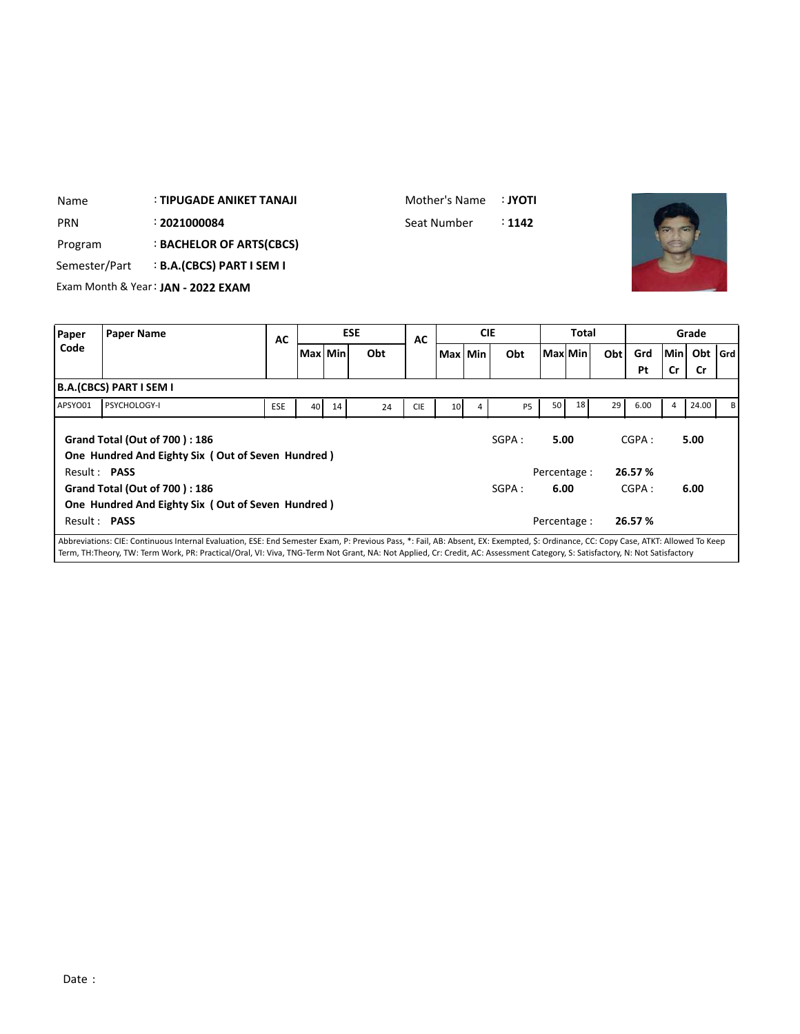| | | | | |
|---|---|---|---|---|
| Name | : **TIPUGADE ANIKET TANAJI** | Mother's Name | : **JYOTI** | |
| PRN | : **2021000084** | Seat Number | : **1142** | |
| Program | : **BACHELOR OF ARTS(CBCS)** | | | |
| Semester/Part | : **B.A.(CBCS) PART I SEM I** | | | |
| Exam Month & Year | : **JAN - 2022 EXAM** | | | |

| Paper Code | Paper Name | AC | ESE | | | AC | CIE | | | Total | | | Grade | | | |
|---|---|---|---|---|---|---|---|---|---|---|---|---|---|---|---|---|
| | | | Max | Min | Obt | | Max | Min | Obt | Max | Min | Obt | Grd Pt | Min Cr | Obt Cr | Grd |
| **B.A.(CBCS) PART I SEM I** | | | | | | | | | | | | | | | | |
| APSYO01 | PSYCHOLOGY-I | ESE | 40 | 14 | 24 | CIE | 10 | 4 | P5 | 50 | 18 | 29 | 6.00 | 4 | 24.00 | B |

**Grand Total (Out of 700 ) : 186** SGPA : **5.00** CGPA : **5.00**

**One Hundred And Eighty Six ( Out of Seven Hundred )**

Result : **PASS** Percentage : **26.57 %**

**Grand Total (Out of 700 ) : 186** SGPA : **6.00** CGPA : **6.00**

**One Hundred And Eighty Six ( Out of Seven Hundred )**

Result : **PASS** Percentage : **26.57 %**

Abbreviations: CIE: Continuous Internal Evaluation, ESE: End Semester Exam, P: Previous Pass, *: Fail, AB: Absent, EX: Exempted, $: Ordinance, CC: Copy Case, ATKT: Allowed To Keep Term, TH:Theory, TW: Term Work, PR: Practical/Oral, VI: Viva, TNG-Term Not Grant, NA: Not Applied, Cr: Credit, AC: Assessment Category, S: Satisfactory, N: Not Satisfactory

Date :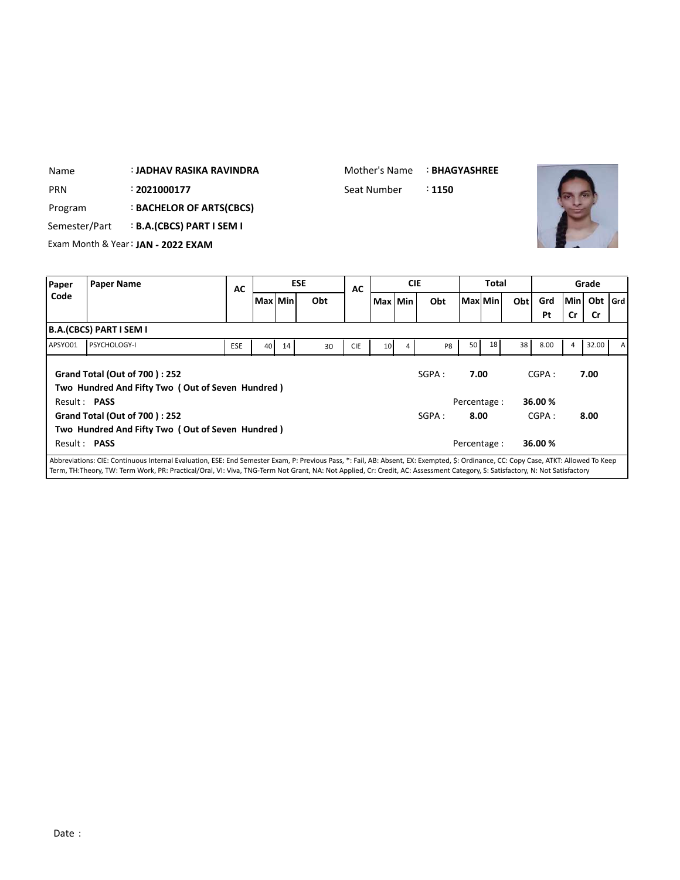| | | | |
|---|---|---|---|
| Name | : **JADHAV RASIKA RAVINDRA** | Mother's Name | : **BHAGYASHREE** |
| PRN | : **2021000177** | Seat Number | : **1150** |
| Program | : **BACHELOR OF ARTS(CBCS)** | | |
| Semester/Part | : **B.A.(CBCS) PART I SEM I** | | |
| Exam Month & Year | : **JAN - 2022 EXAM** | | |

| Paper Code | Paper Name | AC | ESE | | | AC | CIE | | | Total | | | Grade | | | |
|---|---|---|---|---|---|---|---|---|---|---|---|---|---|---|---|---|
| | | | Max | Min | Obt | | Max | Min | Obt | Max | Min | Obt | Grd Pt | Min Cr | Obt Cr | Grd |
| **B.A.(CBCS) PART I SEM I** | | | | | | | | | | | | | | | | |
| APSYO01 | PSYCHOLOGY-I | ESE | 40 | 14 | 30 | CIE | 10 | 4 | P8 | 50 | 18 | 38 | 8.00 | 4 | 32.00 | A |

**Grand Total (Out of 700 ) : 252** SGPA : **7.00** CGPA : **7.00**

**Two Hundred And Fifty Two ( Out of Seven Hundred )**

Result : **PASS** Percentage : **36.00 %**

**Grand Total (Out of 700 ) : 252** SGPA : **8.00** CGPA : **8.00**

**Two Hundred And Fifty Two ( Out of Seven Hundred )**

Result : **PASS** Percentage : **36.00 %**

Abbreviations: CIE: Continuous Internal Evaluation, ESE: End Semester Exam, P: Previous Pass, *: Fail, AB: Absent, EX: Exempted, $: Ordinance, CC: Copy Case, ATKT: Allowed To Keep Term, TH:Theory, TW: Term Work, PR: Practical/Oral, VI: Viva, TNG-Term Not Grant, NA: Not Applied, Cr: Credit, AC: Assessment Category, S: Satisfactory, N: Not Satisfactory

Date :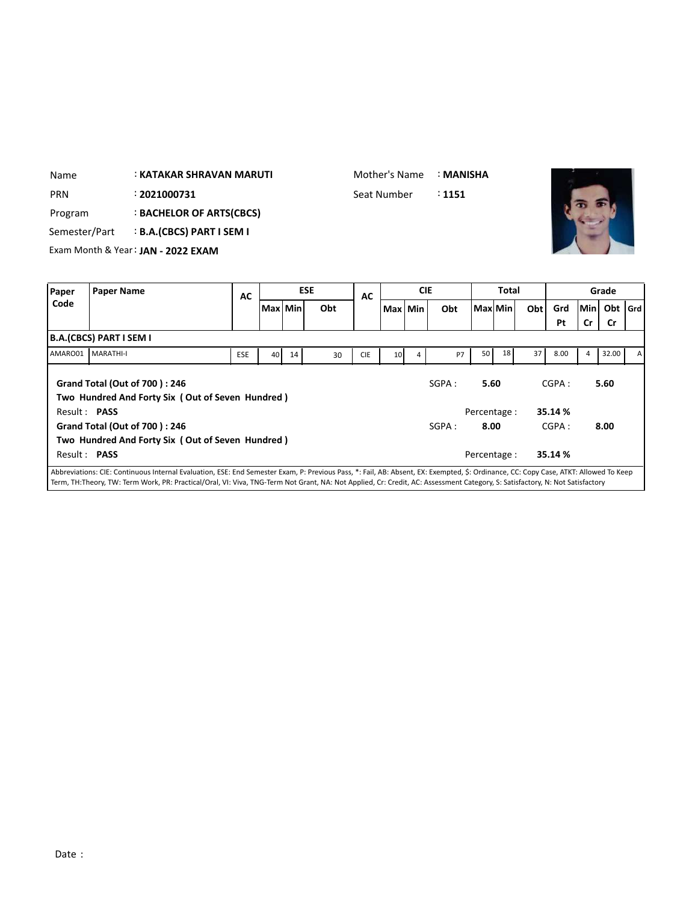| | | | | |
|---|---|---|---|---|
| Name | : **KATAKAR SHRAVAN MARUTI** | Mother's Name | : **MANISHA** | |
| PRN | : **2021000731** | Seat Number | : **1151** | |
| Program | : **BACHELOR OF ARTS(CBCS)** | | | |
| Semester/Part | : **B.A.(CBCS) PART I SEM I** | | | |
| Exam Month & Year | : **JAN - 2022 EXAM** | | | |

| Paper Code | Paper Name | AC | ESE | | | AC | CIE | | | Total | | | Grade | | | |
|---|---|---|---|---|---|---|---|---|---|---|---|---|---|---|---|---|
| | | | Max | Min | Obt | | Max | Min | Obt | Max | Min | Obt | Grd Pt | Min Cr | Obt Cr | Grd |
| **B.A.(CBCS) PART I SEM I** | | | | | | | | | | | | | | | | |
| AMARO01 | MARATHI-I | ESE | 40 | 14 | 30 | CIE | 10 | 4 | P7 | 50 | 18 | 37 | 8.00 | 4 | 32.00 | A |

**Grand Total (Out of 700 ) : 246** SGPA : **5.60** CGPA : **5.60**

**Two Hundred And Forty Six ( Out of Seven Hundred )**

Result : **PASS** Percentage : **35.14 %**

**Grand Total (Out of 700 ) : 246** SGPA : **8.00** CGPA : **8.00**

**Two Hundred And Forty Six ( Out of Seven Hundred )**

Result : **PASS** Percentage : **35.14 %**

Abbreviations: CIE: Continuous Internal Evaluation, ESE: End Semester Exam, P: Previous Pass, *: Fail, AB: Absent, EX: Exempted, $: Ordinance, CC: Copy Case, ATKT: Allowed To Keep Term, TH:Theory, TW: Term Work, PR: Practical/Oral, VI: Viva, TNG-Term Not Grant, NA: Not Applied, Cr: Credit, AC: Assessment Category, S: Satisfactory, N: Not Satisfactory

Date :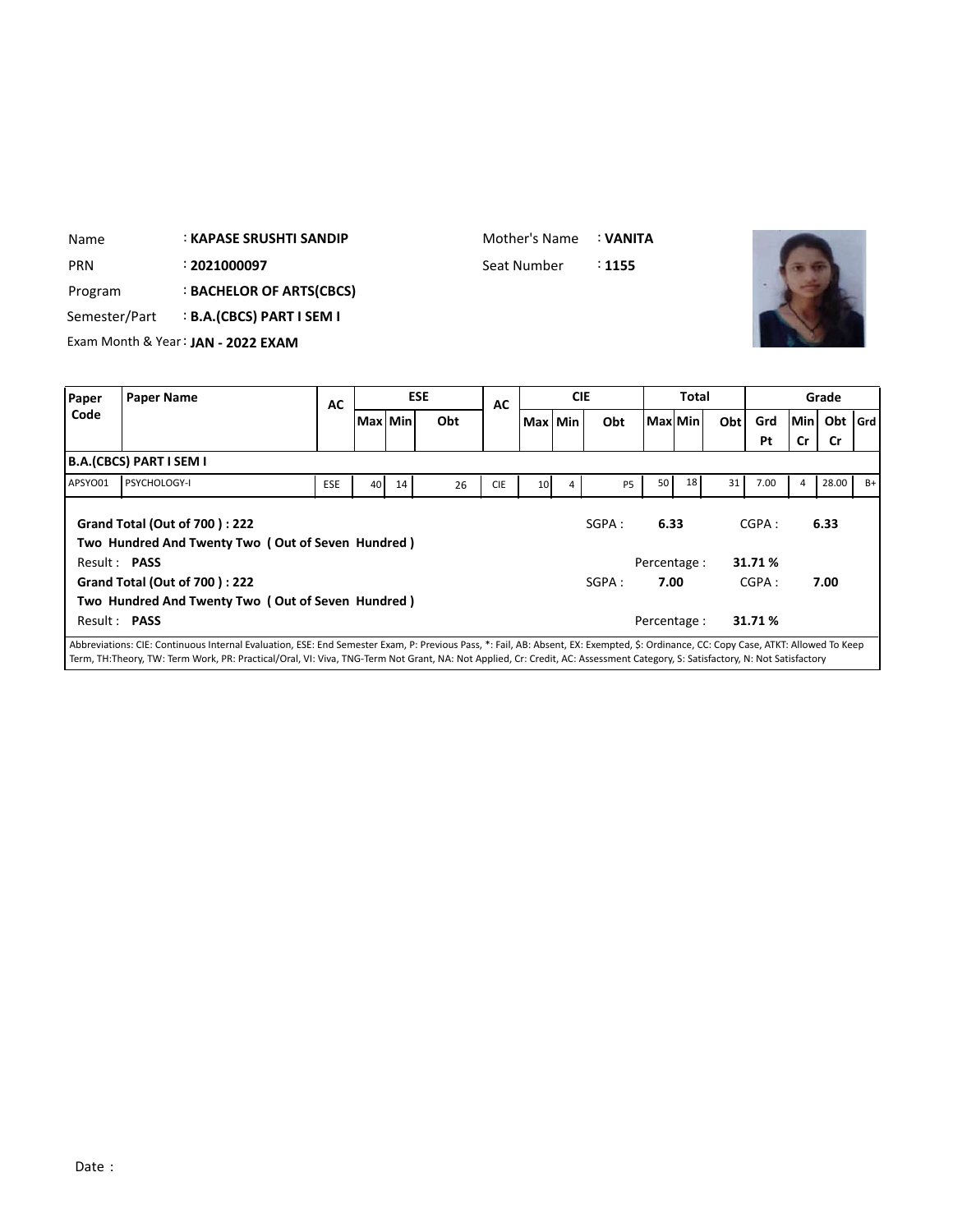Name : **KAPASE SRUSHTI SANDIP**

Mother's Name : **VANITA**

PRN : **2021000097**

Seat Number : **1155**

Program : **BACHELOR OF ARTS(CBCS)**

Semester/Part : **B.A.(CBCS) PART I SEM I**

Exam Month & Year : **JAN - 2022 EXAM**

| Paper Code | Paper Name | AC | ESE | | | AC | CIE | | | Total | | | Grade | | | |
|---|---|---|---|---|---|---|---|---|---|---|---|---|---|---|---|---|
| | | | Max | Min | Obt | | Max | Min | Obt | Max | Min | Obt | Grd Pt | Min Cr | Obt Cr | Grd |
| **B.A.(CBCS) PART I SEM I** | | | | | | | | | | | | | | | | |
| APSYO01 | PSYCHOLOGY-I | ESE | 40 | 14 | 26 | CIE | 10 | 4 | P5 | 50 | 18 | 31 | 7.00 | 4 | 28.00 | B+ |

**Grand Total (Out of 700 ) : 222**

**Two Hundred And Twenty Two ( Out of Seven Hundred )**

SGPA : **6.33** CGPA : **6.33**

Result : **PASS** Percentage : **31.71 %**

**Grand Total (Out of 700 ) : 222**

**Two Hundred And Twenty Two ( Out of Seven Hundred )**

SGPA : **7.00** CGPA : **7.00**

Result : **PASS** Percentage : **31.71 %**

Abbreviations: CIE: Continuous Internal Evaluation, ESE: End Semester Exam, P: Previous Pass, *: Fail, AB: Absent, EX: Exempted, $: Ordinance, CC: Copy Case, ATKT: Allowed To Keep Term, TH:Theory, TW: Term Work, PR: Practical/Oral, VI: Viva, TNG-Term Not Grant, NA: Not Applied, Cr: Credit, AC: Assessment Category, S: Satisfactory, N: Not Satisfactory

Date :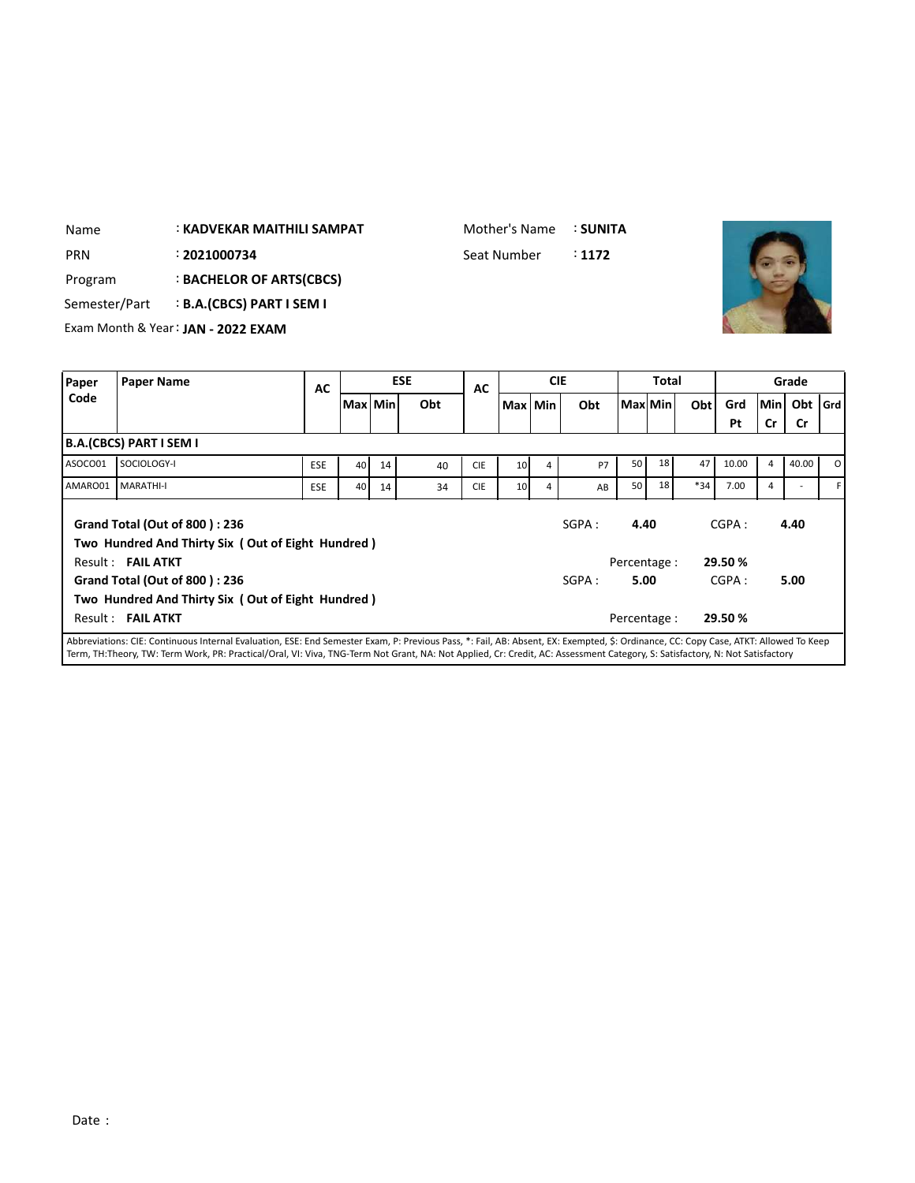Name : **KADVEKAR MAITHILI SAMPAT**

Mother's Name : **SUNITA**

PRN : **2021000734**

Seat Number : **1172**

Program : **BACHELOR OF ARTS(CBCS)**

Semester/Part : **B.A.(CBCS) PART I SEM I**

Exam Month & Year : **JAN - 2022 EXAM**

| Paper Code | Paper Name | AC | ESE | | | AC | CIE | | | Total | | | Grade | | | |
|---|---|---|---|---|---|---|---|---|---|---|---|---|---|---|---|---|
| | | | Max | Min | Obt | | Max | Min | Obt | Max | Min | Obt | Grd Pt | Min Cr | Obt Cr | Grd |
| **B.A.(CBCS) PART I SEM I** | | | | | | | | | | | | | | | | |
| ASOCO01 | SOCIOLOGY-I | ESE | 40 | 14 | 40 | CIE | 10 | 4 | P7 | 50 | 18 | 47 | 10.00 | 4 | 40.00 | O |
| AMARO01 | MARATHI-I | ESE | 40 | 14 | 34 | CIE | 10 | 4 | AB | 50 | 18 | *34 | 7.00 | 4 | - | F |

**Grand Total (Out of 800 ) : 236**

**Two Hundred And Thirty Six ( Out of Eight Hundred )**

Result : **FAIL ATKT**

SGPA : **4.40** CGPA : **4.40**

Percentage : **29.50 %**

**Grand Total (Out of 800 ) : 236**

**Two Hundred And Thirty Six ( Out of Eight Hundred )**

Result : **FAIL ATKT**

SGPA : **5.00** CGPA : **5.00**

Percentage : **29.50 %**

Abbreviations: CIE: Continuous Internal Evaluation, ESE: End Semester Exam, P: Previous Pass, *: Fail, AB: Absent, EX: Exempted, $: Ordinance, CC: Copy Case, ATKT: Allowed To Keep Term, TH:Theory, TW: Term Work, PR: Practical/Oral, VI: Viva, TNG-Term Not Grant, NA: Not Applied, Cr: Credit, AC: Assessment Category, S: Satisfactory, N: Not Satisfactory

Date :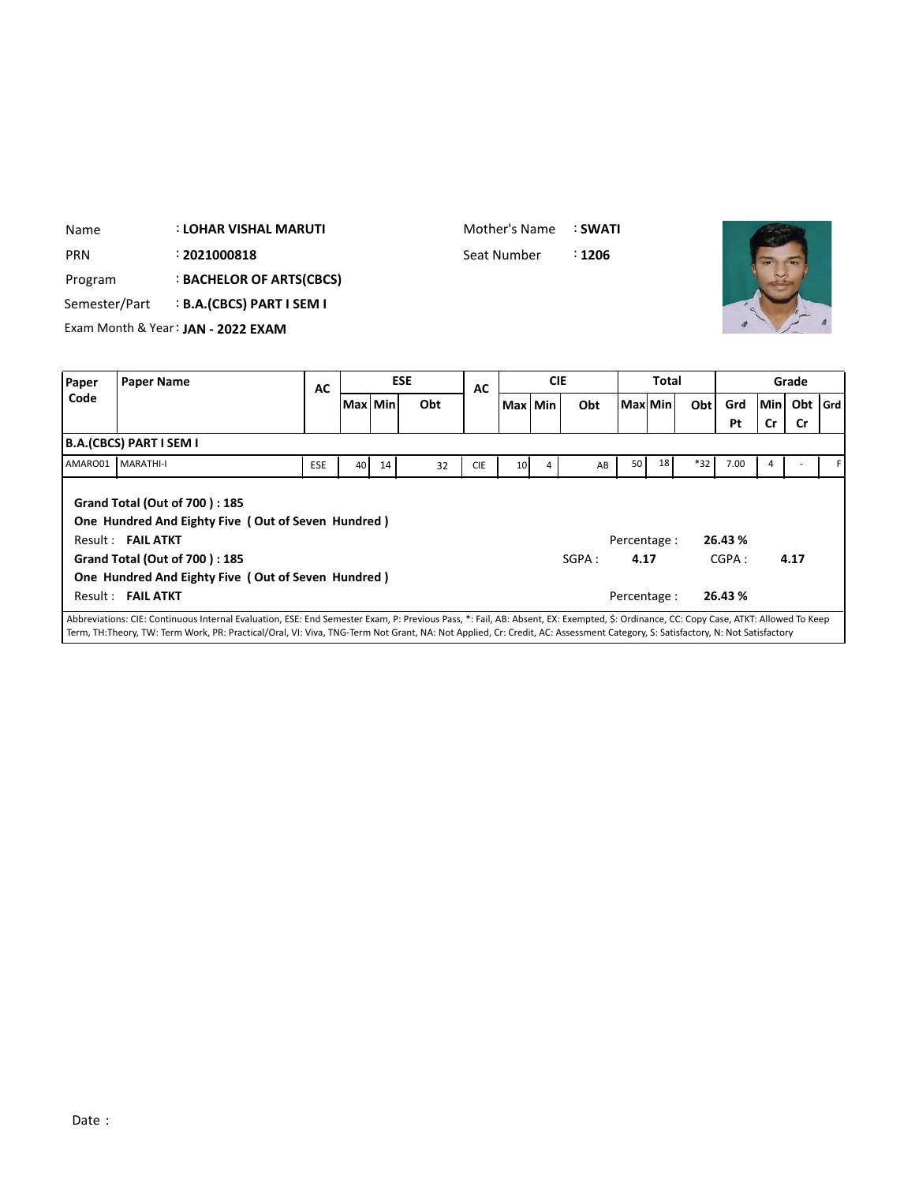Name : LOHAR VISHAL MARUTI

PRN : 2021000818

Program : BACHELOR OF ARTS(CBCS)

Semester/Part : B.A.(CBCS) PART I SEM I

Exam Month & Year : JAN - 2022 EXAM

Mother's Name : SWATI

Seat Number : 1206

| Paper Code | Paper Name | AC | ESE | | | AC | CIE | | | Total | | | Grade | | | |
|---|---|---|---|---|---|---|---|---|---|---|---|---|---|---|---|---|
| | | | Max | Min | Obt | | Max | Min | Obt | Max | Min | Obt | Grd Pt | Min Cr | Obt Cr | Grd |
| **B.A.(CBCS) PART I SEM I** | | | | | | | | | | | | | | | | |
| AMAR001 | MARATHI-I | ESE | 40 | 14 | 32 | CIE | 10 | 4 | AB | 50 | 18 | *32 | 7.00 | 4 | - | F |

**Grand Total (Out of 700 ) : 185**

**One Hundred And Eighty Five ( Out of Seven Hundred )**

Result : **FAIL ATKT** Percentage : **26.43 %**

**Grand Total (Out of 700 ) : 185** SGPA : **4.17** CGPA : **4.17**

**One Hundred And Eighty Five ( Out of Seven Hundred )**

Result : **FAIL ATKT** Percentage : **26.43 %**

Abbreviations: CIE: Continuous Internal Evaluation, ESE: End Semester Exam, P: Previous Pass, *: Fail, AB: Absent, EX: Exempted, $: Ordinance, CC: Copy Case, ATKT: Allowed To Keep Term, TH:Theory, TW: Term Work, PR: Practical/Oral, VI: Viva, TNG-Term Not Grant, NA: Not Applied, Cr: Credit, AC: Assessment Category, S: Satisfactory, N: Not Satisfactory

Date :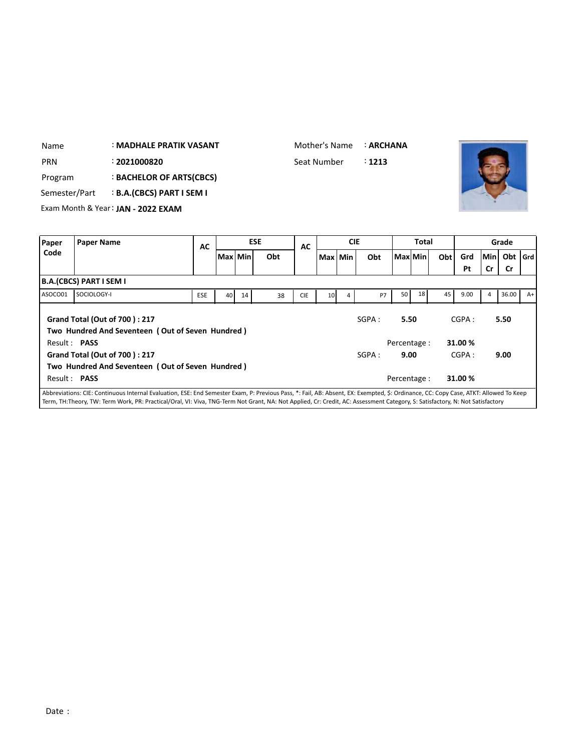Name : **MADHALE PRATIK VASANT**

Mother's Name : **ARCHANA**

PRN : **2021000820**

Seat Number : **1213**

Program : **BACHELOR OF ARTS(CBCS)**

Semester/Part : **B.A.(CBCS) PART I SEM I**

Exam Month & Year : **JAN - 2022 EXAM**

| Paper Code | Paper Name | AC | ESE | | | AC | CIE | | | Total | | | Grade | | | |
|---|---|---|---|---|---|---|---|---|---|---|---|---|---|---|---|---|
| | | | Max | Min | Obt | | Max | Min | Obt | Max | Min | Obt | Grd Pt | Min Cr | Obt Cr | Grd |
| **B.A.(CBCS) PART I SEM I** | | | | | | | | | | | | | | | | |
| ASOCO01 | SOCIOLOGY-I | ESE | 40 | 14 | 38 | CIE | 10 | 4 | P7 | 50 | 18 | 45 | 9.00 | 4 | 36.00 | A+ |

**Grand Total (Out of 700 ) : 217**

**Two Hundred And Seventeen ( Out of Seven Hundred )**

Result : **PASS**

SGPA : **5.50**  CGPA : **5.50**

Percentage : **31.00 %**

**Grand Total (Out of 700 ) : 217**

**Two Hundred And Seventeen ( Out of Seven Hundred )**

Result : **PASS**

SGPA : **9.00**  CGPA : **9.00**

Percentage : **31.00 %**

Abbreviations: CIE: Continuous Internal Evaluation, ESE: End Semester Exam, P: Previous Pass, *: Fail, AB: Absent, EX: Exempted, $: Ordinance, CC: Copy Case, ATKT: Allowed To Keep Term, TH:Theory, TW: Term Work, PR: Practical/Oral, VI: Viva, TNG-Term Not Grant, NA: Not Applied, Cr: Credit, AC: Assessment Category, S: Satisfactory, N: Not Satisfactory

Date :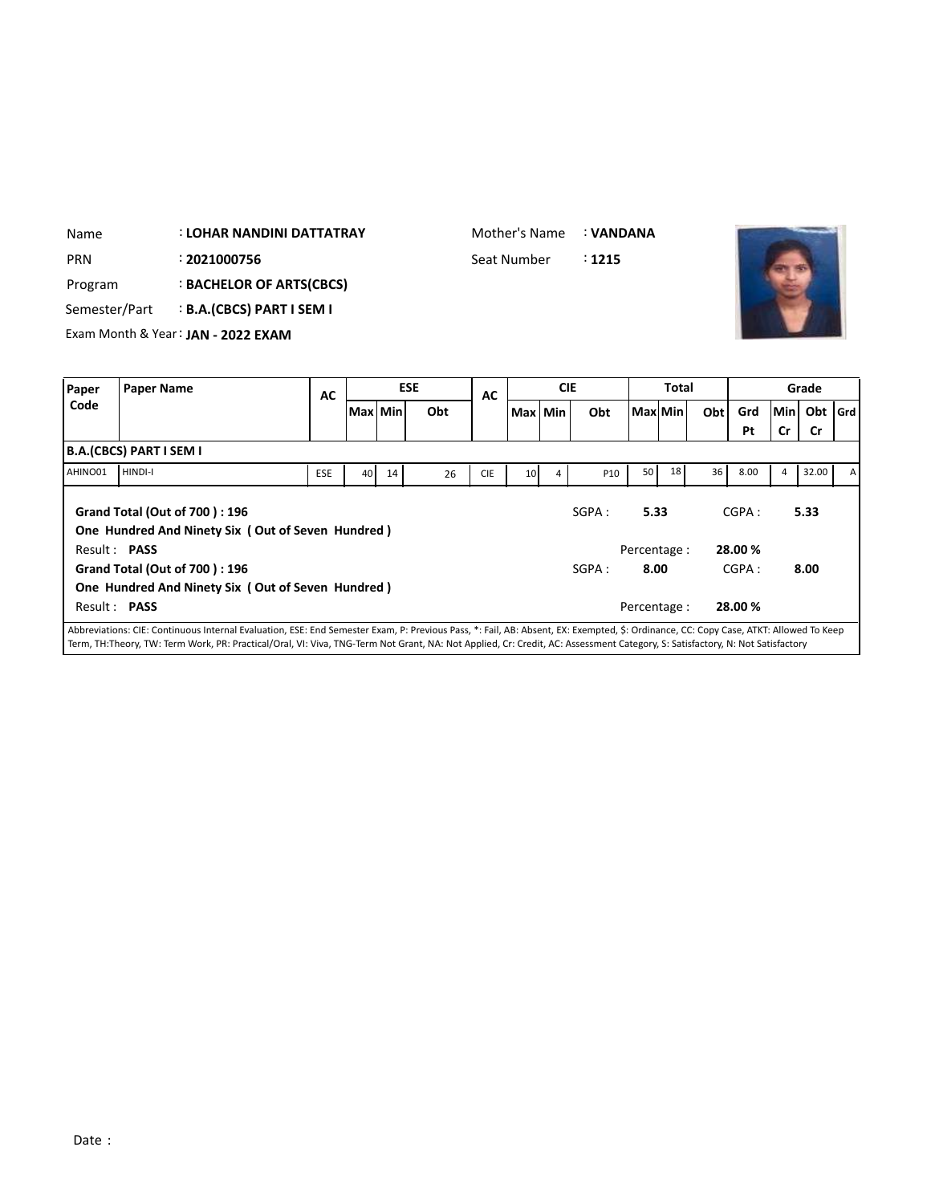Name : **LOHAR NANDINI DATTATRAY**

Mother's Name : **VANDANA**

PRN : **2021000756**

Seat Number : **1215**

Program : **BACHELOR OF ARTS(CBCS)**

Semester/Part : **B.A.(CBCS) PART I SEM I**

Exam Month & Year : **JAN - 2022 EXAM**

| Paper Code | Paper Name | AC | ESE | | | AC | CIE | | | Total | | | Grade | | | |
|---|---|---|---|---|---|---|---|---|---|---|---|---|---|---|---|---|
| | | | Max | Min | Obt | | Max | Min | Obt | Max | Min | Obt | Grd Pt | Min Cr | Obt Cr | Grd |
| **B.A.(CBCS) PART I SEM I** | | | | | | | | | | | | | | | | |
| AHIN001 | HINDI-I | ESE | 40 | 14 | 26 | CIE | 10 | 4 | P10 | 50 | 18 | 36 | 8.00 | 4 | 32.00 | A |

**Grand Total (Out of 700 ) : 196**

**One Hundred And Ninety Six ( Out of Seven Hundred )**

SGPA : **5.33** CGPA : **5.33**

Result : **PASS**

Percentage : **28.00 %**

**Grand Total (Out of 700 ) : 196**

**One Hundred And Ninety Six ( Out of Seven Hundred )**

SGPA : **8.00** CGPA : **8.00**

Result : **PASS**

Percentage : **28.00 %**

Abbreviations: CIE: Continuous Internal Evaluation, ESE: End Semester Exam, P: Previous Pass, *: Fail, AB: Absent, EX: Exempted, $: Ordinance, CC: Copy Case, ATKT: Allowed To Keep Term, TH:Theory, TW: Term Work, PR: Practical/Oral, VI: Viva, TNG-Term Not Grant, NA: Not Applied, Cr: Credit, AC: Assessment Category, S: Satisfactory, N: Not Satisfactory

Date :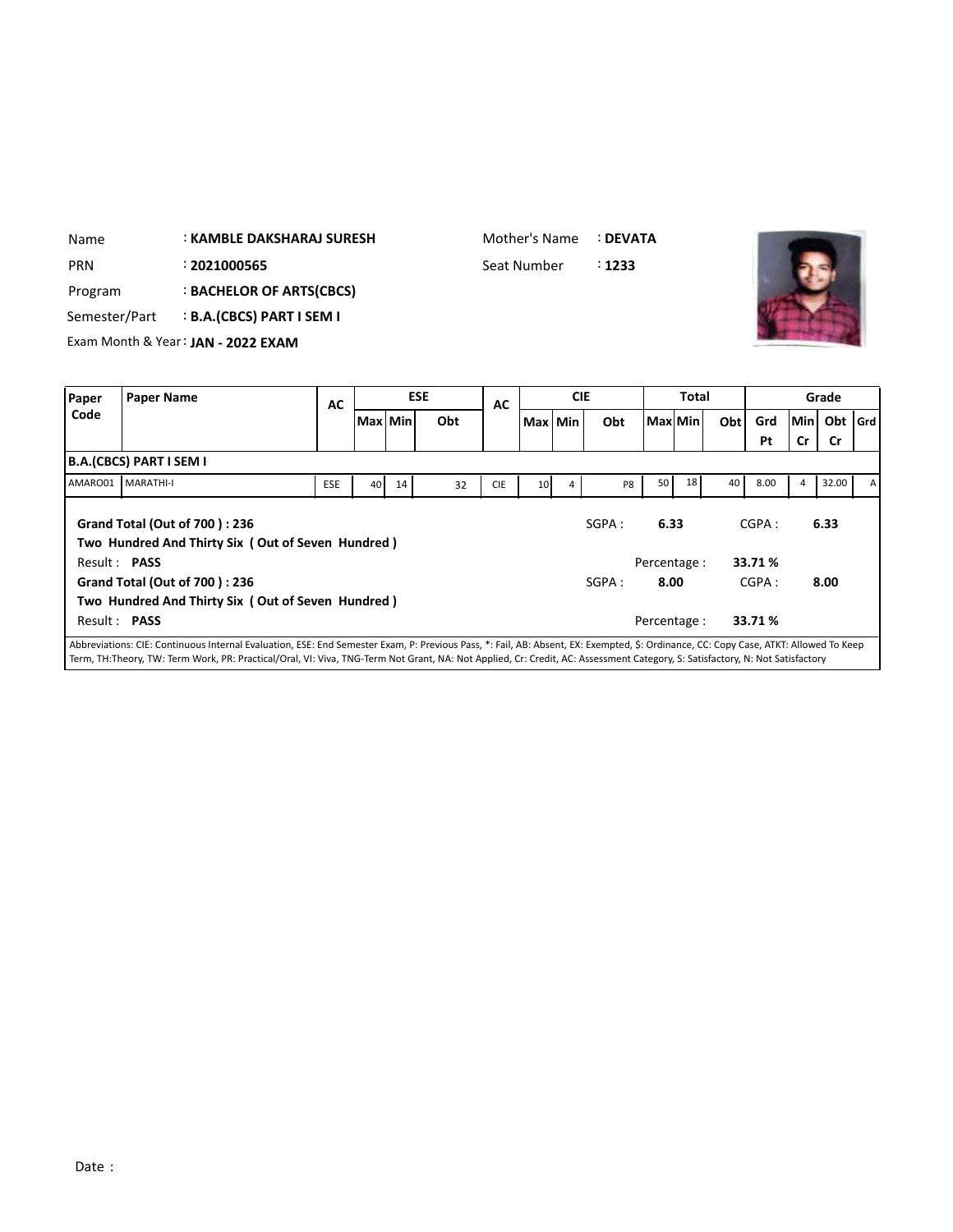Name : **KAMBLE DAKSHARAJ SURESH**

Mother's Name : **DEVATA**

PRN : **2021000565**

Seat Number : **1233**

Program : **BACHELOR OF ARTS(CBCS)**

Semester/Part : **B.A.(CBCS) PART I SEM I**

Exam Month & Year : **JAN - 2022 EXAM**

| Paper Code | Paper Name | AC | ESE | | | AC | CIE | | | Total | | | Grade | | | |
|---|---|---|---|---|---|---|---|---|---|---|---|---|---|---|---|---|
| | | | Max | Min | Obt | | Max | Min | Obt | Max | Min | Obt | Grd Pt | Min Cr | Obt Cr | Grd |
| **B.A.(CBCS) PART I SEM I** | | | | | | | | | | | | | | | | |
| AMARO01 | MARATHI-I | ESE | 40 | 14 | 32 | CIE | 10 | 4 | P8 | 50 | 18 | 40 | 8.00 | 4 | 32.00 | A |

**Grand Total (Out of 700 ) : 236**

**Two Hundred And Thirty Six ( Out of Seven Hundred )**

Result : **PASS**

SGPA : **6.33** CGPA : **6.33**

Percentage : **33.71 %**

**Grand Total (Out of 700 ) : 236**

**Two Hundred And Thirty Six ( Out of Seven Hundred )**

Result : **PASS**

SGPA : **8.00** CGPA : **8.00**

Percentage : **33.71 %**

Abbreviations: CIE: Continuous Internal Evaluation, ESE: End Semester Exam, P: Previous Pass, *: Fail, AB: Absent, EX: Exempted, $: Ordinance, CC: Copy Case, ATKT: Allowed To Keep Term, TH:Theory, TW: Term Work, PR: Practical/Oral, VI: Viva, TNG-Term Not Grant, NA: Not Applied, Cr: Credit, AC: Assessment Category, S: Satisfactory, N: Not Satisfactory

Date :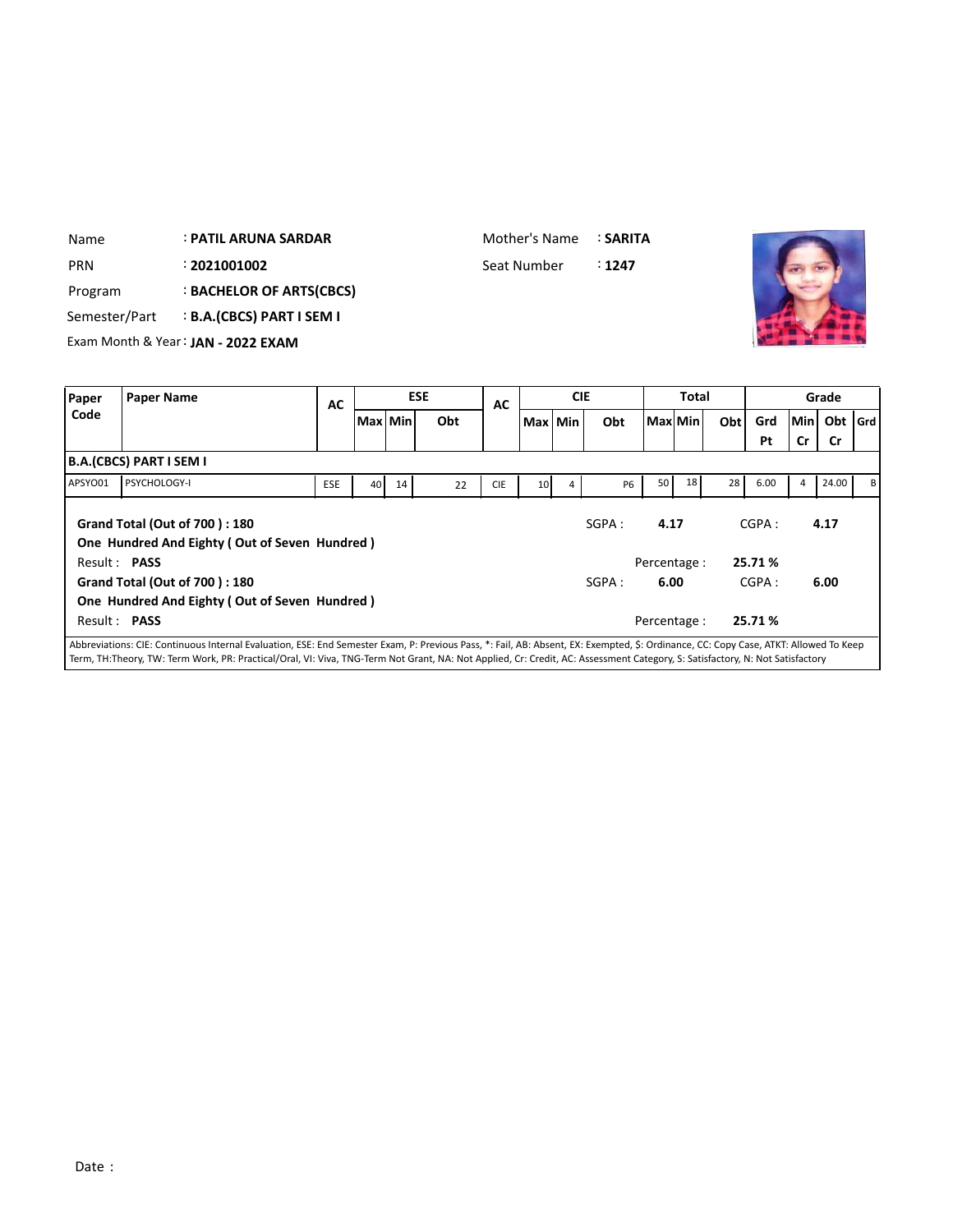| | | | |
|---|---|---|---|
| Name | : **PATIL ARUNA SARDAR** | Mother's Name | : **SARITA** |
| PRN | : **2021001002** | Seat Number | : **1247** |
| Program | : **BACHELOR OF ARTS(CBCS)** | | |
| Semester/Part | : **B.A.(CBCS) PART I SEM I** | | |
| Exam Month & Year | : **JAN - 2022 EXAM** | | |

| Paper Code | Paper Name | AC | ESE | | | AC | CIE | | | Total | | | Grade | | | |
|---|---|---|---|---|---|---|---|---|---|---|---|---|---|---|---|---|
| | | | Max | Min | Obt | | Max | Min | Obt | Max | Min | Obt | Grd Pt | Min Cr | Obt Cr | Grd |
| **B.A.(CBCS) PART I SEM I** | | | | | | | | | | | | | | | | |
| APSYO01 | PSYCHOLOGY-I | ESE | 40 | 14 | 22 | CIE | 10 | 4 | P6 | 50 | 18 | 28 | 6.00 | 4 | 24.00 | B |

**Grand Total (Out of 700 ) : 180** SGPA : **4.17** CGPA : **4.17**

**One Hundred And Eighty ( Out of Seven Hundred )**

Result : **PASS** Percentage : **25.71 %**

**Grand Total (Out of 700 ) : 180** SGPA : **6.00** CGPA : **6.00**

**One Hundred And Eighty ( Out of Seven Hundred )**

Result : **PASS** Percentage : **25.71 %**

Abbreviations: CIE: Continuous Internal Evaluation, ESE: End Semester Exam, P: Previous Pass, *: Fail, AB: Absent, EX: Exempted, $: Ordinance, CC: Copy Case, ATKT: Allowed To Keep Term, TH:Theory, TW: Term Work, PR: Practical/Oral, VI: Viva, TNG-Term Not Grant, NA: Not Applied, Cr: Credit, AC: Assessment Category, S: Satisfactory, N: Not Satisfactory

Date :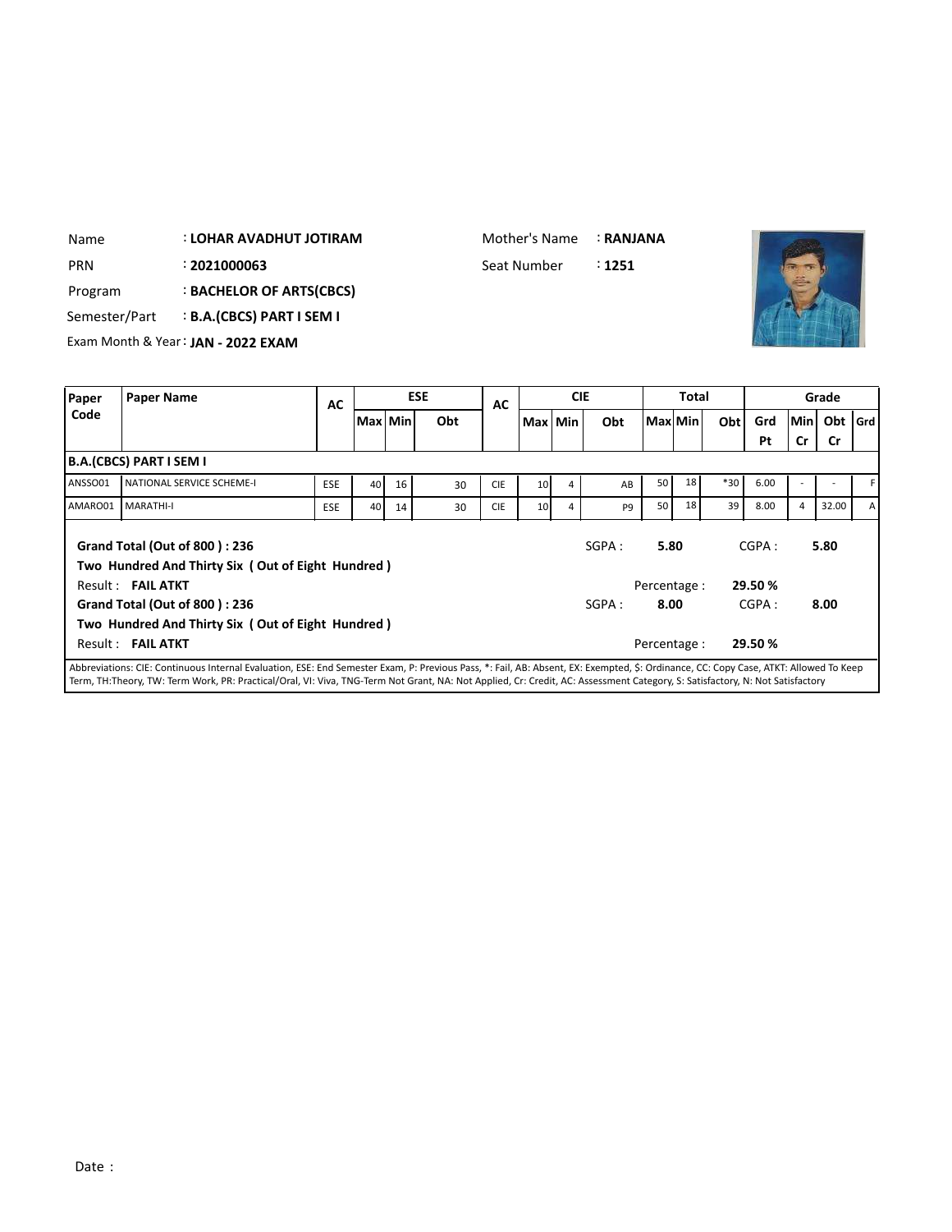| | | | |
|---|---|---|---|
| Name | : **LOHAR AVADHUT JOTIRAM** | Mother's Name | : **RANJANA** |
| PRN | : **2021000063** | Seat Number | : **1251** |
| Program | : **BACHELOR OF ARTS(CBCS)** | | |
| Semester/Part | : **B.A.(CBCS) PART I SEM I** | | |
| Exam Month & Year | : **JAN - 2022 EXAM** | | |

| Paper Code | Paper Name | AC | ESE | | | AC | CIE | | | Total | | | Grade | | | |
|---|---|---|---|---|---|---|---|---|---|---|---|---|---|---|---|---|
| | | | Max | Min | Obt | | Max | Min | Obt | Max | Min | Obt | Grd Pt | Min Cr | Obt Cr | Grd |
| **B.A.(CBCS) PART I SEM I** | | | | | | | | | | | | | | | | |
| ANSSO01 | NATIONAL SERVICE SCHEME-I | ESE | 40 | 16 | 30 | CIE | 10 | 4 | AB | 50 | 18 | *30 | 6.00 | - | - | F |
| AMARO01 | MARATHI-I | ESE | 40 | 14 | 30 | CIE | 10 | 4 | P9 | 50 | 18 | 39 | 8.00 | 4 | 32.00 | A |

**Grand Total (Out of 800 ) : 236** SGPA : **5.80** CGPA : **5.80**

**Two Hundred And Thirty Six ( Out of Eight Hundred )**

Result : **FAIL ATKT** Percentage : **29.50 %**

**Grand Total (Out of 800 ) : 236** SGPA : **8.00** CGPA : **8.00**

**Two Hundred And Thirty Six ( Out of Eight Hundred )**

Result : **FAIL ATKT** Percentage : **29.50 %**

Abbreviations: CIE: Continuous Internal Evaluation, ESE: End Semester Exam, P: Previous Pass, *: Fail, AB: Absent, EX: Exempted, $: Ordinance, CC: Copy Case, ATKT: Allowed To Keep Term, TH:Theory, TW: Term Work, PR: Practical/Oral, VI: Viva, TNG-Term Not Grant, NA: Not Applied, Cr: Credit, AC: Assessment Category, S: Satisfactory, N: Not Satisfactory

Date :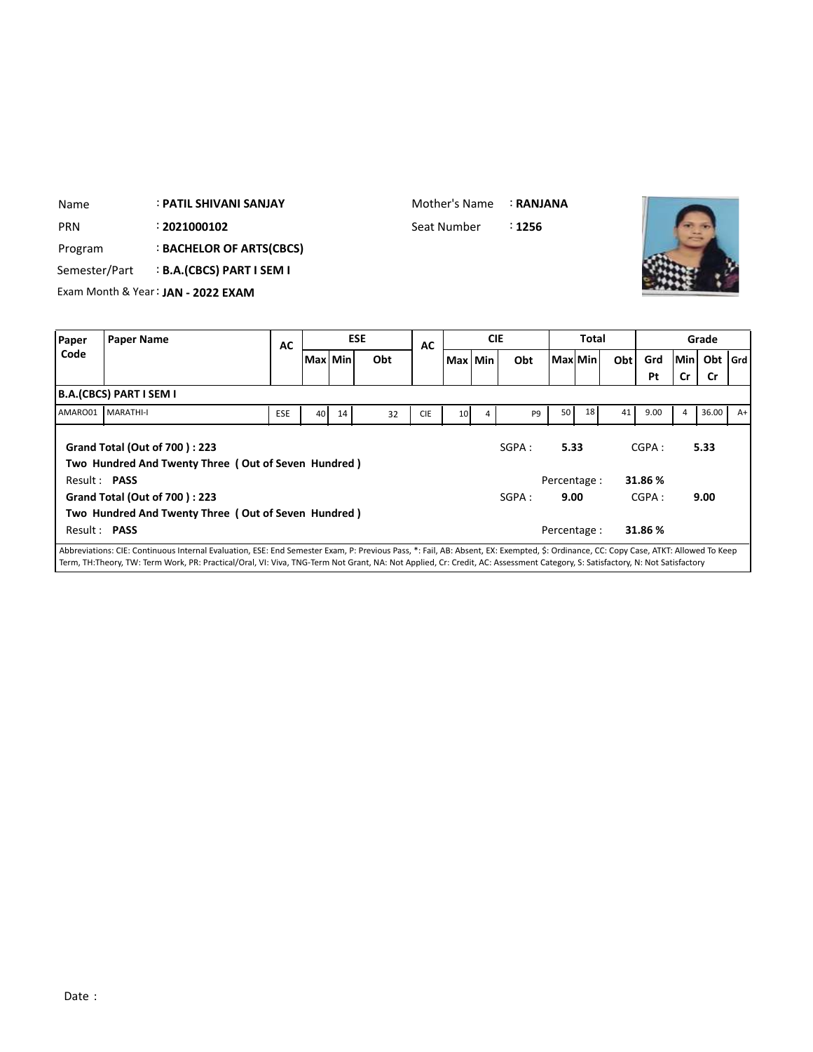| | | | |
|---|---|---|---|
| Name | : **PATIL SHIVANI SANJAY** | Mother's Name | : **RANJANA** |
| PRN | : **2021000102** | Seat Number | : **1256** |
| Program | : **BACHELOR OF ARTS(CBCS)** | | |
| Semester/Part | : **B.A.(CBCS) PART I SEM I** | | |
| Exam Month & Year | : **JAN - 2022 EXAM** | | |

| Paper Code | Paper Name | AC | ESE | | | AC | CIE | | | Total | | | Grade | | | |
|---|---|---|---|---|---|---|---|---|---|---|---|---|---|---|---|---|
| | | | Max | Min | Obt | | Max | Min | Obt | Max | Min | Obt | Grd Pt | Min Cr | Obt Cr | Grd |
| **B.A.(CBCS) PART I SEM I** | | | | | | | | | | | | | | | | |
| AMARO01 | MARATHI-I | ESE | 40 | 14 | 32 | CIE | 10 | 4 | P9 | 50 | 18 | 41 | 9.00 | 4 | 36.00 | A+ |

**Grand Total (Out of 700 ) : 223** SGPA : **5.33** CGPA : **5.33**

**Two Hundred And Twenty Three ( Out of Seven Hundred )**

Result : **PASS** Percentage : **31.86 %**

**Grand Total (Out of 700 ) : 223** SGPA : **9.00** CGPA : **9.00**

**Two Hundred And Twenty Three ( Out of Seven Hundred )**

Result : **PASS** Percentage : **31.86 %**

Abbreviations: CIE: Continuous Internal Evaluation, ESE: End Semester Exam, P: Previous Pass, *: Fail, AB: Absent, EX: Exempted, $: Ordinance, CC: Copy Case, ATKT: Allowed To Keep Term, TH:Theory, TW: Term Work, PR: Practical/Oral, VI: Viva, TNG-Term Not Grant, NA: Not Applied, Cr: Credit, AC: Assessment Category, S: Satisfactory, N: Not Satisfactory

Date :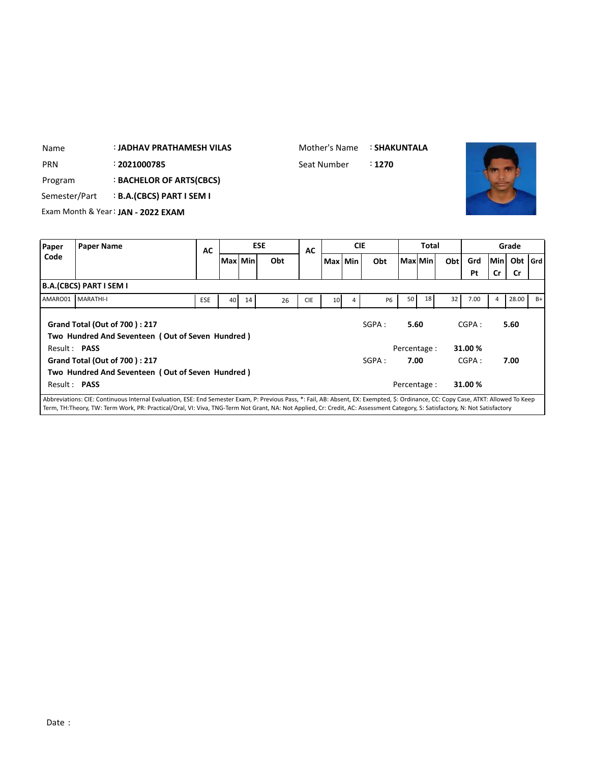Name : **JADHAV PRATHAMESH VILAS**
Mother's Name : **SHAKUNTALA**

PRN : **2021000785**
Seat Number : **1270**

Program : **BACHELOR OF ARTS(CBCS)**

Semester/Part : **B.A.(CBCS) PART I SEM I**

Exam Month & Year : **JAN - 2022 EXAM**

| Paper Code | Paper Name | AC | ESE | | | AC | CIE | | | Total | | | Grade | | | |
|---|---|---|---|---|---|---|---|---|---|---|---|---|---|---|---|---|
| | | | Max | Min | Obt | | Max | Min | Obt | Max | Min | Obt | Grd Pt | Min Cr | Obt Cr | Grd |
| **B.A.(CBCS) PART I SEM I** | | | | | | | | | | | | | | | | |
| AMARO01 | MARATHI-I | ESE | 40 | 14 | 26 | CIE | 10 | 4 | P6 | 50 | 18 | 32 | 7.00 | 4 | 28.00 | B+ |

**Grand Total (Out of 700 ) : 217**
**Two Hundred And Seventeen ( Out of Seven Hundred )**
Result : **PASS**

SGPA : **5.60** CGPA : **5.60**
Percentage : **31.00 %**

**Grand Total (Out of 700 ) : 217**
**Two Hundred And Seventeen ( Out of Seven Hundred )**
Result : **PASS**

SGPA : **7.00** CGPA : **7.00**
Percentage : **31.00 %**

Abbreviations: CIE: Continuous Internal Evaluation, ESE: End Semester Exam, P: Previous Pass, *: Fail, AB: Absent, EX: Exempted, $: Ordinance, CC: Copy Case, ATKT: Allowed To Keep Term, TH:Theory, TW: Term Work, PR: Practical/Oral, VI: Viva, TNG-Term Not Grant, NA: Not Applied, Cr: Credit, AC: Assessment Category, S: Satisfactory, N: Not Satisfactory

Date :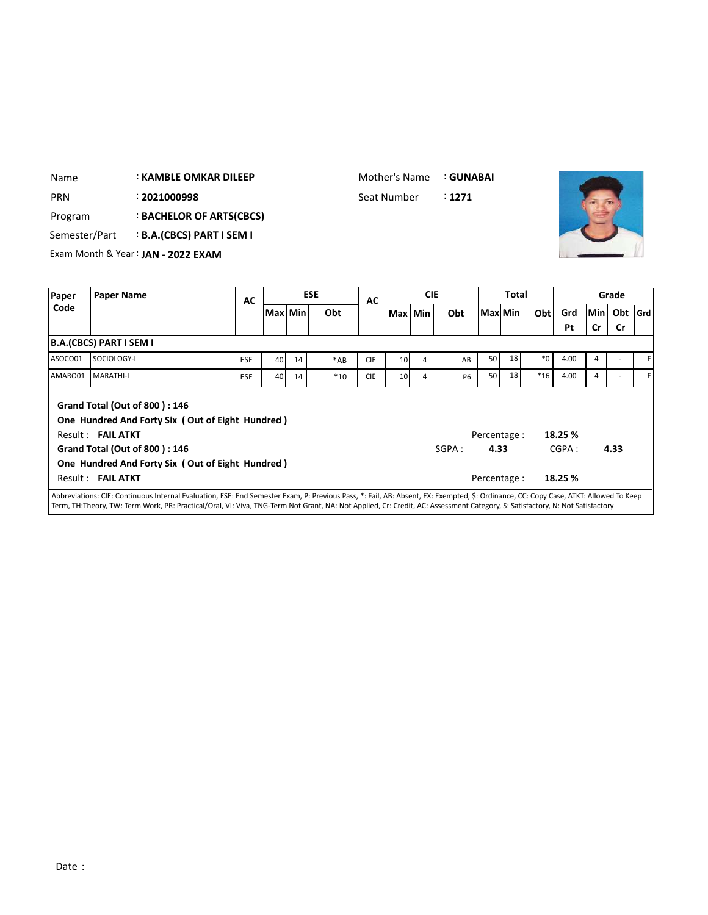Name : **KAMBLE OMKAR DILEEP**

Mother's Name : **GUNABAI**

PRN : **2021000998**

Seat Number : **1271**

Program : **BACHELOR OF ARTS(CBCS)**

Semester/Part : **B.A.(CBCS) PART I SEM I**

Exam Month & Year : **JAN - 2022 EXAM**

| Paper Code | Paper Name | AC | ESE | | | AC | CIE | | | Total | | | Grade | | | |
|---|---|---|---|---|---|---|---|---|---|---|---|---|---|---|---|---|
| | | | Max | Min | Obt | | Max | Min | Obt | Max | Min | Obt | Grd Pt | Min Cr | Obt Cr | Grd |
| **B.A.(CBCS) PART I SEM I** | | | | | | | | | | | | | | | | |
| ASOCO01 | SOCIOLOGY-I | ESE | 40 | 14 | *AB | CIE | 10 | 4 | AB | 50 | 18 | *0 | 4.00 | 4 | - | F |
| AMARO01 | MARATHI-I | ESE | 40 | 14 | *10 | CIE | 10 | 4 | P6 | 50 | 18 | *16 | 4.00 | 4 | - | F |

**Grand Total (Out of 800 ) : 146**

**One Hundred And Forty Six ( Out of Eight Hundred )**

Result : **FAIL ATKT**

Percentage : **18.25 %**

**Grand Total (Out of 800 ) : 146**

SGPA : **4.33** CGPA : **4.33**

**One Hundred And Forty Six ( Out of Eight Hundred )**

Result : **FAIL ATKT**

Percentage : **18.25 %**

Abbreviations: CIE: Continuous Internal Evaluation, ESE: End Semester Exam, P: Previous Pass, *: Fail, AB: Absent, EX: Exempted, $: Ordinance, CC: Copy Case, ATKT: Allowed To Keep Term, TH:Theory, TW: Term Work, PR: Practical/Oral, VI: Viva, TNG-Term Not Grant, NA: Not Applied, Cr: Credit, AC: Assessment Category, S: Satisfactory, N: Not Satisfactory

Date :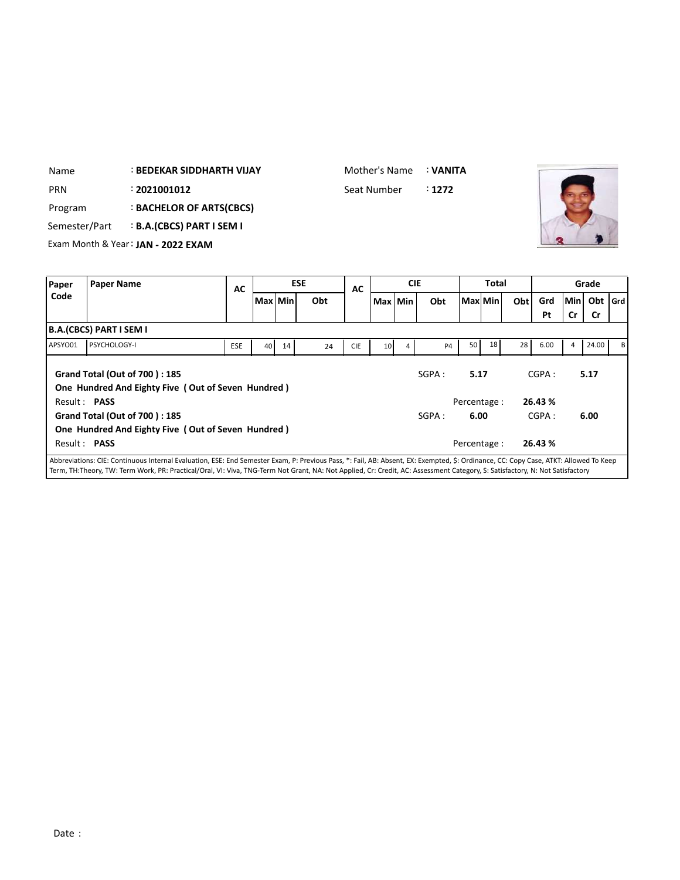Name : **BEDEKAR SIDDHARTH VIJAY**

Mother's Name : **VANITA**

PRN : **2021001012**

Seat Number : **1272**

Program : **BACHELOR OF ARTS(CBCS)**

Semester/Part : **B.A.(CBCS) PART I SEM I**

Exam Month & Year : **JAN - 2022 EXAM**

| Paper Code | Paper Name | AC | ESE | | | AC | CIE | | | Total | | | Grade | | | |
|---|---|---|---|---|---|---|---|---|---|---|---|---|---|---|---|---|
| | | | Max | Min | Obt | | Max | Min | Obt | Max | Min | Obt | Grd Pt | Min Cr | Obt Cr | Grd |
| **B.A.(CBCS) PART I SEM I** | | | | | | | | | | | | | | | | |
| APSYO01 | PSYCHOLOGY-I | ESE | 40 | 14 | 24 | CIE | 10 | 4 | P4 | 50 | 18 | 28 | 6.00 | 4 | 24.00 | B |

**Grand Total (Out of 700 ) : 185** SGPA : **5.17** CGPA : **5.17**

**One Hundred And Eighty Five ( Out of Seven Hundred )**

Result : **PASS** Percentage : **26.43 %**

**Grand Total (Out of 700 ) : 185** SGPA : **6.00** CGPA : **6.00**

**One Hundred And Eighty Five ( Out of Seven Hundred )**

Result : **PASS** Percentage : **26.43 %**

Abbreviations: CIE: Continuous Internal Evaluation, ESE: End Semester Exam, P: Previous Pass, *: Fail, AB: Absent, EX: Exempted, $: Ordinance, CC: Copy Case, ATKT: Allowed To Keep Term, TH:Theory, TW: Term Work, PR: Practical/Oral, VI: Viva, TNG-Term Not Grant, NA: Not Applied, Cr: Credit, AC: Assessment Category, S: Satisfactory, N: Not Satisfactory

Date :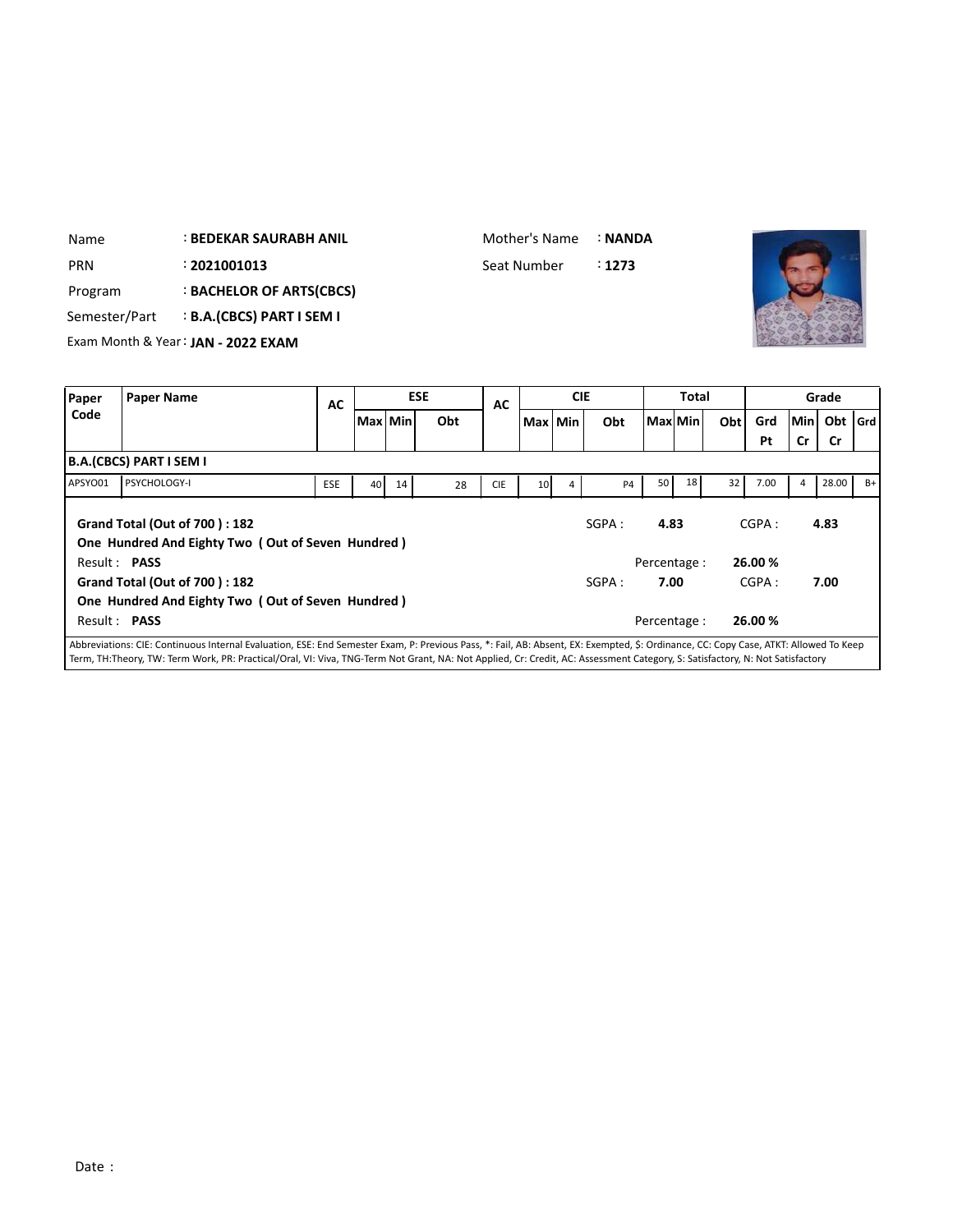Name : **BEDEKAR SAURABH ANIL**

Mother's Name : **NANDA**

PRN : **2021001013**

Seat Number : **1273**

Program : **BACHELOR OF ARTS(CBCS)**

Semester/Part : **B.A.(CBCS) PART I SEM I**

Exam Month & Year : **JAN - 2022 EXAM**

| Paper Code | Paper Name | AC | ESE | | | AC | CIE | | | Total | | | Grade | | | |
|---|---|---|---|---|---|---|---|---|---|---|---|---|---|---|---|---|
| | | | Max | Min | Obt | | Max | Min | Obt | Max | Min | Obt | Grd Pt | Min Cr | Obt Cr | Grd |
| **B.A.(CBCS) PART I SEM I** | | | | | | | | | | | | | | | | |
| APSYO01 | PSYCHOLOGY-I | ESE | 40 | 14 | 28 | CIE | 10 | 4 | P4 | 50 | 18 | 32 | 7.00 | 4 | 28.00 | B+ |

**Grand Total (Out of 700 ) : 182** SGPA : **4.83** CGPA : **4.83**

**One Hundred And Eighty Two ( Out of Seven Hundred )**

Result : **PASS** Percentage : **26.00 %**

**Grand Total (Out of 700 ) : 182** SGPA : **7.00** CGPA : **7.00**

**One Hundred And Eighty Two ( Out of Seven Hundred )**

Result : **PASS** Percentage : **26.00 %**

Abbreviations: CIE: Continuous Internal Evaluation, ESE: End Semester Exam, P: Previous Pass, *: Fail, AB: Absent, EX: Exempted, $: Ordinance, CC: Copy Case, ATKT: Allowed To Keep Term, TH:Theory, TW: Term Work, PR: Practical/Oral, VI: Viva, TNG-Term Not Grant, NA: Not Applied, Cr: Credit, AC: Assessment Category, S: Satisfactory, N: Not Satisfactory

Date :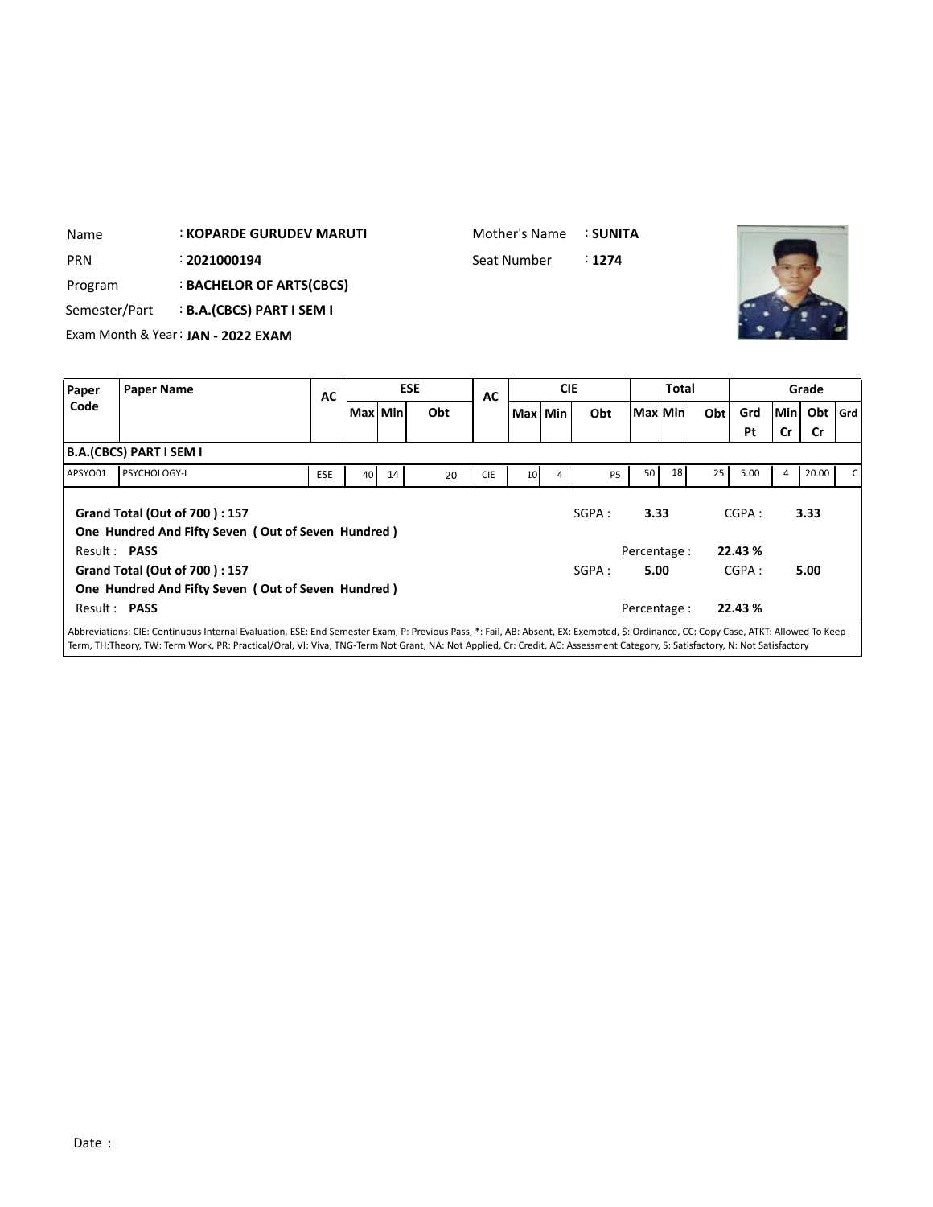| | | | |
|---|---|---|---|
| Name | : **KOPARDE GURUDEV MARUTI** | Mother's Name | : **SUNITA** |
| PRN | : **2021000194** | Seat Number | : **1274** |
| Program | : **BACHELOR OF ARTS(CBCS)** | | |
| Semester/Part | : **B.A.(CBCS) PART I SEM I** | | |
| Exam Month & Year | : **JAN - 2022 EXAM** | | |

| Paper Code | Paper Name | AC | ESE | | | AC | CIE | | | Total | | | Grade | | | |
|---|---|---|---|---|---|---|---|---|---|---|---|---|---|---|---|---|
| | | | Max | Min | Obt | | Max | Min | Obt | Max | Min | Obt | Grd Pt | Min Cr | Obt Cr | Grd |
| **B.A.(CBCS) PART I SEM I** | | | | | | | | | | | | | | | | |
| APSYO01 | PSYCHOLOGY-I | ESE | 40 | 14 | 20 | CIE | 10 | 4 | P5 | 50 | 18 | 25 | 5.00 | 4 | 20.00 | C |

**Grand Total (Out of 700 ) : 157** SGPA : **3.33** CGPA : **3.33**

**One Hundred And Fifty Seven ( Out of Seven Hundred )**

Result : **PASS** Percentage : **22.43 %**

**Grand Total (Out of 700 ) : 157** SGPA : **5.00** CGPA : **5.00**

**One Hundred And Fifty Seven ( Out of Seven Hundred )**

Result : **PASS** Percentage : **22.43 %**

Abbreviations: CIE: Continuous Internal Evaluation, ESE: End Semester Exam, P: Previous Pass, *: Fail, AB: Absent, EX: Exempted, $: Ordinance, CC: Copy Case, ATKT: Allowed To Keep Term, TH:Theory, TW: Term Work, PR: Practical/Oral, VI: Viva, TNG-Term Not Grant, NA: Not Applied, Cr: Credit, AC: Assessment Category, S: Satisfactory, N: Not Satisfactory

Date :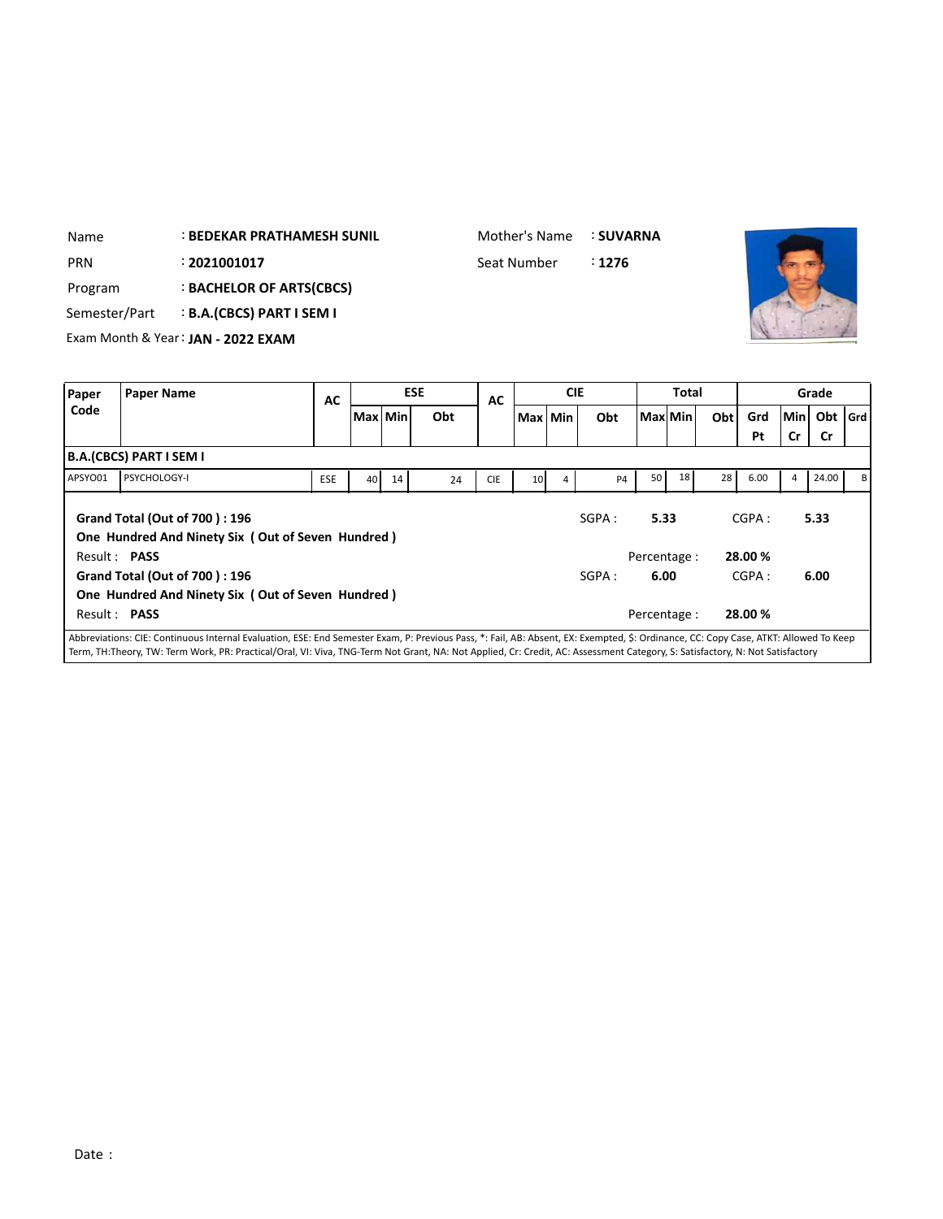| Name | : BEDEKAR PRATHAMESH SUNIL | Mother's Name | : SUVARNA |
|---|---|---|---|
| PRN | : 2021001017 | Seat Number | : 1276 |
| Program | : BACHELOR OF ARTS(CBCS) | | |
| Semester/Part | : B.A.(CBCS) PART I SEM I | | |
| Exam Month & Year | : JAN - 2022 EXAM | | |

| Paper Code | Paper Name | AC | ESE | | | AC | CIE | | | Total | | | Grade | | | |
|---|---|---|---|---|---|---|---|---|---|---|---|---|---|---|---|---|
| | | | Max | Min | Obt | | Max | Min | Obt | Max | Min | Obt | Grd Pt | Min Cr | Obt Cr | Grd |
| **B.A.(CBCS) PART I SEM I** | | | | | | | | | | | | | | | | |
| APSYO01 | PSYCHOLOGY-I | ESE | 40 | 14 | 24 | CIE | 10 | 4 | P4 | 50 | 18 | 28 | 6.00 | 4 | 24.00 | B |

**Grand Total (Out of 700 ) : 196** SGPA : **5.33** CGPA : **5.33**

**One Hundred And Ninety Six ( Out of Seven Hundred )**

Result : **PASS** Percentage : **28.00 %**

**Grand Total (Out of 700 ) : 196** SGPA : **6.00** CGPA : **6.00**

**One Hundred And Ninety Six ( Out of Seven Hundred )**

Result : **PASS** Percentage : **28.00 %**

Abbreviations: CIE: Continuous Internal Evaluation, ESE: End Semester Exam, P: Previous Pass, *: Fail, AB: Absent, EX: Exempted, $: Ordinance, CC: Copy Case, ATKT: Allowed To Keep Term, TH:Theory, TW: Term Work, PR: Practical/Oral, VI: Viva, TNG-Term Not Grant, NA: Not Applied, Cr: Credit, AC: Assessment Category, S: Satisfactory, N: Not Satisfactory

Date :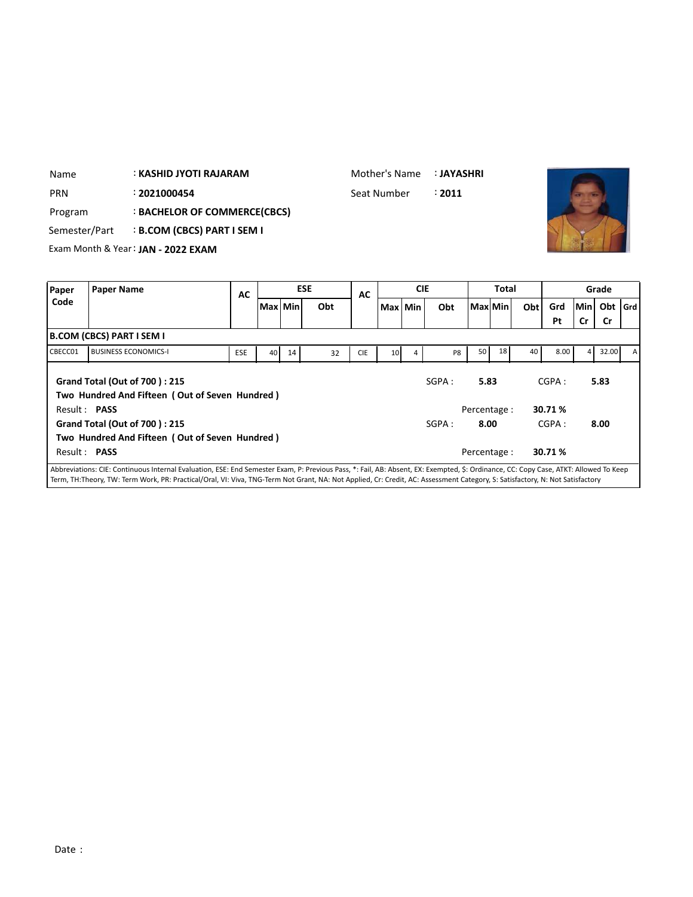Name : **KASHID JYOTI RAJARAM**

Mother's Name : **JAYASHRI**

PRN : **2021000454**

Seat Number : **2011**

Program : **BACHELOR OF COMMERCE(CBCS)**

Semester/Part : **B.COM (CBCS) PART I SEM I**

Exam Month & Year : **JAN - 2022 EXAM**

| Paper Code | Paper Name | AC | ESE | | | AC | CIE | | | Total | | | Grade | | | |
|---|---|---|---|---|---|---|---|---|---|---|---|---|---|---|---|---|
| | | | Max | Min | Obt | | Max | Min | Obt | Max | Min | Obt | Grd Pt | Min Cr | Obt Cr | Grd |
| **B.COM (CBCS) PART I SEM I** | | | | | | | | | | | | | | | | |
| CBECC01 | BUSINESS ECONOMICS-I | ESE | 40 | 14 | 32 | CIE | 10 | 4 | P8 | 50 | 18 | 40 | 8.00 | 4 | 32.00 | A |

**Grand Total (Out of 700 ) : 215**

**Two Hundred And Fifteen ( Out of Seven Hundred )**

Result : **PASS**

SGPA : **5.83** CGPA : **5.83**

Percentage : **30.71 %**

**Grand Total (Out of 700 ) : 215**

**Two Hundred And Fifteen ( Out of Seven Hundred )**

Result : **PASS**

SGPA : **8.00** CGPA : **8.00**

Percentage : **30.71 %**

Abbreviations: CIE: Continuous Internal Evaluation, ESE: End Semester Exam, P: Previous Pass, *: Fail, AB: Absent, EX: Exempted, $: Ordinance, CC: Copy Case, ATKT: Allowed To Keep Term, TH:Theory, TW: Term Work, PR: Practical/Oral, VI: Viva, TNG-Term Not Grant, NA: Not Applied, Cr: Credit, AC: Assessment Category, S: Satisfactory, N: Not Satisfactory

Date :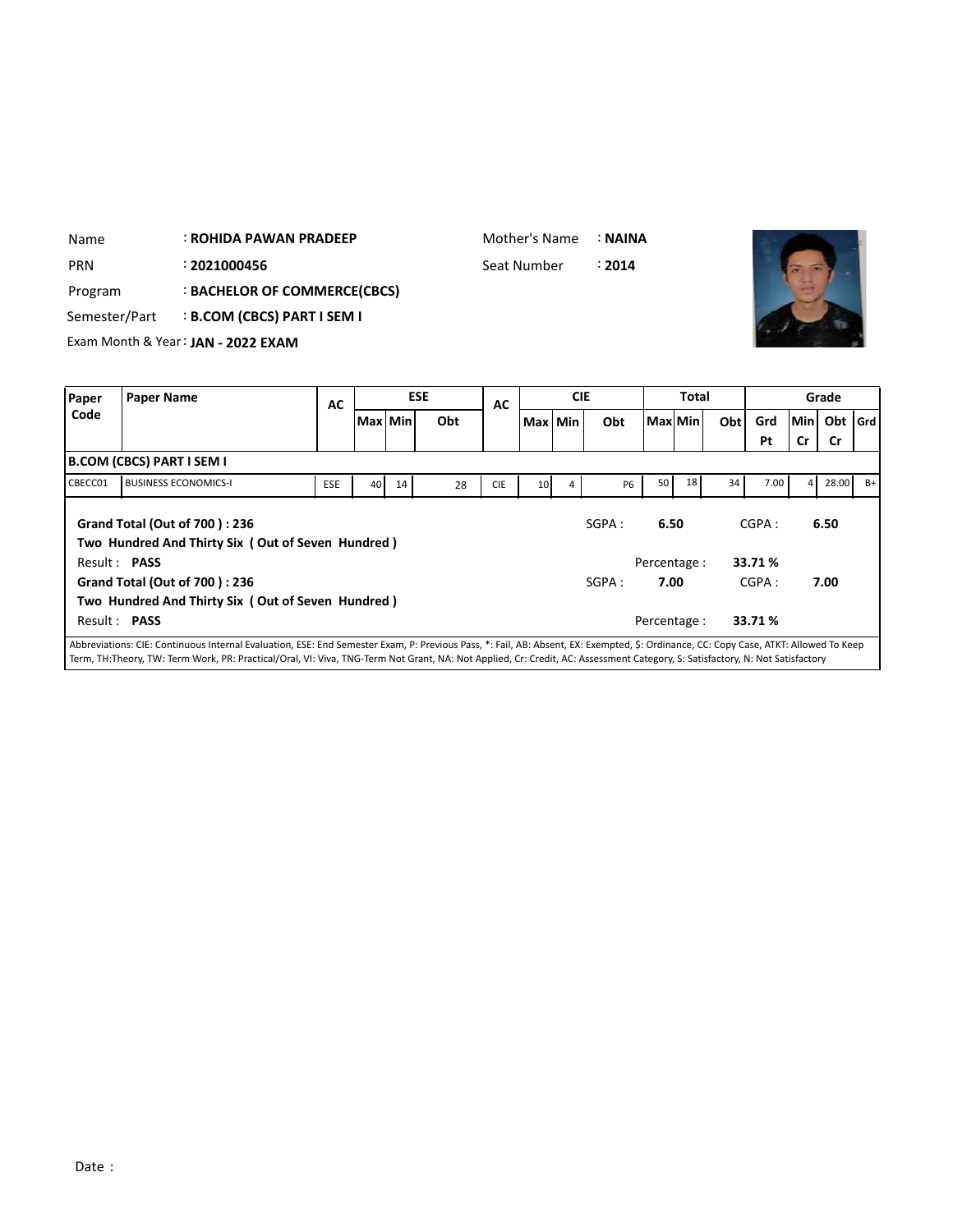| | | | | |
|---|---|---|---|---|
| Name | : **ROHIDA PAWAN PRADEEP** | Mother's Name | : **NAINA** |
| PRN | : **2021000456** | Seat Number | : **2014** |
| Program | : **BACHELOR OF COMMERCE(CBCS)** | | |
| Semester/Part | : **B.COM (CBCS) PART I SEM I** | | |
| Exam Month & Year | : **JAN - 2022 EXAM** | | |

| Paper Code | Paper Name | AC | ESE | | | AC | CIE | | | Total | | | Grade | | | |
|---|---|---|---|---|---|---|---|---|---|---|---|---|---|---|---|---|
| | | | Max | Min | Obt | | Max | Min | Obt | Max | Min | Obt | Grd Pt | Min Cr | Obt Cr | Grd |
| **B.COM (CBCS) PART I SEM I** | | | | | | | | | | | | | | | | |
| CBECC01 | BUSINESS ECONOMICS-I | ESE | 40 | 14 | 28 | CIE | 10 | 4 | P6 | 50 | 18 | 34 | 7.00 | 4 | 28.00 | B+ |

**Grand Total (Out of 700 ) : 236** SGPA : **6.50** CGPA : **6.50**

**Two Hundred And Thirty Six ( Out of Seven Hundred )**

Result : **PASS** Percentage : **33.71 %**

**Grand Total (Out of 700 ) : 236** SGPA : **7.00** CGPA : **7.00**

**Two Hundred And Thirty Six ( Out of Seven Hundred )**

Result : **PASS** Percentage : **33.71 %**

Abbreviations: CIE: Continuous Internal Evaluation, ESE: End Semester Exam, P: Previous Pass, *: Fail, AB: Absent, EX: Exempted, $: Ordinance, CC: Copy Case, ATKT: Allowed To Keep Term, TH:Theory, TW: Term Work, PR: Practical/Oral, VI: Viva, TNG-Term Not Grant, NA: Not Applied, Cr: Credit, AC: Assessment Category, S: Satisfactory, N: Not Satisfactory

Date :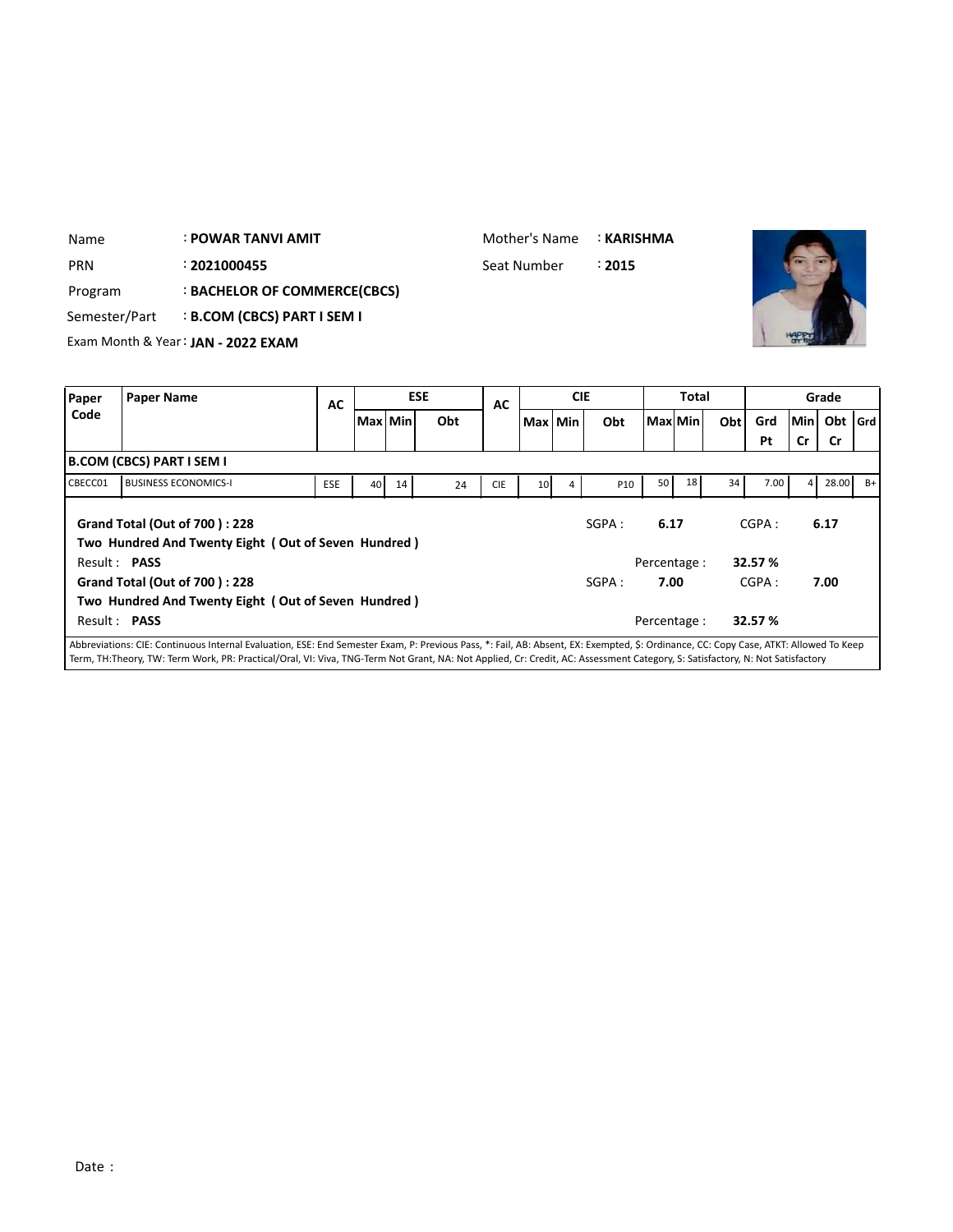| | | | |
|---|---|---|---|
| Name | : **POWAR TANVI AMIT** | Mother's Name | : **KARISHMA** |
| PRN | : **2021000455** | Seat Number | : **2015** |
| Program | : **BACHELOR OF COMMERCE(CBCS)** | | |
| Semester/Part | : **B.COM (CBCS) PART I SEM I** | | |
| Exam Month & Year | : **JAN - 2022 EXAM** | | |

| Paper Code | Paper Name | AC | ESE | | | AC | CIE | | | Total | | | Grade | | | |
|---|---|---|---|---|---|---|---|---|---|---|---|---|---|---|---|---|
| | | | Max | Min | Obt | | Max | Min | Obt | Max | Min | Obt | Grd Pt | Min Cr | Obt Cr | Grd |
| **B.COM (CBCS) PART I SEM I** | | | | | | | | | | | | | | | | |
| CBECC01 | BUSINESS ECONOMICS-I | ESE | 40 | 14 | 24 | CIE | 10 | 4 | P10 | 50 | 18 | 34 | 7.00 | 4 | 28.00 | B+ |

**Grand Total (Out of 700 ) : 228** SGPA : **6.17** CGPA : **6.17**

**Two Hundred And Twenty Eight ( Out of Seven Hundred )**

Result : **PASS** Percentage : **32.57 %**

**Grand Total (Out of 700 ) : 228** SGPA : **7.00** CGPA : **7.00**

**Two Hundred And Twenty Eight ( Out of Seven Hundred )**

Result : **PASS** Percentage : **32.57 %**

Abbreviations: CIE: Continuous Internal Evaluation, ESE: End Semester Exam, P: Previous Pass, *: Fail, AB: Absent, EX: Exempted, $: Ordinance, CC: Copy Case, ATKT: Allowed To Keep Term, TH:Theory, TW: Term Work, PR: Practical/Oral, VI: Viva, TNG-Term Not Grant, NA: Not Applied, Cr: Credit, AC: Assessment Category, S: Satisfactory, N: Not Satisfactory

Date :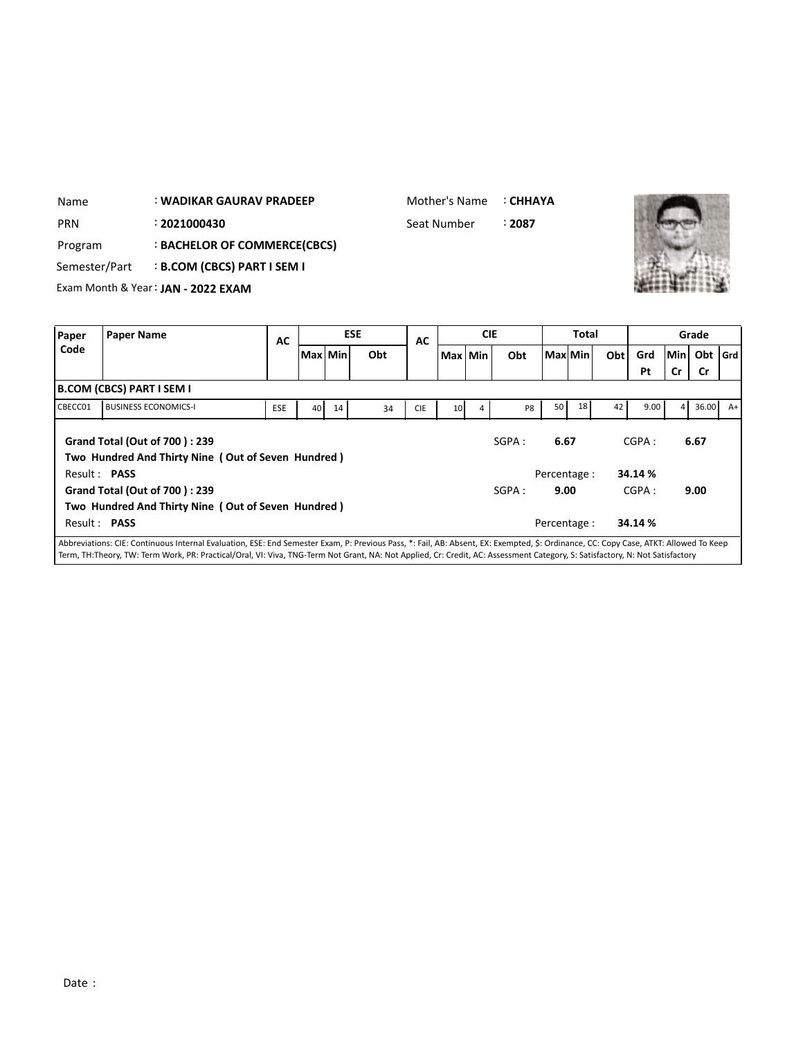| | | | | |
|---|---|---|---|---|
| Name | : WADIKAR GAURAV PRADEEP | | Mother's Name | : CHHAYA |
| PRN | : 2021000430 | | Seat Number | : 2087 |
| Program | : BACHELOR OF COMMERCE(CBCS) | | | |
| Semester/Part | : B.COM (CBCS) PART I SEM I | | | |
| Exam Month & Year | : JAN - 2022 EXAM | | | |

| Paper Code | Paper Name | AC | ESE | | | AC | CIE | | | Total | | | Grade | | | |
|---|---|---|---|---|---|---|---|---|---|---|---|---|---|---|---|---|
| | | | Max | Min | Obt | | Max | Min | Obt | Max | Min | Obt | Grd Pt | Min Cr | Obt Cr | Grd |
| **B.COM (CBCS) PART I SEM I** | | | | | | | | | | | | | | | | |
| CBECC01 | BUSINESS ECONOMICS-I | ESE | 40 | 14 | 34 | CIE | 10 | 4 | P8 | 50 | 18 | 42 | 9.00 | 4 | 36.00 | A+ |

**Grand Total (Out of 700 ) : 239** SGPA : **6.67** CGPA : **6.67**

**Two Hundred And Thirty Nine ( Out of Seven Hundred )**

Result : **PASS** Percentage : **34.14 %**

**Grand Total (Out of 700 ) : 239** SGPA : **9.00** CGPA : **9.00**

**Two Hundred And Thirty Nine ( Out of Seven Hundred )**

Result : **PASS** Percentage : **34.14 %**

Abbreviations: CIE: Continuous Internal Evaluation, ESE: End Semester Exam, P: Previous Pass, *: Fail, AB: Absent, EX: Exempted, $: Ordinance, CC: Copy Case, ATKT: Allowed To Keep Term, TH:Theory, TW: Term Work, PR: Practical/Oral, VI: Viva, TNG-Term Not Grant, NA: Not Applied, Cr: Credit, AC: Assessment Category, S: Satisfactory, N: Not Satisfactory

Date :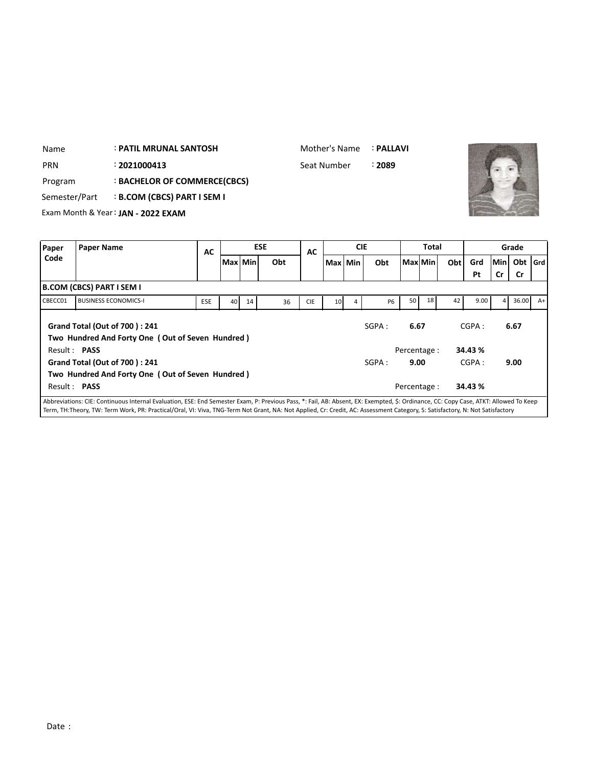Name : **PATIL MRUNAL SANTOSH**

Mother's Name : **PALLAVI**

PRN : **2021000413**

Seat Number : **2089**

Program : **BACHELOR OF COMMERCE(CBCS)**

Semester/Part : **B.COM (CBCS) PART I SEM I**

Exam Month & Year : **JAN - 2022 EXAM**

| Paper Code | Paper Name | AC | ESE | | | AC | CIE | | | Total | | | Grade | | | |
|---|---|---|---|---|---|---|---|---|---|---|---|---|---|---|---|---|
| | | | Max | Min | Obt | | Max | Min | Obt | Max | Min | Obt | Grd Pt | Min Cr | Obt Cr | Grd |
| **B.COM (CBCS) PART I SEM I** | | | | | | | | | | | | | | | | |
| CBECC01 | BUSINESS ECONOMICS-I | ESE | 40 | 14 | 36 | CIE | 10 | 4 | P6 | 50 | 18 | 42 | 9.00 | 4 | 36.00 | A+ |

**Grand Total (Out of 700 ) : 241**
**Two Hundred And Forty One ( Out of Seven Hundred )**

SGPA : **6.67** CGPA : **6.67**

Result : **PASS**

Percentage : **34.43 %**

**Grand Total (Out of 700 ) : 241**
**Two Hundred And Forty One ( Out of Seven Hundred )**

SGPA : **9.00** CGPA : **9.00**

Result : **PASS**

Percentage : **34.43 %**

Abbreviations: CIE: Continuous Internal Evaluation, ESE: End Semester Exam, P: Previous Pass, *: Fail, AB: Absent, EX: Exempted, $: Ordinance, CC: Copy Case, ATKT: Allowed To Keep Term, TH:Theory, TW: Term Work, PR: Practical/Oral, VI: Viva, TNG-Term Not Grant, NA: Not Applied, Cr: Credit, AC: Assessment Category, S: Satisfactory, N: Not Satisfactory

Date :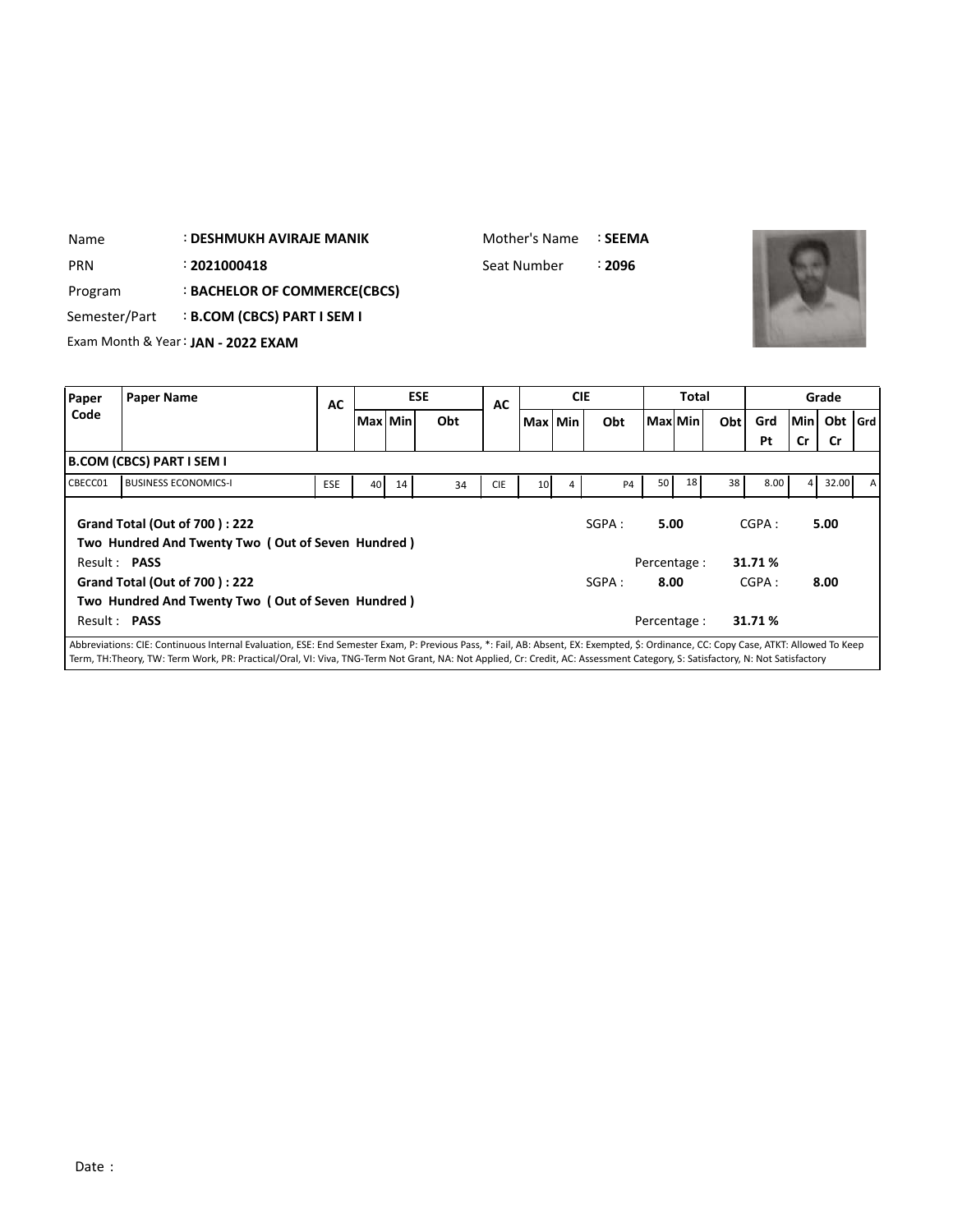Name : **DESHMUKH AVIRAJE MANIK**
Mother's Name : **SEEMA**
PRN : **2021000418**
Seat Number : **2096**
Program : **BACHELOR OF COMMERCE(CBCS)**
Semester/Part : **B.COM (CBCS) PART I SEM I**
Exam Month & Year : **JAN - 2022 EXAM**

| Paper Code | Paper Name | AC | ESE | | | AC | CIE | | | Total | | | Grade | | | |
|---|---|---|---|---|---|---|---|---|---|---|---|---|---|---|---|---|
| | | | Max | Min | Obt | | Max | Min | Obt | Max | Min | Obt | Grd Pt | Min Cr | Obt Cr | Grd |
| **B.COM (CBCS) PART I SEM I** | | | | | | | | | | | | | | | | |
| CBECC01 | BUSINESS ECONOMICS-I | ESE | 40 | 14 | 34 | CIE | 10 | 4 | P4 | 50 | 18 | 38 | 8.00 | 4 | 32.00 | A |

**Grand Total (Out of 700 ) : 222** SGPA : **5.00** CGPA : **5.00**

**Two Hundred And Twenty Two ( Out of Seven Hundred )**

Result : **PASS** Percentage : **31.71 %**

**Grand Total (Out of 700 ) : 222** SGPA : **8.00** CGPA : **8.00**

**Two Hundred And Twenty Two ( Out of Seven Hundred )**

Result : **PASS** Percentage : **31.71 %**

Abbreviations: CIE: Continuous Internal Evaluation, ESE: End Semester Exam, P: Previous Pass, *: Fail, AB: Absent, EX: Exempted, $: Ordinance, CC: Copy Case, ATKT: Allowed To Keep Term, TH:Theory, TW: Term Work, PR: Practical/Oral, VI: Viva, TNG-Term Not Grant, NA: Not Applied, Cr: Credit, AC: Assessment Category, S: Satisfactory, N: Not Satisfactory

Date :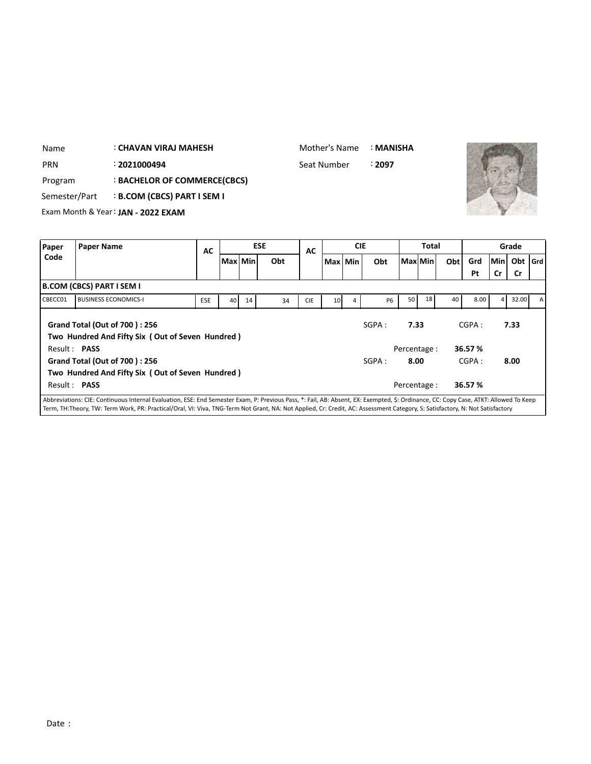Name : **CHAVAN VIRAJ MAHESH** Mother's Name : **MANISHA**

PRN : **2021000494** Seat Number : **2097**

Program : **BACHELOR OF COMMERCE(CBCS)**

Semester/Part : **B.COM (CBCS) PART I SEM I**

Exam Month & Year : **JAN - 2022 EXAM**

| Paper Code | Paper Name | AC | ESE | | | AC | CIE | | | Total | | | Grade | | | |
|---|---|---|---|---|---|---|---|---|---|---|---|---|---|---|---|---|
| | | | Max | Min | Obt | | Max | Min | Obt | Max | Min | Obt | Grd Pt | Min Cr | Obt Cr | Grd |
| **B.COM (CBCS) PART I SEM I** | | | | | | | | | | | | | | | | |
| CBECC01 | BUSINESS ECONOMICS-I | ESE | 40 | 14 | 34 | CIE | 10 | 4 | P6 | 50 | 18 | 40 | 8.00 | 4 | 32.00 | A |

**Grand Total (Out of 700 ) : 256** SGPA : **7.33** CGPA : **7.33**

**Two Hundred And Fifty Six ( Out of Seven Hundred )**

Result : **PASS** Percentage : **36.57 %**

**Grand Total (Out of 700 ) : 256** SGPA : **8.00** CGPA : **8.00**

**Two Hundred And Fifty Six ( Out of Seven Hundred )**

Result : **PASS** Percentage : **36.57 %**

Abbreviations: CIE: Continuous Internal Evaluation, ESE: End Semester Exam, P: Previous Pass, *: Fail, AB: Absent, EX: Exempted, $: Ordinance, CC: Copy Case, ATKT: Allowed To Keep Term, TH:Theory, TW: Term Work, PR: Practical/Oral, VI: Viva, TNG-Term Not Grant, NA: Not Applied, Cr: Credit, AC: Assessment Category, S: Satisfactory, N: Not Satisfactory

Date :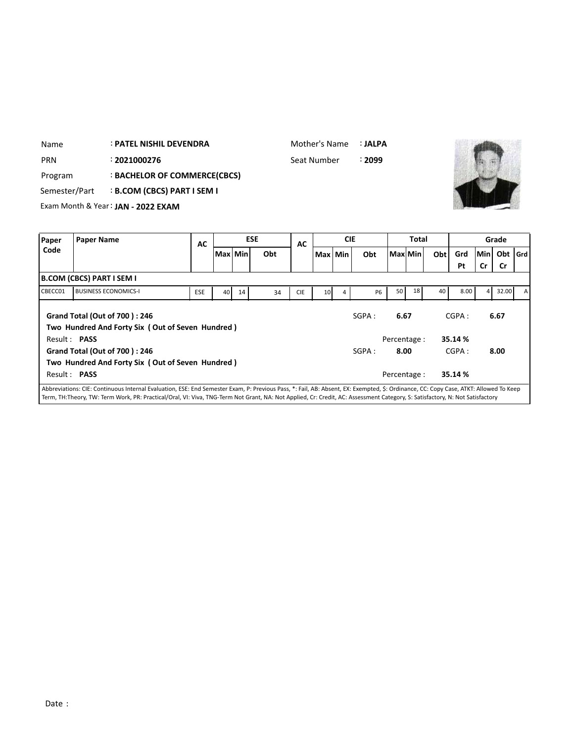Name : **PATEL NISHIL DEVENDRA**

Mother's Name : **JALPA**

PRN : **2021000276**

Seat Number : **2099**

Program : **BACHELOR OF COMMERCE(CBCS)**

Semester/Part : **B.COM (CBCS) PART I SEM I**

Exam Month & Year : **JAN - 2022 EXAM**

| Paper Code | Paper Name | AC | ESE | | | AC | CIE | | | Total | | | Grade | | | |
|---|---|---|---|---|---|---|---|---|---|---|---|---|---|---|---|---|
| | | | Max | Min | Obt | | Max | Min | Obt | Max | Min | Obt | Grd Pt | Min Cr | Obt Cr | Grd |
| **B.COM (CBCS) PART I SEM I** | | | | | | | | | | | | | | | | |
| CBECC01 | BUSINESS ECONOMICS-I | ESE | 40 | 14 | 34 | CIE | 10 | 4 | P6 | 50 | 18 | 40 | 8.00 | 4 | 32.00 | A |

**Grand Total (Out of 700 ) : 246**
**Two Hundred And Forty Six ( Out of Seven Hundred )**
Result : **PASS**

SGPA : **6.67** CGPA : **6.67**
Percentage : **35.14 %**

**Grand Total (Out of 700 ) : 246**
**Two Hundred And Forty Six ( Out of Seven Hundred )**
Result : **PASS**

SGPA : **8.00** CGPA : **8.00**
Percentage : **35.14 %**

Abbreviations: CIE: Continuous Internal Evaluation, ESE: End Semester Exam, P: Previous Pass, *: Fail, AB: Absent, EX: Exempted, $: Ordinance, CC: Copy Case, ATKT: Allowed To Keep Term, TH:Theory, TW: Term Work, PR: Practical/Oral, VI: Viva, TNG-Term Not Grant, NA: Not Applied, Cr: Credit, AC: Assessment Category, S: Satisfactory, N: Not Satisfactory

Date :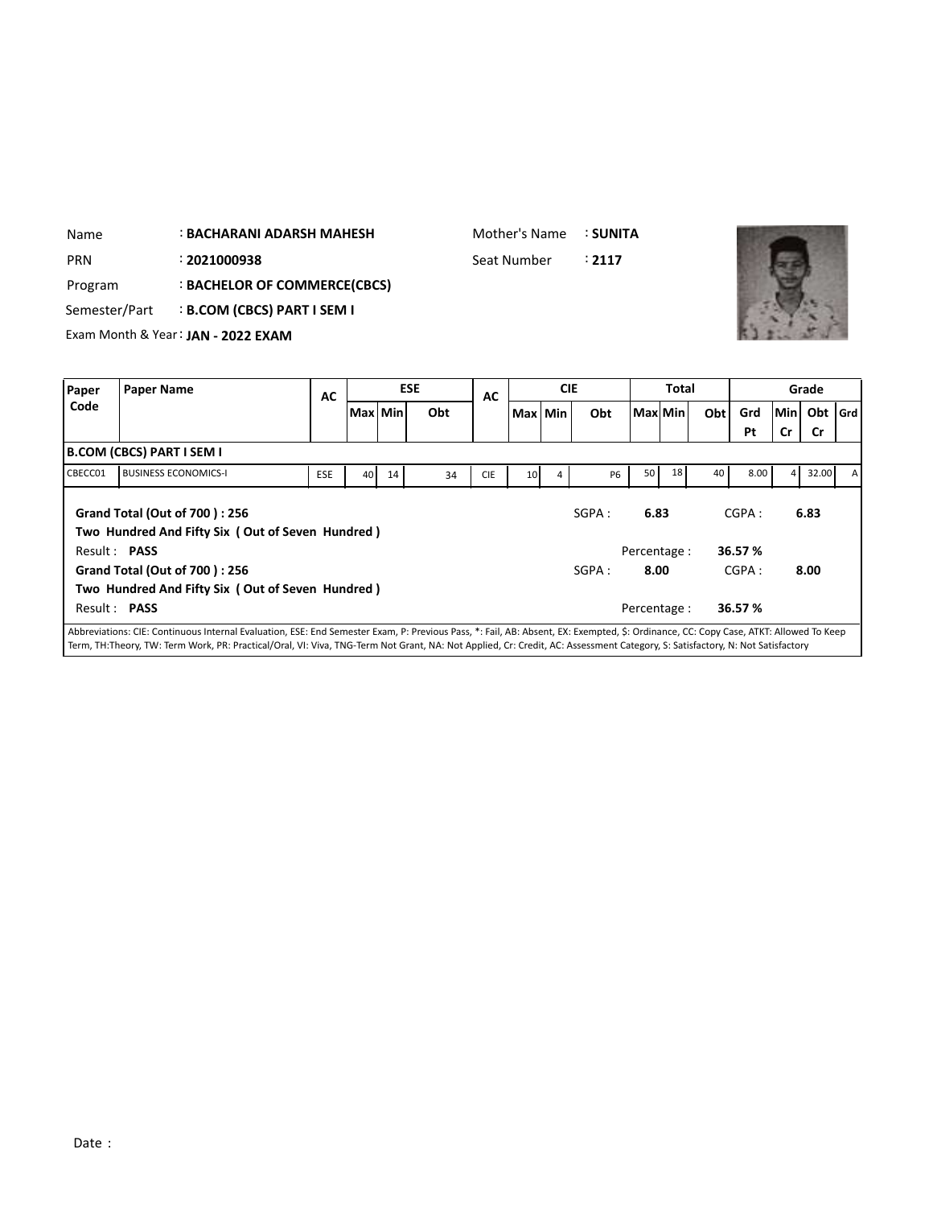Name : **BACHARANI ADARSH MAHESH**
Mother's Name : **SUNITA**
PRN : **2021000938**
Seat Number : **2117**
Program : **BACHELOR OF COMMERCE(CBCS)**
Semester/Part : **B.COM (CBCS) PART I SEM I**
Exam Month & Year : **JAN - 2022 EXAM**

| Paper Code | Paper Name | AC | ESE | | | AC | CIE | | | Total | | | Grade | | | |
|---|---|---|---|---|---|---|---|---|---|---|---|---|---|---|---|---|
| | | | Max | Min | Obt | | Max | Min | Obt | Max | Min | Obt | Grd Pt | Min Cr | Obt Cr | Grd |
| **B.COM (CBCS) PART I SEM I** | | | | | | | | | | | | | | | | |
| CBECC01 | BUSINESS ECONOMICS-I | ESE | 40 | 14 | 34 | CIE | 10 | 4 | P6 | 50 | 18 | 40 | 8.00 | 4 | 32.00 | A |

**Grand Total (Out of 700 ) : 256** SGPA : **6.83** CGPA : **6.83**

**Two Hundred And Fifty Six ( Out of Seven Hundred )**

Result : **PASS** Percentage : **36.57 %**

**Grand Total (Out of 700 ) : 256** SGPA : **8.00** CGPA : **8.00**

**Two Hundred And Fifty Six ( Out of Seven Hundred )**

Result : **PASS** Percentage : **36.57 %**

Abbreviations: CIE: Continuous Internal Evaluation, ESE: End Semester Exam, P: Previous Pass, *: Fail, AB: Absent, EX: Exempted, $: Ordinance, CC: Copy Case, ATKT: Allowed To Keep Term, TH:Theory, TW: Term Work, PR: Practical/Oral, VI: Viva, TNG-Term Not Grant, NA: Not Applied, Cr: Credit, AC: Assessment Category, S: Satisfactory, N: Not Satisfactory

Date :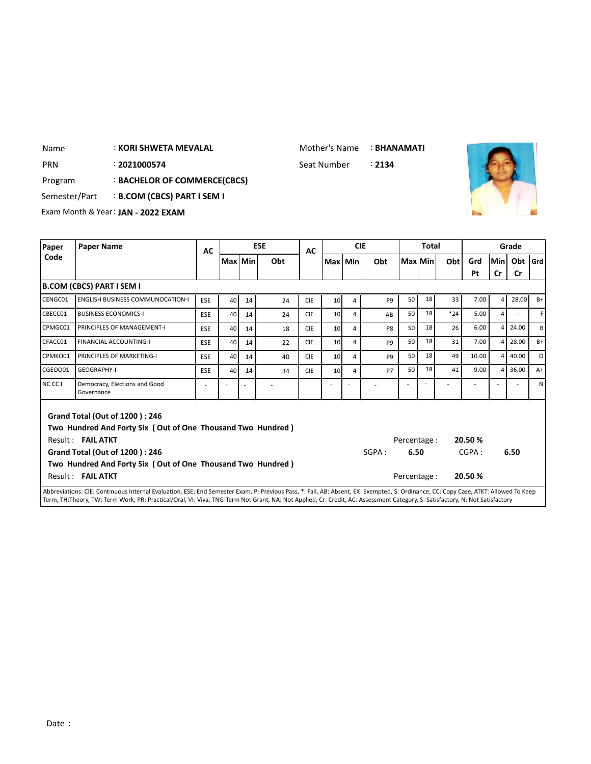| Name | : KORI SHWETA MEVALAL | Mother's Name | : BHANAMATI |
|---|---|---|---|
| PRN | : 2021000574 | Seat Number | : 2134 |
| Program | : BACHELOR OF COMMERCE(CBCS) | | |
| Semester/Part | : B.COM (CBCS) PART I SEM I | | |
| Exam Month & Year | : JAN - 2022 EXAM | | |

| Paper Code | Paper Name | AC | ESE | | | AC | CIE | | | Total | | | Grade | | | |
|---|---|---|---|---|---|---|---|---|---|---|---|---|---|---|---|---|
| | | | Max | Min | Obt | | Max | Min | Obt | Max | Min | Obt | Grd Pt | Min Cr | Obt Cr | Grd |
| **B.COM (CBCS) PART I SEM I** | | | | | | | | | | | | | | | | |
| CENGC01 | ENGLISH BUSINESS COMMUNOCATION-I | ESE | 40 | 14 | 24 | CIE | 10 | 4 | P9 | 50 | 18 | 33 | 7.00 | 4 | 28.00 | B+ |
| CBECC01 | BUSINESS ECONOMICS-I | ESE | 40 | 14 | 24 | CIE | 10 | 4 | AB | 50 | 18 | *24 | 5.00 | 4 | - | F |
| CPMGC01 | PRINCIPLES OF MANAGEMENT-I | ESE | 40 | 14 | 18 | CIE | 10 | 4 | P8 | 50 | 18 | 26 | 6.00 | 4 | 24.00 | B |
| CFACC01 | FINANCIAL ACCOUNTING-I | ESE | 40 | 14 | 22 | CIE | 10 | 4 | P9 | 50 | 18 | 31 | 7.00 | 4 | 28.00 | B+ |
| CPMKO01 | PRINCIPLES OF MARKETING-I | ESE | 40 | 14 | 40 | CIE | 10 | 4 | P9 | 50 | 18 | 49 | 10.00 | 4 | 40.00 | O |
| CGEO001 | GEOGRAPHY-I | ESE | 40 | 14 | 34 | CIE | 10 | 4 | P7 | 50 | 18 | 41 | 9.00 | 4 | 36.00 | A+ |
| NC CC I | Democracy, Elections and Good Governance | - | - | - | - | | - | - | - | - | - | - | - | - | - | N |

**Grand Total (Out of 1200 ) : 246**

**Two Hundred And Forty Six ( Out of One Thousand Two Hundred )**

Result : **FAIL ATKT** Percentage : **20.50 %**

**Grand Total (Out of 1200 ) : 246** SGPA : **6.50** CGPA : **6.50**

**Two Hundred And Forty Six ( Out of One Thousand Two Hundred )**

Result : **FAIL ATKT** Percentage : **20.50 %**

Abbreviations: CIE: Continuous Internal Evaluation, ESE: End Semester Exam, P: Previous Pass, *: Fail, AB: Absent, EX: Exempted, $: Ordinance, CC: Copy Case, ATKT: Allowed To Keep Term, TH:Theory, TW: Term Work, PR: Practical/Oral, VI: Viva, TNG-Term Not Grant, NA: Not Applied, Cr: Credit, AC: Assessment Category, S: Satisfactory, N: Not Satisfactory

Date :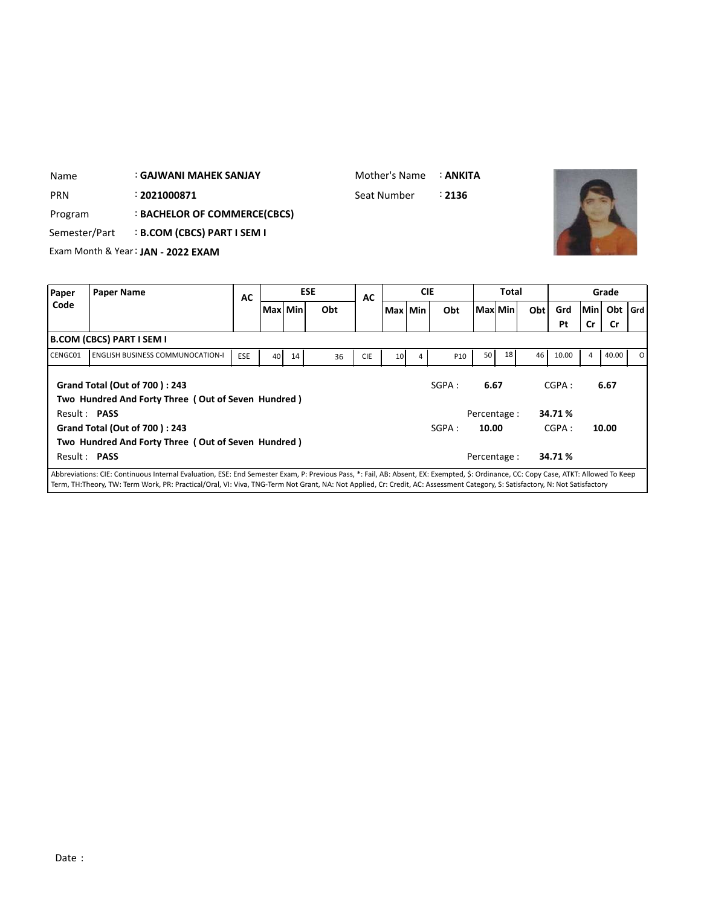Name : **GAJWANI MAHEK SANJAY**

Mother's Name : **ANKITA**

PRN : **2021000871**

Seat Number : **2136**

Program : **BACHELOR OF COMMERCE(CBCS)**

Semester/Part : **B.COM (CBCS) PART I SEM I**

Exam Month & Year : **JAN - 2022 EXAM**

| Paper Code | Paper Name | AC | ESE | | | AC | CIE | | | Total | | | Grade | | | |
|---|---|---|---|---|---|---|---|---|---|---|---|---|---|---|---|---|
| | | | Max | Min | Obt | | Max | Min | Obt | Max | Min | Obt | Grd Pt | Min Cr | Obt Cr | Grd |
| **B.COM (CBCS) PART I SEM I** | | | | | | | | | | | | | | | | |
| CENGC01 | ENGLISH BUSINESS COMMUNOCATION-I | ESE | 40 | 14 | 36 | CIE | 10 | 4 | P10 | 50 | 18 | 46 | 10.00 | 4 | 40.00 | O |

**Grand Total (Out of 700 ) : 243**

**Two Hundred And Forty Three ( Out of Seven Hundred )**

SGPA : **6.67** CGPA : **6.67**

Result : **PASS**

Percentage : **34.71 %**

**Grand Total (Out of 700 ) : 243**

**Two Hundred And Forty Three ( Out of Seven Hundred )**

SGPA : **10.00** CGPA : **10.00**

Result : **PASS**

Percentage : **34.71 %**

Abbreviations: CIE: Continuous Internal Evaluation, ESE: End Semester Exam, P: Previous Pass, *: Fail, AB: Absent, EX: Exempted, $: Ordinance, CC: Copy Case, ATKT: Allowed To Keep Term, TH:Theory, TW: Term Work, PR: Practical/Oral, VI: Viva, TNG-Term Not Grant, NA: Not Applied, Cr: Credit, AC: Assessment Category, S: Satisfactory, N: Not Satisfactory

Date :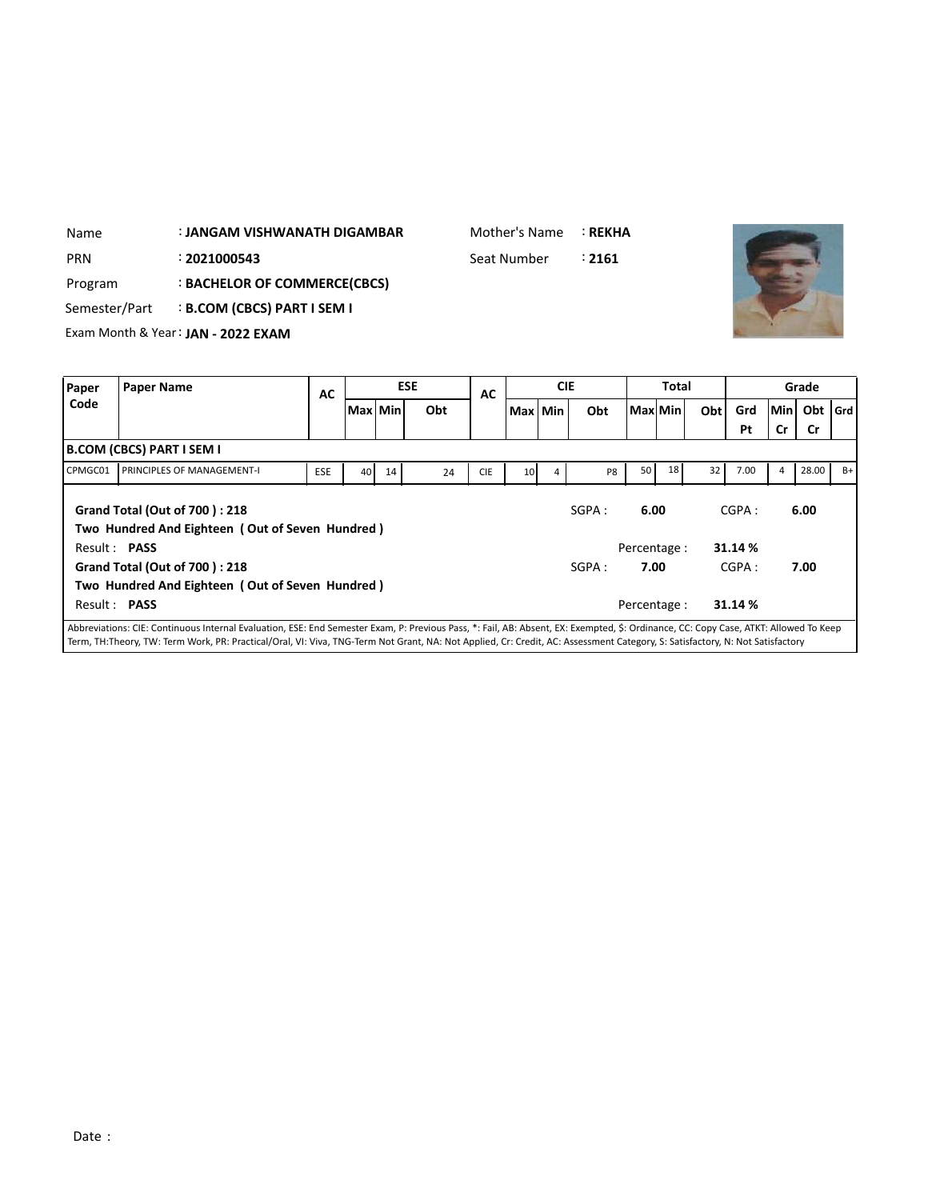Name : **JANGAM VISHWANATH DIGAMBAR**

Mother's Name : **REKHA**

PRN : **2021000543**

Seat Number : **2161**

Program : **BACHELOR OF COMMERCE(CBCS)**

Semester/Part : **B.COM (CBCS) PART I SEM I**

Exam Month & Year : **JAN - 2022 EXAM**

| Paper Code | Paper Name | AC | ESE | | | AC | CIE | | | Total | | | Grade | | | |
|---|---|---|---|---|---|---|---|---|---|---|---|---|---|---|---|---|
| | | | Max | Min | Obt | | Max | Min | Obt | Max | Min | Obt | Grd Pt | Min Cr | Obt Cr | Grd |
| **B.COM (CBCS) PART I SEM I** | | | | | | | | | | | | | | | | |
| CPMGC01 | PRINCIPLES OF MANAGEMENT-I | ESE | 40 | 14 | 24 | CIE | 10 | 4 | P8 | 50 | 18 | 32 | 7.00 | 4 | 28.00 | B+ |

**Grand Total (Out of 700 ) : 218**

**Two Hundred And Eighteen ( Out of Seven Hundred )**

Result : **PASS**

SGPA : **6.00** CGPA : **6.00**

Percentage : **31.14 %**

**Grand Total (Out of 700 ) : 218**

**Two Hundred And Eighteen ( Out of Seven Hundred )**

Result : **PASS**

SGPA : **7.00** CGPA : **7.00**

Percentage : **31.14 %**

Abbreviations: CIE: Continuous Internal Evaluation, ESE: End Semester Exam, P: Previous Pass, *: Fail, AB: Absent, EX: Exempted, $: Ordinance, CC: Copy Case, ATKT: Allowed To Keep Term, TH:Theory, TW: Term Work, PR: Practical/Oral, VI: Viva, TNG-Term Not Grant, NA: Not Applied, Cr: Credit, AC: Assessment Category, S: Satisfactory, N: Not Satisfactory

Date :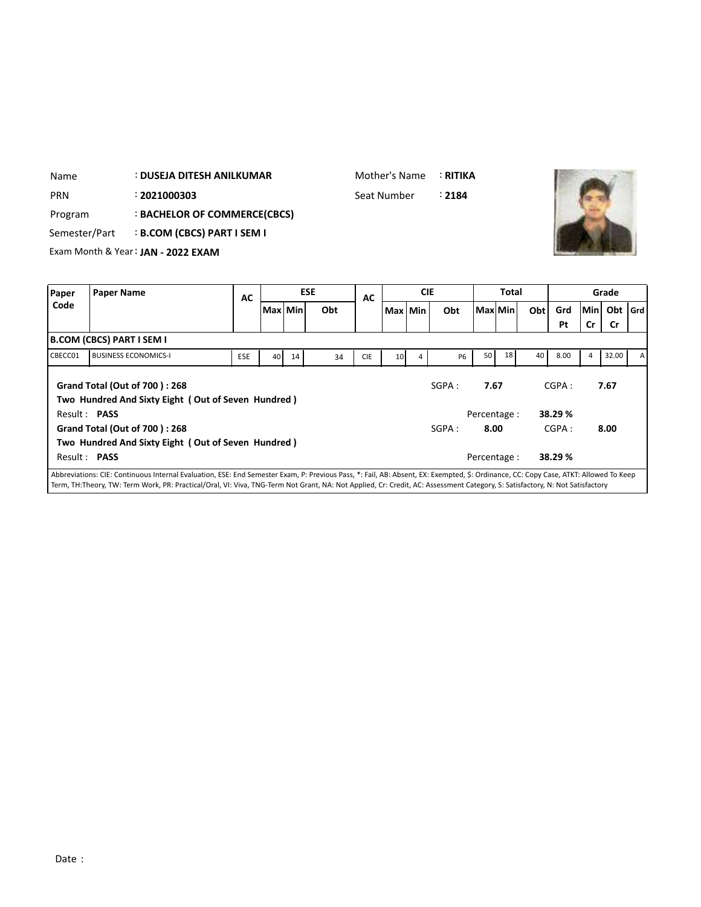| | | | |
|---|---|---|---|
| Name | : **DUSEJA DITESH ANILKUMAR** | Mother's Name | : **RITIKA** |
| PRN | : **2021000303** | Seat Number | : **2184** |
| Program | : **BACHELOR OF COMMERCE(CBCS)** | | |
| Semester/Part | : **B.COM (CBCS) PART I SEM I** | | |
| Exam Month & Year | : **JAN - 2022 EXAM** | | |

| Paper Code | Paper Name | AC | ESE | | | AC | CIE | | | Total | | | Grade | | | |
|---|---|---|---|---|---|---|---|---|---|---|---|---|---|---|---|---|
| | | | Max | Min | Obt | | Max | Min | Obt | Max | Min | Obt | Grd Pt | Min Cr | Obt Cr | Grd |
| **B.COM (CBCS) PART I SEM I** | | | | | | | | | | | | | | | | |
| CBECC01 | BUSINESS ECONOMICS-I | ESE | 40 | 14 | 34 | CIE | 10 | 4 | P6 | 50 | 18 | 40 | 8.00 | 4 | 32.00 | A |

**Grand Total (Out of 700 ) : 268** SGPA : **7.67** CGPA : **7.67**

**Two Hundred And Sixty Eight ( Out of Seven Hundred )**

Result : **PASS** Percentage : **38.29 %**

**Grand Total (Out of 700 ) : 268** SGPA : **8.00** CGPA : **8.00**

**Two Hundred And Sixty Eight ( Out of Seven Hundred )**

Result : **PASS** Percentage : **38.29 %**

Abbreviations: CIE: Continuous Internal Evaluation, ESE: End Semester Exam, P: Previous Pass, *: Fail, AB: Absent, EX: Exempted, $: Ordinance, CC: Copy Case, ATKT: Allowed To Keep Term, TH:Theory, TW: Term Work, PR: Practical/Oral, VI: Viva, TNG-Term Not Grant, NA: Not Applied, Cr: Credit, AC: Assessment Category, S: Satisfactory, N: Not Satisfactory

Date :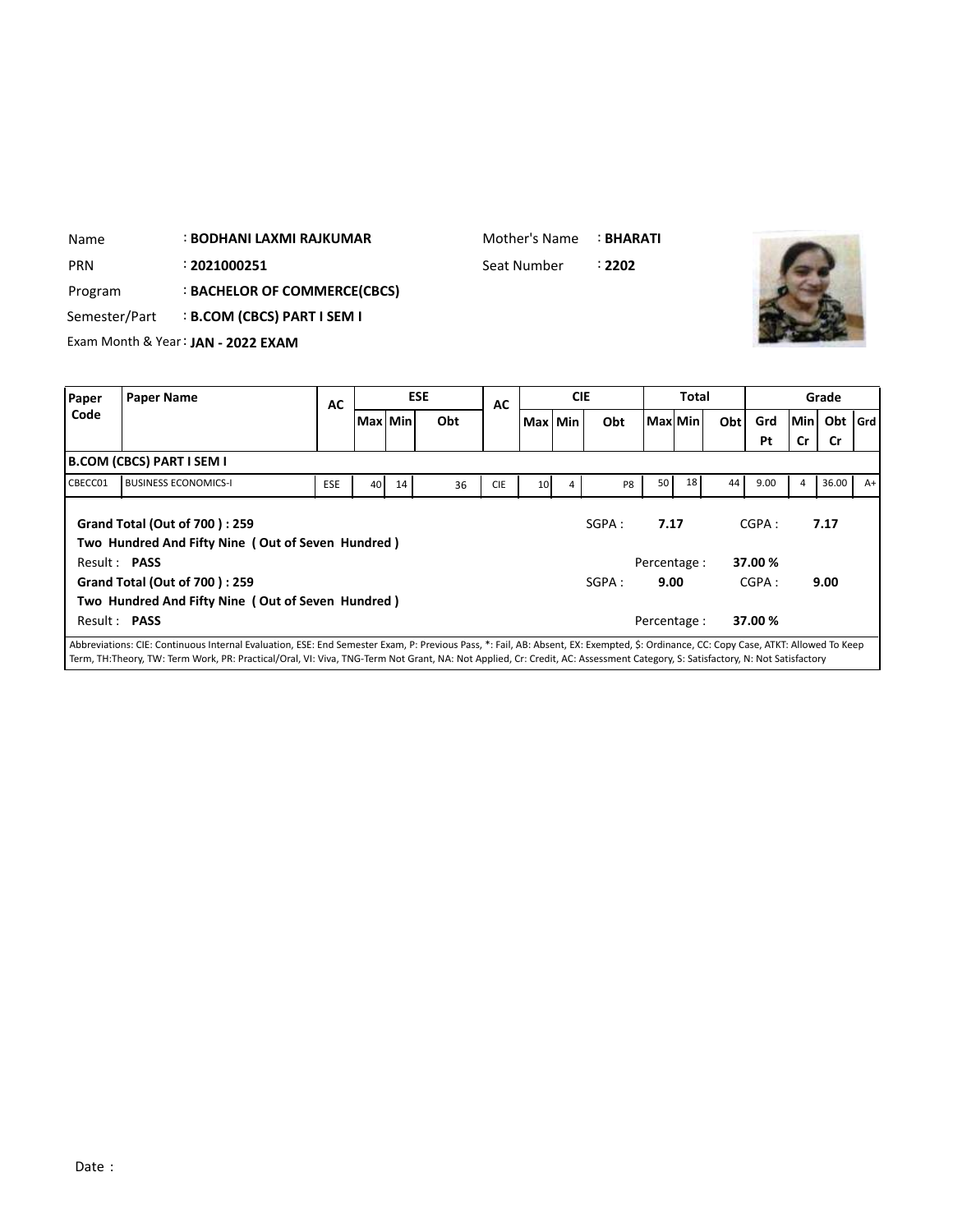| | | | |
|---|---|---|---|
| Name | : **BODHANI LAXMI RAJKUMAR** | Mother's Name | : **BHARATI** |
| PRN | : **2021000251** | Seat Number | : **2202** |
| Program | : **BACHELOR OF COMMERCE(CBCS)** | | |
| Semester/Part | : **B.COM (CBCS) PART I SEM I** | | |
| Exam Month & Year | : **JAN - 2022 EXAM** | | |

| Paper Code | Paper Name | AC | ESE | | | AC | CIE | | | Total | | | Grade | | | |
|---|---|---|---|---|---|---|---|---|---|---|---|---|---|---|---|---|
| | | | Max | Min | Obt | | Max | Min | Obt | Max | Min | Obt | Grd Pt | Min Cr | Obt Cr | Grd |
| **B.COM (CBCS) PART I SEM I** | | | | | | | | | | | | | | | | |
| CBECC01 | BUSINESS ECONOMICS-I | ESE | 40 | 14 | 36 | CIE | 10 | 4 | P8 | 50 | 18 | 44 | 9.00 | 4 | 36.00 | A+ |

**Grand Total (Out of 700 ) : 259** SGPA : **7.17** CGPA : **7.17**

**Two Hundred And Fifty Nine ( Out of Seven Hundred )**

Result : **PASS** Percentage : **37.00 %**

**Grand Total (Out of 700 ) : 259** SGPA : **9.00** CGPA : **9.00**

**Two Hundred And Fifty Nine ( Out of Seven Hundred )**

Result : **PASS** Percentage : **37.00 %**

Abbreviations: CIE: Continuous Internal Evaluation, ESE: End Semester Exam, P: Previous Pass, *: Fail, AB: Absent, EX: Exempted, $: Ordinance, CC: Copy Case, ATKT: Allowed To Keep Term, TH:Theory, TW: Term Work, PR: Practical/Oral, VI: Viva, TNG-Term Not Grant, NA: Not Applied, Cr: Credit, AC: Assessment Category, S: Satisfactory, N: Not Satisfactory

Date :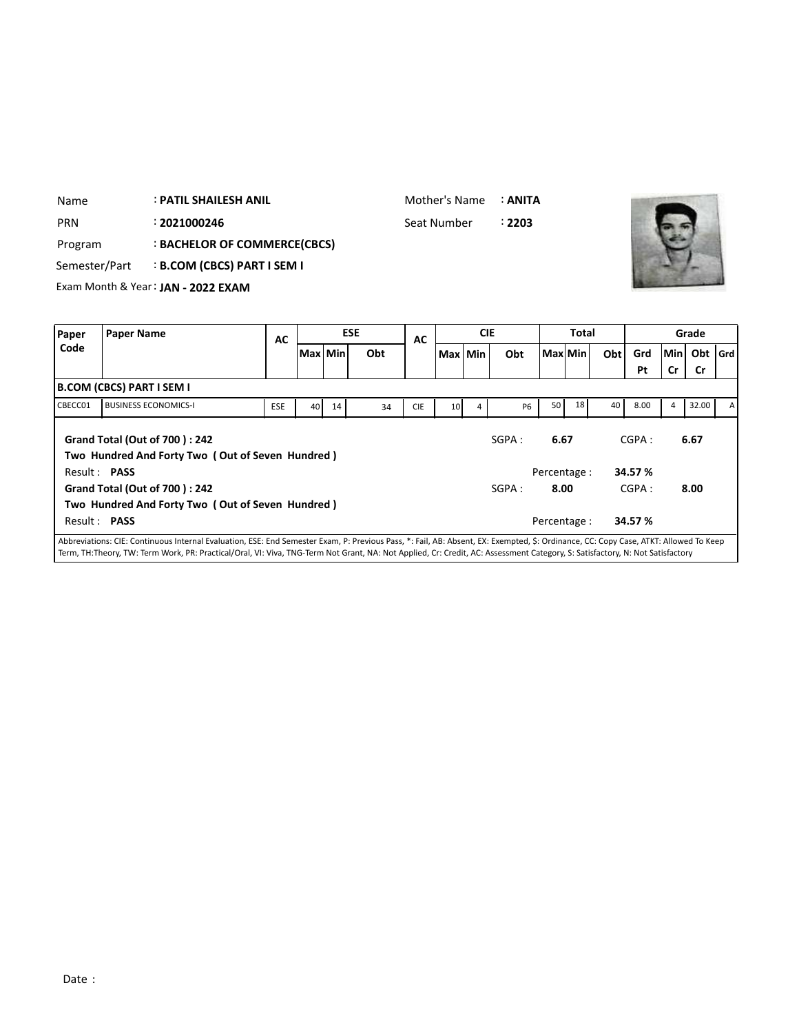Name : **PATIL SHAILESH ANIL**

Mother's Name : **ANITA**

PRN : **2021000246**

Seat Number : **2203**

Program : **BACHELOR OF COMMERCE(CBCS)**

Semester/Part : **B.COM (CBCS) PART I SEM I**

Exam Month & Year : **JAN - 2022 EXAM**

| Paper Code | Paper Name | AC | ESE | | | AC | CIE | | | Total | | | Grade | | | |
|---|---|---|---|---|---|---|---|---|---|---|---|---|---|---|---|---|
| | | | Max | Min | Obt | | Max | Min | Obt | Max | Min | Obt | Grd Pt | Min Cr | Obt Cr | Grd |
| **B.COM (CBCS) PART I SEM I** | | | | | | | | | | | | | | | | |
| CBECC01 | BUSINESS ECONOMICS-I | ESE | 40 | 14 | 34 | CIE | 10 | 4 | P6 | 50 | 18 | 40 | 8.00 | 4 | 32.00 | A |

**Grand Total (Out of 700 ) : 242** SGPA : **6.67** CGPA : **6.67**

**Two Hundred And Forty Two ( Out of Seven Hundred )**

Result : **PASS** Percentage : **34.57 %**

**Grand Total (Out of 700 ) : 242** SGPA : **8.00** CGPA : **8.00**

**Two Hundred And Forty Two ( Out of Seven Hundred )**

Result : **PASS** Percentage : **34.57 %**

Abbreviations: CIE: Continuous Internal Evaluation, ESE: End Semester Exam, P: Previous Pass, *: Fail, AB: Absent, EX: Exempted, $: Ordinance, CC: Copy Case, ATKT: Allowed To Keep Term, TH:Theory, TW: Term Work, PR: Practical/Oral, VI: Viva, TNG-Term Not Grant, NA: Not Applied, Cr: Credit, AC: Assessment Category, S: Satisfactory, N: Not Satisfactory

Date :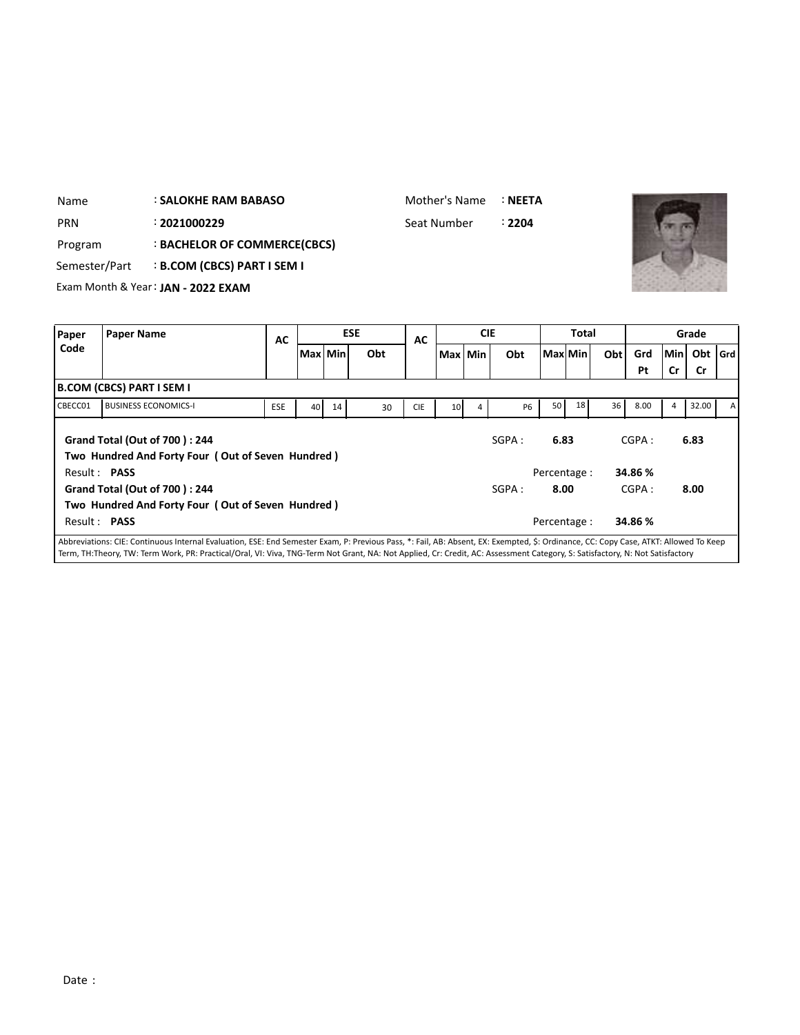| | | | |
|---|---|---|---|
| Name | : **SALOKHE RAM BABASO** | Mother's Name | : **NEETA** |
| PRN | : **2021000229** | Seat Number | : **2204** |
| Program | : **BACHELOR OF COMMERCE(CBCS)** | | |
| Semester/Part | : **B.COM (CBCS) PART I SEM I** | | |
| Exam Month & Year | : **JAN - 2022 EXAM** | | |

| Paper Code | Paper Name | AC | ESE | | | AC | CIE | | | Total | | | Grade | | | |
|---|---|---|---|---|---|---|---|---|---|---|---|---|---|---|---|---|
| | | | Max | Min | Obt | | Max | Min | Obt | Max | Min | Obt | Grd Pt | Min Cr | Obt Cr | Grd |
| **B.COM (CBCS) PART I SEM I** | | | | | | | | | | | | | | | | |
| CBECC01 | BUSINESS ECONOMICS-I | ESE | 40 | 14 | 30 | CIE | 10 | 4 | P6 | 50 | 18 | 36 | 8.00 | 4 | 32.00 | A |

**Grand Total (Out of 700 ) : 244** SGPA : **6.83** CGPA : **6.83**

**Two Hundred And Forty Four ( Out of Seven Hundred )**

Result : **PASS** Percentage : **34.86 %**

**Grand Total (Out of 700 ) : 244** SGPA : **8.00** CGPA : **8.00**

**Two Hundred And Forty Four ( Out of Seven Hundred )**

Result : **PASS** Percentage : **34.86 %**

Abbreviations: CIE: Continuous Internal Evaluation, ESE: End Semester Exam, P: Previous Pass, *: Fail, AB: Absent, EX: Exempted, $: Ordinance, CC: Copy Case, ATKT: Allowed To Keep Term, TH:Theory, TW: Term Work, PR: Practical/Oral, VI: Viva, TNG-Term Not Grant, NA: Not Applied, Cr: Credit, AC: Assessment Category, S: Satisfactory, N: Not Satisfactory

Date :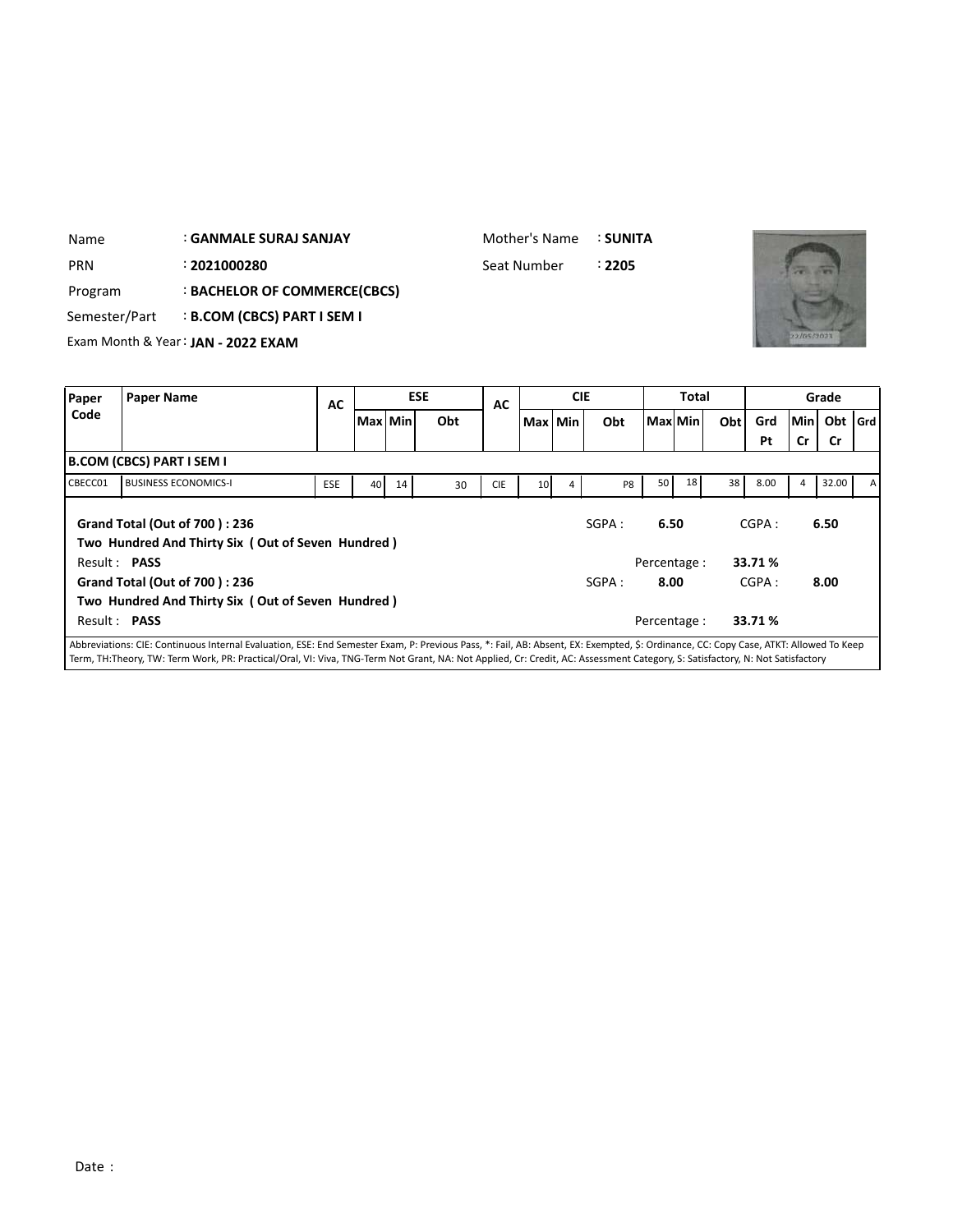Name : **GANMALE SURAJ SANJAY**

Mother's Name : **SUNITA**

PRN : **2021000280**

Seat Number : **2205**

Program : **BACHELOR OF COMMERCE(CBCS)**

Semester/Part : **B.COM (CBCS) PART I SEM I**

Exam Month & Year : **JAN - 2022 EXAM**

| Paper Code | Paper Name | AC | ESE | | | AC | CIE | | | Total | | | Grade | | | |
|---|---|---|---|---|---|---|---|---|---|---|---|---|---|---|---|---|
| | | | Max | Min | Obt | | Max | Min | Obt | Max | Min | Obt | Grd Pt | Min Cr | Obt Cr | Grd |
| **B.COM (CBCS) PART I SEM I** | | | | | | | | | | | | | | | | |
| CBECC01 | BUSINESS ECONOMICS-I | ESE | 40 | 14 | 30 | CIE | 10 | 4 | P8 | 50 | 18 | 38 | 8.00 | 4 | 32.00 | A |

**Grand Total (Out of 700 ) : 236**

**Two Hundred And Thirty Six ( Out of Seven Hundred )**

SGPA : **6.50** CGPA : **6.50**

Result : **PASS** Percentage : **33.71 %**

**Grand Total (Out of 700 ) : 236**

**Two Hundred And Thirty Six ( Out of Seven Hundred )**

SGPA : **8.00** CGPA : **8.00**

Result : **PASS** Percentage : **33.71 %**

Abbreviations: CIE: Continuous Internal Evaluation, ESE: End Semester Exam, P: Previous Pass, *: Fail, AB: Absent, EX: Exempted, $: Ordinance, CC: Copy Case, ATKT: Allowed To Keep Term, TH:Theory, TW: Term Work, PR: Practical/Oral, VI: Viva, TNG-Term Not Grant, NA: Not Applied, Cr: Credit, AC: Assessment Category, S: Satisfactory, N: Not Satisfactory

Date :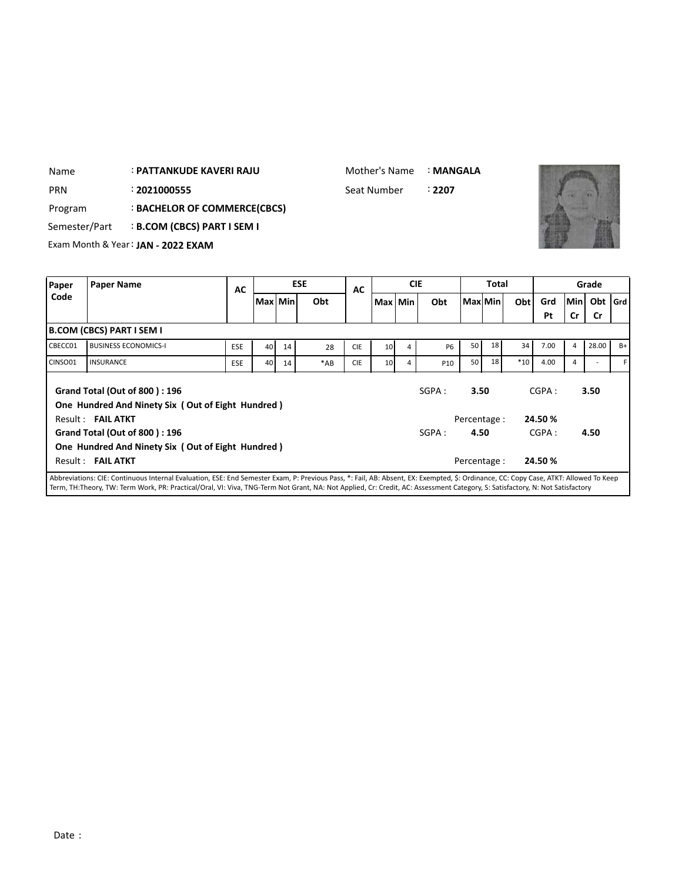| | | | |
|---|---|---|---|
| Name | : **PATTANKUDE KAVERI RAJU** | Mother's Name | : **MANGALA** |
| PRN | : **2021000555** | Seat Number | : **2207** |
| Program | : **BACHELOR OF COMMERCE(CBCS)** | | |
| Semester/Part | : **B.COM (CBCS) PART I SEM I** | | |
| Exam Month & Year | : **JAN - 2022 EXAM** | | |

| Paper Code | Paper Name | AC | ESE | | | AC | CIE | | | Total | | | Grade | | | |
|---|---|---|---|---|---|---|---|---|---|---|---|---|---|---|---|---|
| | | | Max | Min | Obt | | Max | Min | Obt | Max | Min | Obt | Grd Pt | Min Cr | Obt Cr | Grd |
| **B.COM (CBCS) PART I SEM I** | | | | | | | | | | | | | | | | |
| CBECC01 | BUSINESS ECONOMICS-I | ESE | 40 | 14 | 28 | CIE | 10 | 4 | P6 | 50 | 18 | 34 | 7.00 | 4 | 28.00 | B+ |
| CINSO01 | INSURANCE | ESE | 40 | 14 | *AB | CIE | 10 | 4 | P10 | 50 | 18 | *10 | 4.00 | 4 | - | F |

**Grand Total (Out of 800 ) : 196** SGPA : **3.50** CGPA : **3.50**

**One Hundred And Ninety Six ( Out of Eight Hundred )**

Result : **FAIL ATKT** Percentage : **24.50 %**

**Grand Total (Out of 800 ) : 196** SGPA : **4.50** CGPA : **4.50**

**One Hundred And Ninety Six ( Out of Eight Hundred )**

Result : **FAIL ATKT** Percentage : **24.50 %**

Abbreviations: CIE: Continuous Internal Evaluation, ESE: End Semester Exam, P: Previous Pass, *: Fail, AB: Absent, EX: Exempted, $: Ordinance, CC: Copy Case, ATKT: Allowed To Keep Term, TH:Theory, TW: Term Work, PR: Practical/Oral, VI: Viva, TNG-Term Not Grant, NA: Not Applied, Cr: Credit, AC: Assessment Category, S: Satisfactory, N: Not Satisfactory

Date :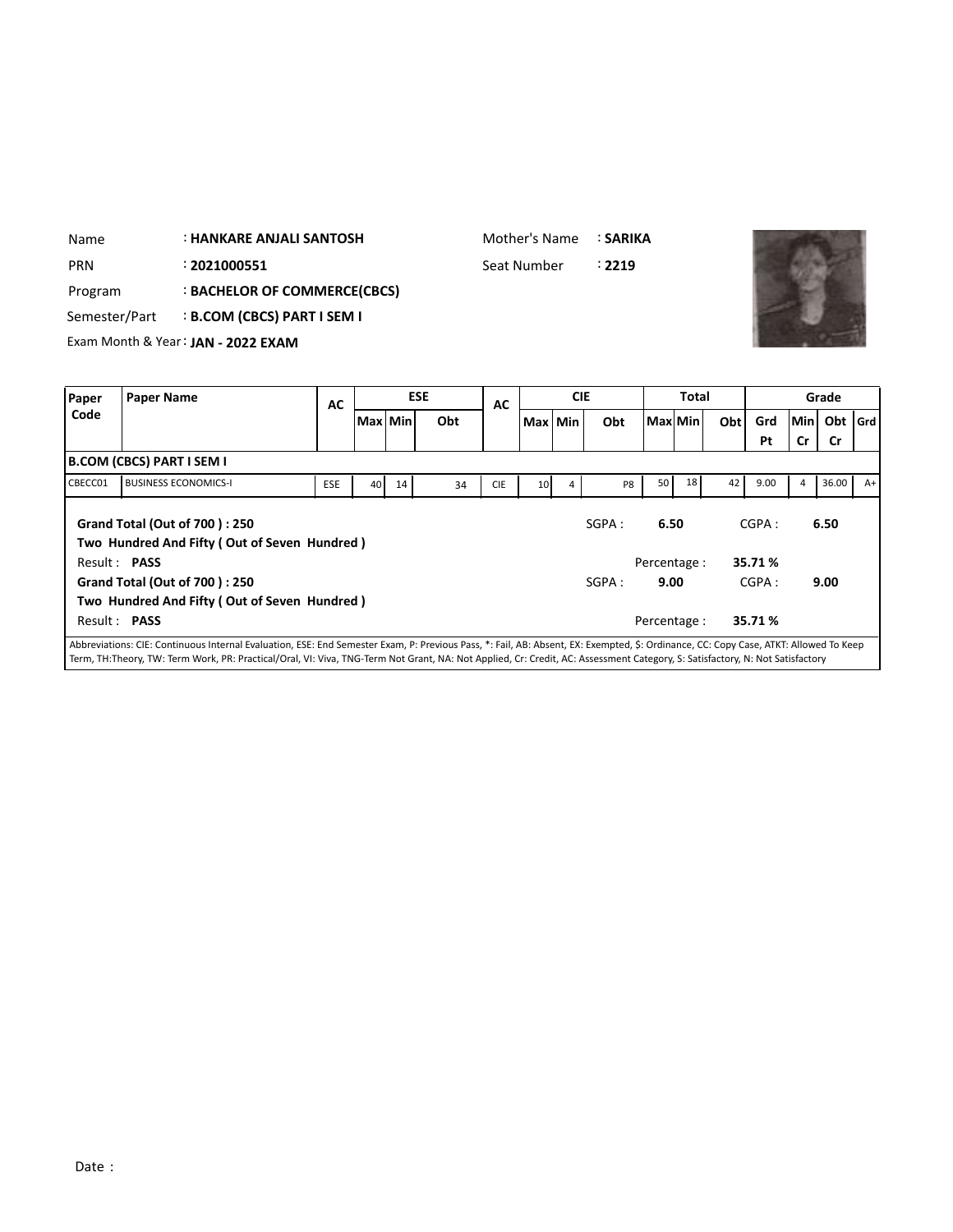| | | | |
|---|---|---|---|
| Name | : **HANKARE ANJALI SANTOSH** | Mother's Name | : **SARIKA** |
| PRN | : **2021000551** | Seat Number | : **2219** |
| Program | : **BACHELOR OF COMMERCE(CBCS)** | | |
| Semester/Part | : **B.COM (CBCS) PART I SEM I** | | |
| Exam Month & Year | : **JAN - 2022 EXAM** | | |

| Paper Code | Paper Name | AC | ESE | | | AC | CIE | | | Total | | | Grade | | | |
|---|---|---|---|---|---|---|---|---|---|---|---|---|---|---|---|---|
| | | | Max | Min | Obt | | Max | Min | Obt | Max | Min | Obt | Grd Pt | Min Cr | Obt Cr | Grd |
| **B.COM (CBCS) PART I SEM I** | | | | | | | | | | | | | | | | |
| CBECC01 | BUSINESS ECONOMICS-I | ESE | 40 | 14 | 34 | CIE | 10 | 4 | P8 | 50 | 18 | 42 | 9.00 | 4 | 36.00 | A+ |

**Grand Total (Out of 700 ) : 250** SGPA : **6.50** CGPA : **6.50**

**Two Hundred And Fifty ( Out of Seven Hundred )**

Result : **PASS** Percentage : **35.71 %**

**Grand Total (Out of 700 ) : 250** SGPA : **9.00** CGPA : **9.00**

**Two Hundred And Fifty ( Out of Seven Hundred )**

Result : **PASS** Percentage : **35.71 %**

Abbreviations: CIE: Continuous Internal Evaluation, ESE: End Semester Exam, P: Previous Pass, *: Fail, AB: Absent, EX: Exempted, $: Ordinance, CC: Copy Case, ATKT: Allowed To Keep Term, TH:Theory, TW: Term Work, PR: Practical/Oral, VI: Viva, TNG-Term Not Grant, NA: Not Applied, Cr: Credit, AC: Assessment Category, S: Satisfactory, N: Not Satisfactory

Date :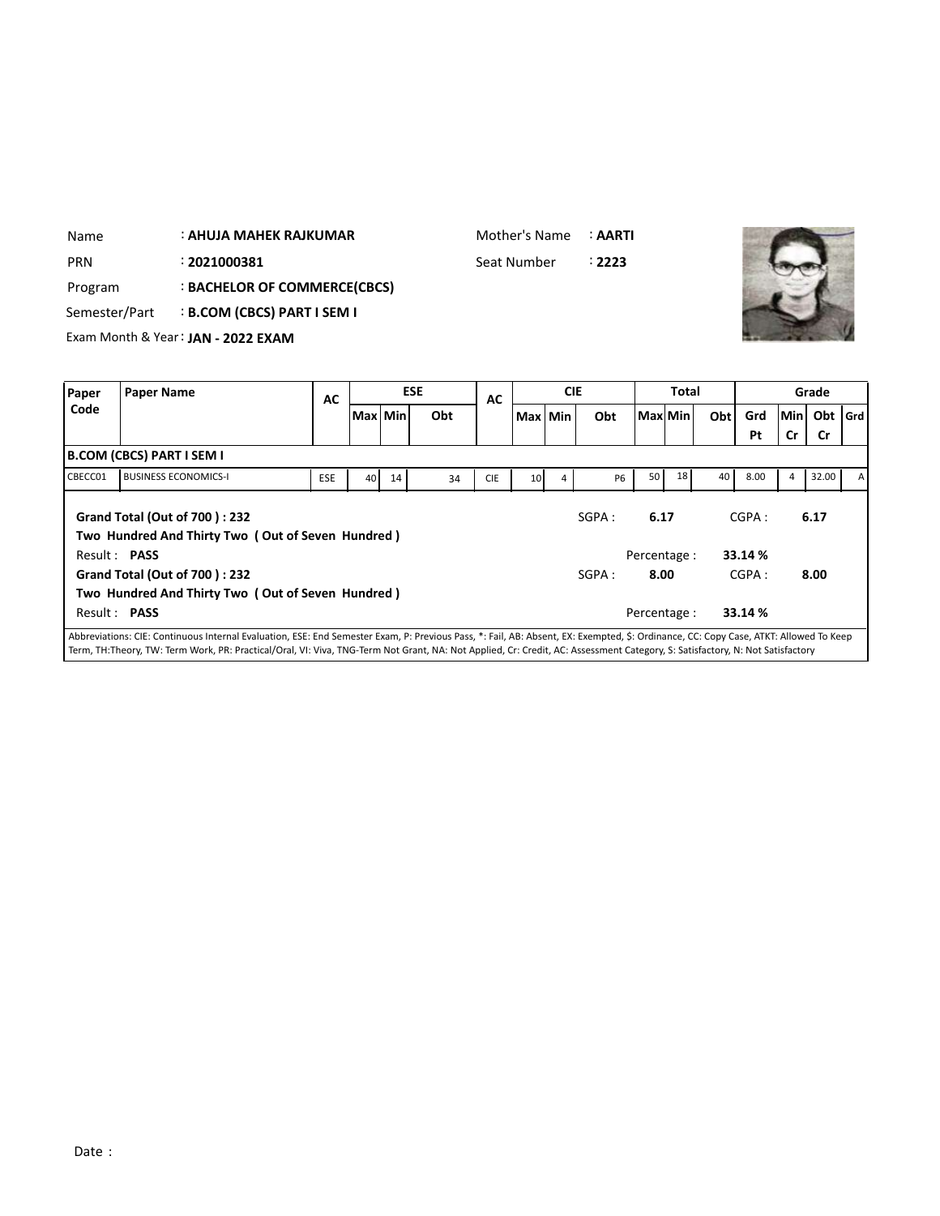Name : **AHUJA MAHEK RAJKUMAR**
Mother's Name : **AARTI**

PRN : **2021000381**
Seat Number : **2223**

Program : **BACHELOR OF COMMERCE(CBCS)**

Semester/Part : **B.COM (CBCS) PART I SEM I**

Exam Month & Year : **JAN - 2022 EXAM**

| Paper Code | Paper Name | AC | ESE | | | AC | CIE | | | Total | | | Grade | | | |
|---|---|---|---|---|---|---|---|---|---|---|---|---|---|---|---|---|
| | | | Max | Min | Obt | | Max | Min | Obt | Max | Min | Obt | Grd Pt | Min Cr | Obt Cr | Grd |
| **B.COM (CBCS) PART I SEM I** | | | | | | | | | | | | | | | | |
| CBECC01 | BUSINESS ECONOMICS-I | ESE | 40 | 14 | 34 | CIE | 10 | 4 | P6 | 50 | 18 | 40 | 8.00 | 4 | 32.00 | A |

**Grand Total (Out of 700 ) : 232**
SGPA : **6.17**
CGPA : **6.17**

**Two Hundred And Thirty Two ( Out of Seven Hundred )**

Result : **PASS**
Percentage : **33.14 %**

**Grand Total (Out of 700 ) : 232**
SGPA : **8.00**
CGPA : **8.00**

**Two Hundred And Thirty Two ( Out of Seven Hundred )**

Result : **PASS**
Percentage : **33.14 %**

Abbreviations: CIE: Continuous Internal Evaluation, ESE: End Semester Exam, P: Previous Pass, *: Fail, AB: Absent, EX: Exempted, $: Ordinance, CC: Copy Case, ATKT: Allowed To Keep Term, TH:Theory, TW: Term Work, PR: Practical/Oral, VI: Viva, TNG-Term Not Grant, NA: Not Applied, Cr: Credit, AC: Assessment Category, S: Satisfactory, N: Not Satisfactory

Date :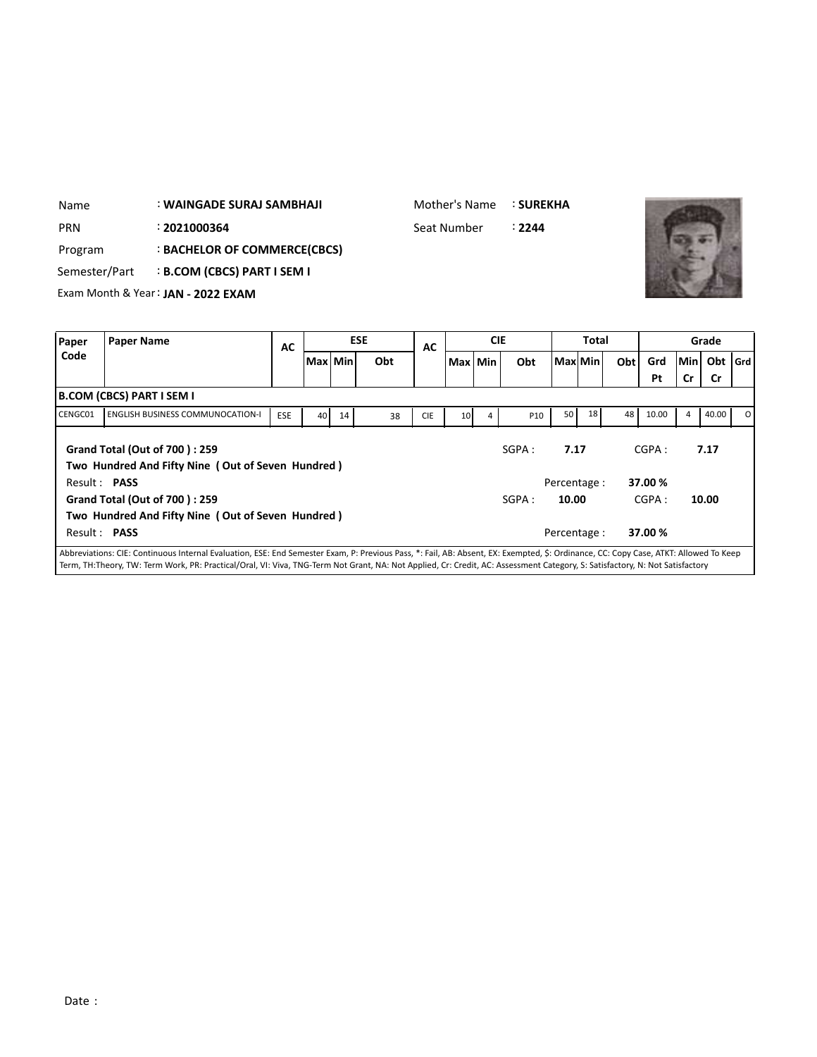Name : **WAINGADE SURAJ SAMBHAJI**

Mother's Name : **SUREKHA**

PRN : **2021000364**

Seat Number : **2244**

Program : **BACHELOR OF COMMERCE(CBCS)**

Semester/Part : **B.COM (CBCS) PART I SEM I**

Exam Month & Year : **JAN - 2022 EXAM**

| Paper Code | Paper Name | AC | ESE | | | AC | CIE | | | Total | | | Grade | | | |
|---|---|---|---|---|---|---|---|---|---|---|---|---|---|---|---|---|
| | | | Max | Min | Obt | | Max | Min | Obt | Max | Min | Obt | Grd Pt | Min Cr | Obt Cr | Grd |
| **B.COM (CBCS) PART I SEM I** | | | | | | | | | | | | | | | | |
| CENGC01 | ENGLISH BUSINESS COMMUNOCATION-I | ESE | 40 | 14 | 38 | CIE | 10 | 4 | P10 | 50 | 18 | 48 | 10.00 | 4 | 40.00 | O |

**Grand Total (Out of 700 ) : 259** SGPA : **7.17** CGPA : **7.17**

**Two Hundred And Fifty Nine ( Out of Seven Hundred )**

Result : **PASS** Percentage : **37.00 %**

**Grand Total (Out of 700 ) : 259** SGPA : **10.00** CGPA : **10.00**

**Two Hundred And Fifty Nine ( Out of Seven Hundred )**

Result : **PASS** Percentage : **37.00 %**

Abbreviations: CIE: Continuous Internal Evaluation, ESE: End Semester Exam, P: Previous Pass, *: Fail, AB: Absent, EX: Exempted, $: Ordinance, CC: Copy Case, ATKT: Allowed To Keep Term, TH:Theory, TW: Term Work, PR: Practical/Oral, VI: Viva, TNG-Term Not Grant, NA: Not Applied, Cr: Credit, AC: Assessment Category, S: Satisfactory, N: Not Satisfactory

Date :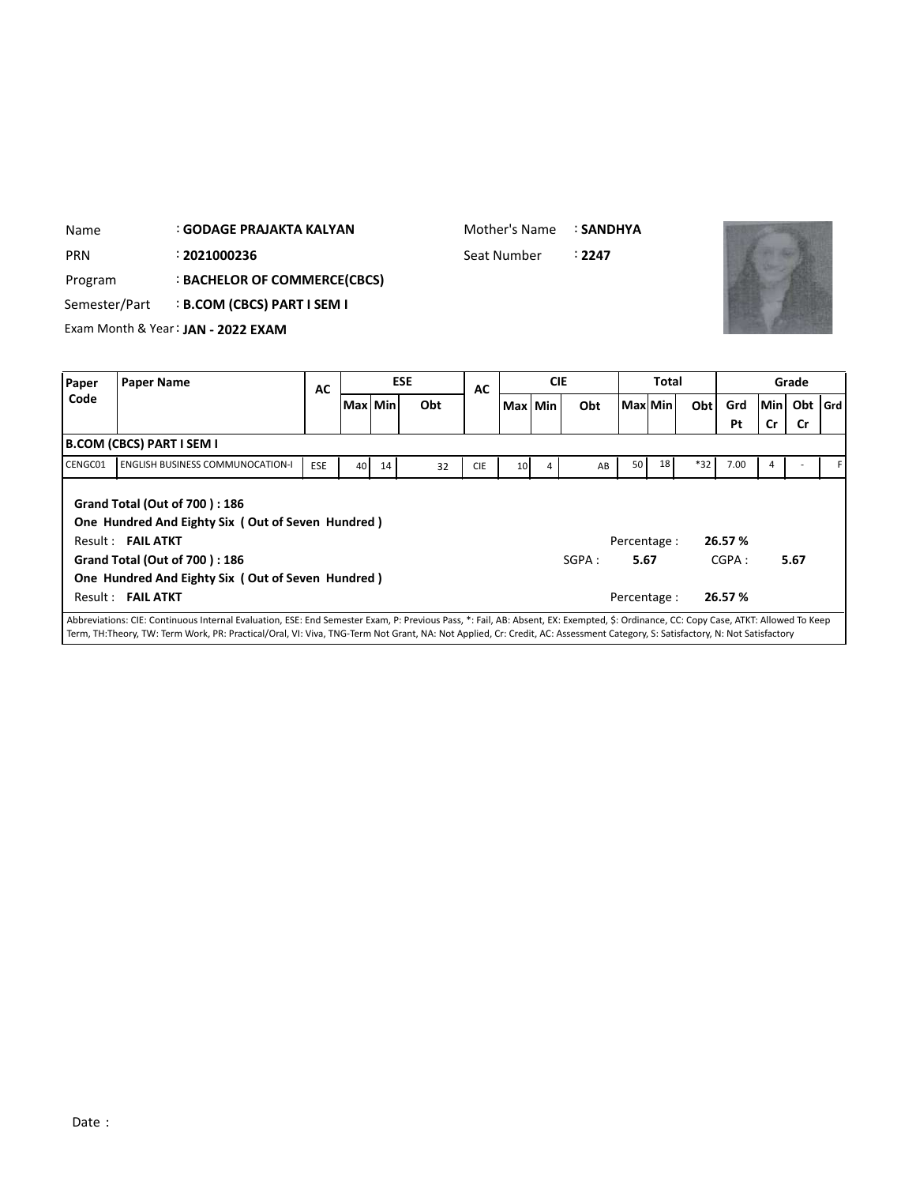Name : **GODAGE PRAJAKTA KALYAN**

Mother's Name : **SANDHYA**

PRN : **2021000236**

Seat Number : **2247**

Program : **BACHELOR OF COMMERCE(CBCS)**

Semester/Part : **B.COM (CBCS) PART I SEM I**

Exam Month & Year : **JAN - 2022 EXAM**

| Paper Code | Paper Name | AC | ESE | | | AC | CIE | | | Total | | | Grade | | | |
|---|---|---|---|---|---|---|---|---|---|---|---|---|---|---|---|---|
| | | | Max | Min | Obt | | Max | Min | Obt | Max | Min | Obt | Grd Pt | Min Cr | Obt Cr | Grd |
| **B.COM (CBCS) PART I SEM I** | | | | | | | | | | | | | | | | |
| CENGC01 | ENGLISH BUSINESS COMMUNOCATION-I | ESE | 40 | 14 | 32 | CIE | 10 | 4 | AB | 50 | 18 | *32 | 7.00 | 4 | - | F |

**Grand Total (Out of 700 ) : 186**

**One Hundred And Eighty Six ( Out of Seven Hundred )**

Result : **FAIL ATKT** Percentage : **26.57 %**

**Grand Total (Out of 700 ) : 186** SGPA : **5.67** CGPA : **5.67**

**One Hundred And Eighty Six ( Out of Seven Hundred )**

Result : **FAIL ATKT** Percentage : **26.57 %**

Abbreviations: CIE: Continuous Internal Evaluation, ESE: End Semester Exam, P: Previous Pass, *: Fail, AB: Absent, EX: Exempted, $: Ordinance, CC: Copy Case, ATKT: Allowed To Keep Term, TH:Theory, TW: Term Work, PR: Practical/Oral, VI: Viva, TNG-Term Not Grant, NA: Not Applied, Cr: Credit, AC: Assessment Category, S: Satisfactory, N: Not Satisfactory

Date :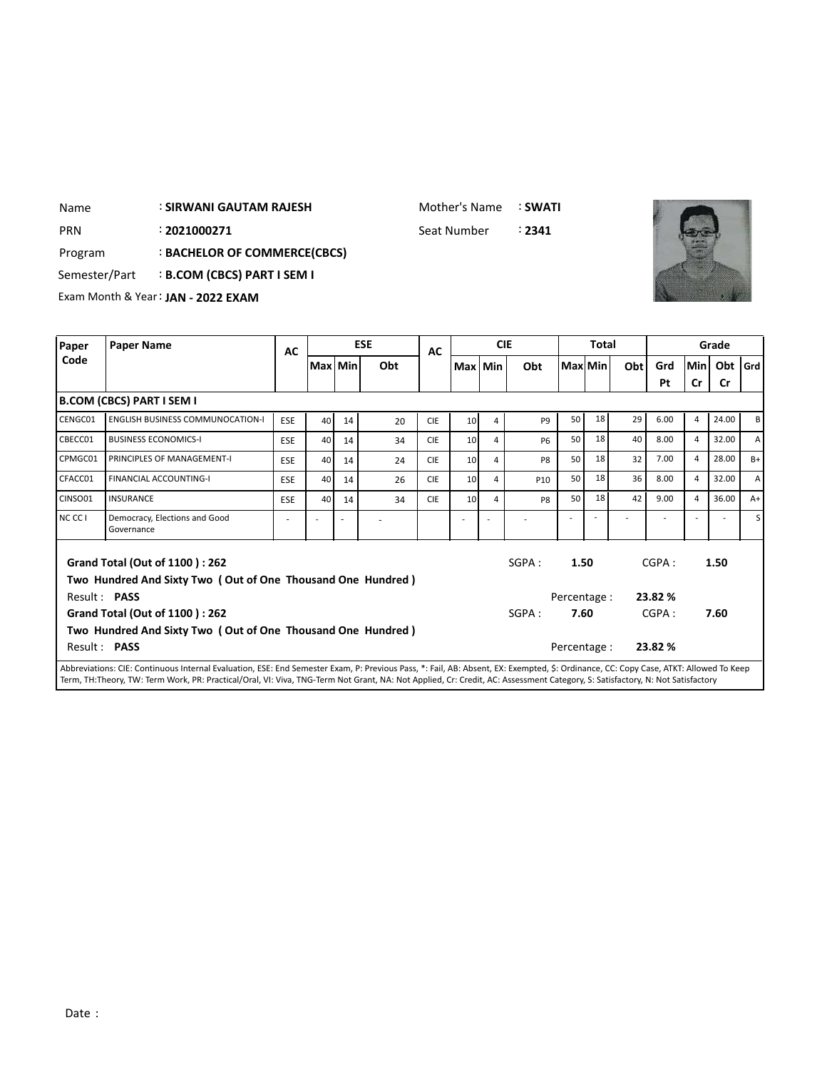Name : **SIRWANI GAUTAM RAJESH** Mother's Name : **SWATI**

PRN : **2021000271** Seat Number : **2341**

Program : **BACHELOR OF COMMERCE(CBCS)**

Semester/Part : **B.COM (CBCS) PART I SEM I**

Exam Month & Year : **JAN - 2022 EXAM**

| Paper Code | Paper Name | AC | ESE | | | AC | CIE | | | Total | | | Grade | | | |
|---|---|---|---|---|---|---|---|---|---|---|---|---|---|---|---|---|
| | | | Max | Min | Obt | | Max | Min | Obt | Max | Min | Obt | Grd Pt | Min Cr | Obt Cr | Grd |
| **B.COM (CBCS) PART I SEM I** | | | | | | | | | | | | | | | | |
| CENGC01 | ENGLISH BUSINESS COMMUNOCATION-I | ESE | 40 | 14 | 20 | CIE | 10 | 4 | P9 | 50 | 18 | 29 | 6.00 | 4 | 24.00 | B |
| CBECC01 | BUSINESS ECONOMICS-I | ESE | 40 | 14 | 34 | CIE | 10 | 4 | P6 | 50 | 18 | 40 | 8.00 | 4 | 32.00 | A |
| CPMGC01 | PRINCIPLES OF MANAGEMENT-I | ESE | 40 | 14 | 24 | CIE | 10 | 4 | P8 | 50 | 18 | 32 | 7.00 | 4 | 28.00 | B+ |
| CFACC01 | FINANCIAL ACCOUNTING-I | ESE | 40 | 14 | 26 | CIE | 10 | 4 | P10 | 50 | 18 | 36 | 8.00 | 4 | 32.00 | A |
| CINSO01 | INSURANCE | ESE | 40 | 14 | 34 | CIE | 10 | 4 | P8 | 50 | 18 | 42 | 9.00 | 4 | 36.00 | A+ |
| NC CC I | Democracy, Elections and Good Governance | - | - | - | - | | - | - | - | - | - | - | - | - | - | S |

**Grand Total (Out of 1100 ) : 262** SGPA : **1.50** CGPA : **1.50**

**Two Hundred And Sixty Two ( Out of One Thousand One Hundred )**

Result : **PASS** Percentage : **23.82 %**

**Grand Total (Out of 1100 ) : 262** SGPA : **7.60** CGPA : **7.60**

**Two Hundred And Sixty Two ( Out of One Thousand One Hundred )**

Result : **PASS** Percentage : **23.82 %**

Abbreviations: CIE: Continuous Internal Evaluation, ESE: End Semester Exam, P: Previous Pass, *: Fail, AB: Absent, EX: Exempted, $: Ordinance, CC: Copy Case, ATKT: Allowed To Keep Term, TH:Theory, TW: Term Work, PR: Practical/Oral, VI: Viva, TNG-Term Not Grant, NA: Not Applied, Cr: Credit, AC: Assessment Category, S: Satisfactory, N: Not Satisfactory

Date :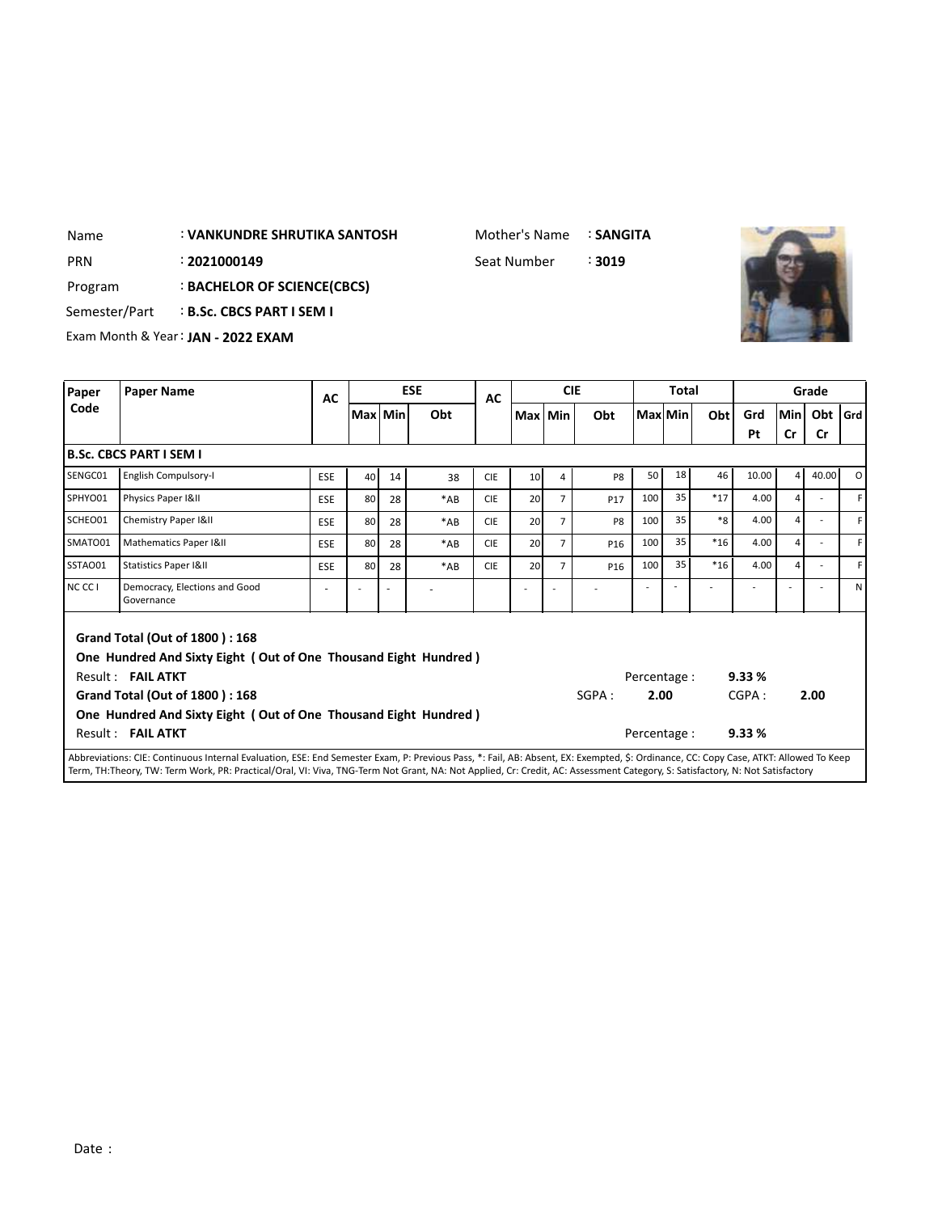| | | | |
|---|---|---|---|
| Name | : **VANKUNDRE SHRUTIKA SANTOSH** | Mother's Name | : **SANGITA** |
| PRN | : **2021000149** | Seat Number | : **3019** |
| Program | : **BACHELOR OF SCIENCE(CBCS)** | | |
| Semester/Part | : **B.Sc. CBCS PART I SEM I** | | |
| Exam Month & Year | : **JAN - 2022 EXAM** | | |

| Paper Code | Paper Name | AC | ESE | | | AC | CIE | | | Total | | | Grade | | | |
|---|---|---|---|---|---|---|---|---|---|---|---|---|---|---|---|---|
| | | | Max | Min | Obt | | Max | Min | Obt | Max | Min | Obt | Grd Pt | Min Cr | Obt Cr | Grd |
| **B.Sc. CBCS PART I SEM I** | | | | | | | | | | | | | | | | |
| SENGC01 | English Compulsory-I | ESE | 40 | 14 | 38 | CIE | 10 | 4 | P8 | 50 | 18 | 46 | 10.00 | 4 | 40.00 | O |
| SPHYO01 | Physics Paper I&II | ESE | 80 | 28 | *AB | CIE | 20 | 7 | P17 | 100 | 35 | *17 | 4.00 | 4 | - | F |
| SCHEO01 | Chemistry Paper I&II | ESE | 80 | 28 | *AB | CIE | 20 | 7 | P8 | 100 | 35 | *8 | 4.00 | 4 | - | F |
| SMATO01 | Mathematics Paper I&II | ESE | 80 | 28 | *AB | CIE | 20 | 7 | P16 | 100 | 35 | *16 | 4.00 | 4 | - | F |
| SSTAO01 | Statistics Paper I&II | ESE | 80 | 28 | *AB | CIE | 20 | 7 | P16 | 100 | 35 | *16 | 4.00 | 4 | - | F |
| NC CC I | Democracy, Elections and Good Governance | - | - | - | - | | - | - | - | - | - | - | - | - | - | N |

**Grand Total (Out of 1800 ) : 168**

**One Hundred And Sixty Eight ( Out of One Thousand Eight Hundred )**

Result : **FAIL ATKT** Percentage : **9.33 %**

**Grand Total (Out of 1800 ) : 168** SGPA : **2.00** CGPA : **2.00**

**One Hundred And Sixty Eight ( Out of One Thousand Eight Hundred )**

Result : **FAIL ATKT** Percentage : **9.33 %**

Abbreviations: CIE: Continuous Internal Evaluation, ESE: End Semester Exam, P: Previous Pass, *: Fail, AB: Absent, EX: Exempted, $: Ordinance, CC: Copy Case, ATKT: Allowed To Keep Term, TH:Theory, TW: Term Work, PR: Practical/Oral, VI: Viva, TNG-Term Not Grant, NA: Not Applied, Cr: Credit, AC: Assessment Category, S: Satisfactory, N: Not Satisfactory

Date :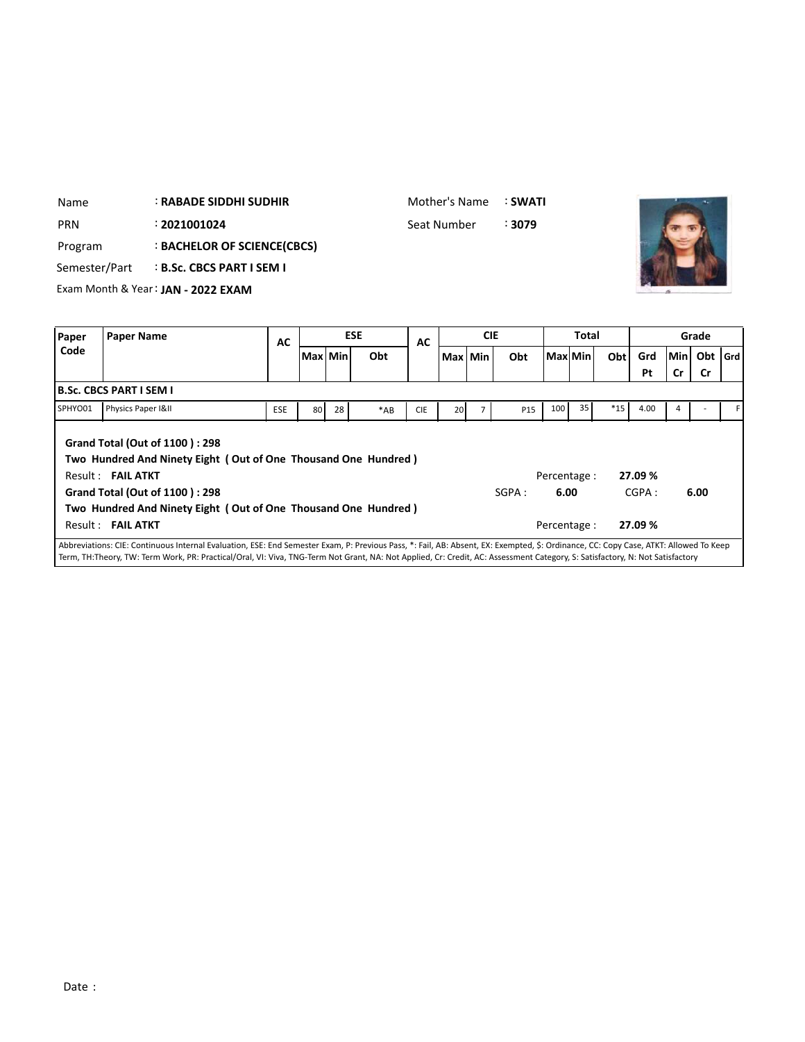| | | | |
|---|---|---|---|
| Name | : **RABADE SIDDHI SUDHIR** | Mother's Name | : **SWATI** |
| PRN | : **2021001024** | Seat Number | : **3079** |
| Program | : **BACHELOR OF SCIENCE(CBCS)** | | |
| Semester/Part | : **B.Sc. CBCS PART I SEM I** | | |
| Exam Month & Year | : **JAN - 2022 EXAM** | | |

| Paper Code | Paper Name | AC | ESE | | | AC | CIE | | | Total | | | Grade | | | |
|---|---|---|---|---|---|---|---|---|---|---|---|---|---|---|---|---|
| | | | Max | Min | Obt | | Max | Min | Obt | Max | Min | Obt | Grd Pt | Min Cr | Obt Cr | Grd |
| **B.Sc. CBCS PART I SEM I** | | | | | | | | | | | | | | | | |
| SPHYO01 | Physics Paper I&II | ESE | 80 | 28 | *AB | CIE | 20 | 7 | P15 | 100 | 35 | *15 | 4.00 | 4 | - | F |

**Grand Total (Out of 1100 ) : 298**

**Two Hundred And Ninety Eight ( Out of One Thousand One Hundred )**

Result : **FAIL ATKT** Percentage : **27.09 %**

**Grand Total (Out of 1100 ) : 298** SGPA : **6.00** CGPA : **6.00**

**Two Hundred And Ninety Eight ( Out of One Thousand One Hundred )**

Result : **FAIL ATKT** Percentage : **27.09 %**

Abbreviations: CIE: Continuous Internal Evaluation, ESE: End Semester Exam, P: Previous Pass, *: Fail, AB: Absent, EX: Exempted, $: Ordinance, CC: Copy Case, ATKT: Allowed To Keep Term, TH:Theory, TW: Term Work, PR: Practical/Oral, VI: Viva, TNG-Term Not Grant, NA: Not Applied, Cr: Credit, AC: Assessment Category, S: Satisfactory, N: Not Satisfactory

Date :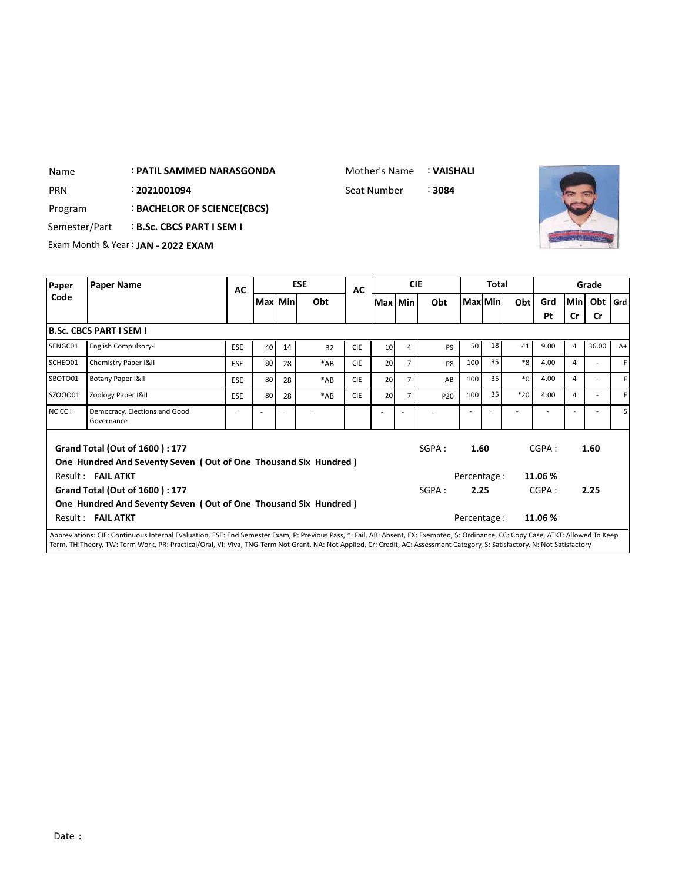Name : **PATIL SAMMED NARASGONDA**

Mother's Name : **VAISHALI**

PRN : **2021001094**

Seat Number : **3084**

Program : **BACHELOR OF SCIENCE(CBCS)**

Semester/Part : **B.Sc. CBCS PART I SEM I**

Exam Month & Year : **JAN - 2022 EXAM**

| Paper Code | Paper Name | AC | ESE | | | AC | CIE | | | Total | | | Grade | | | |
|---|---|---|---|---|---|---|---|---|---|---|---|---|---|---|---|---|
| | | | Max | Min | Obt | | Max | Min | Obt | Max | Min | Obt | Grd Pt | Min Cr | Obt Cr | Grd |
| **B.Sc. CBCS PART I SEM I** | | | | | | | | | | | | | | | | |
| SENGC01 | English Compulsory-I | ESE | 40 | 14 | 32 | CIE | 10 | 4 | P9 | 50 | 18 | 41 | 9.00 | 4 | 36.00 | A+ |
| SCHEO01 | Chemistry Paper I&II | ESE | 80 | 28 | *AB | CIE | 20 | 7 | P8 | 100 | 35 | *8 | 4.00 | 4 | - | F |
| SBOTO01 | Botany Paper I&II | ESE | 80 | 28 | *AB | CIE | 20 | 7 | AB | 100 | 35 | *0 | 4.00 | 4 | - | F |
| SZOO001 | Zoology Paper I&II | ESE | 80 | 28 | *AB | CIE | 20 | 7 | P20 | 100 | 35 | *20 | 4.00 | 4 | - | F |
| NC CC I | Democracy, Elections and Good Governance | - | - | - | - | | - | - | - | - | - | - | - | - | - | S |

**Grand Total (Out of 1600 ) : 177** SGPA : **1.60** CGPA : **1.60**

**One Hundred And Seventy Seven ( Out of One Thousand Six Hundred )**

Result : **FAIL ATKT** Percentage : **11.06 %**

**Grand Total (Out of 1600 ) : 177** SGPA : **2.25** CGPA : **2.25**

**One Hundred And Seventy Seven ( Out of One Thousand Six Hundred )**

Result : **FAIL ATKT** Percentage : **11.06 %**

Abbreviations: CIE: Continuous Internal Evaluation, ESE: End Semester Exam, P: Previous Pass, *: Fail, AB: Absent, EX: Exempted, $: Ordinance, CC: Copy Case, ATKT: Allowed To Keep Term, TH:Theory, TW: Term Work, PR: Practical/Oral, VI: Viva, TNG-Term Not Grant, NA: Not Applied, Cr: Credit, AC: Assessment Category, S: Satisfactory, N: Not Satisfactory

Date :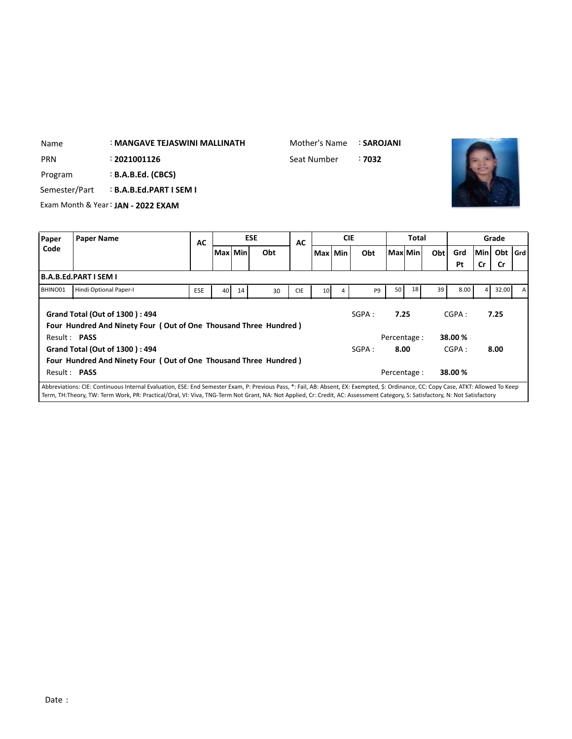Name : **MANGAVE TEJASWINI MALLINATH**  Mother's Name : **SAROJANI**

PRN : **2021001126**  Seat Number : **7032**

Program : **B.A.B.Ed. (CBCS)**

Semester/Part : **B.A.B.Ed.PART I SEM I**

Exam Month & Year : **JAN - 2022 EXAM**

| Paper Code | Paper Name | AC | ESE | | | AC | CIE | | | Total | | | Grade | | | |
|---|---|---|---|---|---|---|---|---|---|---|---|---|---|---|---|---|
| | | | Max | Min | Obt | | Max | Min | Obt | Max | Min | Obt | Grd Pt | Min Cr | Obt Cr | Grd |
| **B.A.B.Ed.PART I SEM I** | | | | | | | | | | | | | | | | |
| BHINO01 | Hindi Optional Paper-I | ESE | 40 | 14 | 30 | CIE | 10 | 4 | P9 | 50 | 18 | 39 | 8.00 | 4 | 32.00 | A |

**Grand Total (Out of 1300 ) : 494**  SGPA : **7.25**  CGPA : **7.25**

**Four Hundred And Ninety Four ( Out of One Thousand Three Hundred )**

Result : **PASS**  Percentage : **38.00 %**

**Grand Total (Out of 1300 ) : 494**  SGPA : **8.00**  CGPA : **8.00**

**Four Hundred And Ninety Four ( Out of One Thousand Three Hundred )**

Result : **PASS**  Percentage : **38.00 %**

Abbreviations: CIE: Continuous Internal Evaluation, ESE: End Semester Exam, P: Previous Pass, *: Fail, AB: Absent, EX: Exempted, $: Ordinance, CC: Copy Case, ATKT: Allowed To Keep Term, TH:Theory, TW: Term Work, PR: Practical/Oral, VI: Viva, TNG-Term Not Grant, NA: Not Applied, Cr: Credit, AC: Assessment Category, S: Satisfactory, N: Not Satisfactory

Date :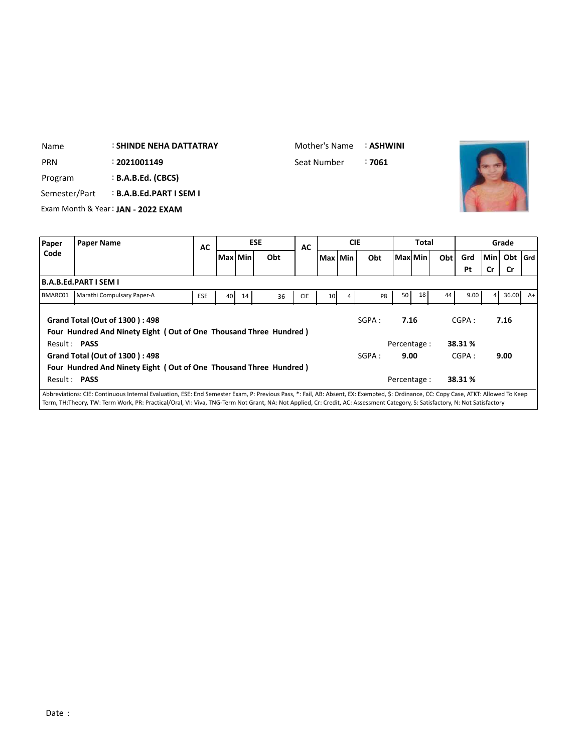Name : **SHINDE NEHA DATTATRAY**

Mother's Name : **ASHWINI**

PRN : **2021001149**

Seat Number : **7061**

Program : **B.A.B.Ed. (CBCS)**

Semester/Part : **B.A.B.Ed.PART I SEM I**

Exam Month & Year : **JAN - 2022 EXAM**

| Paper Code | Paper Name | AC | ESE | | | AC | CIE | | | Total | | | Grade | | | |
|---|---|---|---|---|---|---|---|---|---|---|---|---|---|---|---|---|
| | | | Max | Min | Obt | | Max | Min | Obt | Max | Min | Obt | Grd Pt | Min Cr | Obt Cr | Grd |
| **B.A.B.Ed.PART I SEM I** | | | | | | | | | | | | | | | | |
| BMARC01 | Marathi Compulsary Paper-A | ESE | 40 | 14 | 36 | CIE | 10 | 4 | P8 | 50 | 18 | 44 | 9.00 | 4 | 36.00 | A+ |

**Grand Total (Out of 1300 ) : 498**

**Four Hundred And Ninety Eight ( Out of One Thousand Three Hundred )**

SGPA : **7.16** CGPA : **7.16**

Result : **PASS**

Percentage : **38.31 %**

**Grand Total (Out of 1300 ) : 498**

**Four Hundred And Ninety Eight ( Out of One Thousand Three Hundred )**

SGPA : **9.00** CGPA : **9.00**

Result : **PASS**

Percentage : **38.31 %**

Abbreviations: CIE: Continuous Internal Evaluation, ESE: End Semester Exam, P: Previous Pass, *: Fail, AB: Absent, EX: Exempted, $: Ordinance, CC: Copy Case, ATKT: Allowed To Keep Term, TH:Theory, TW: Term Work, PR: Practical/Oral, VI: Viva, TNG-Term Not Grant, NA: Not Applied, Cr: Credit, AC: Assessment Category, S: Satisfactory, N: Not Satisfactory

Date :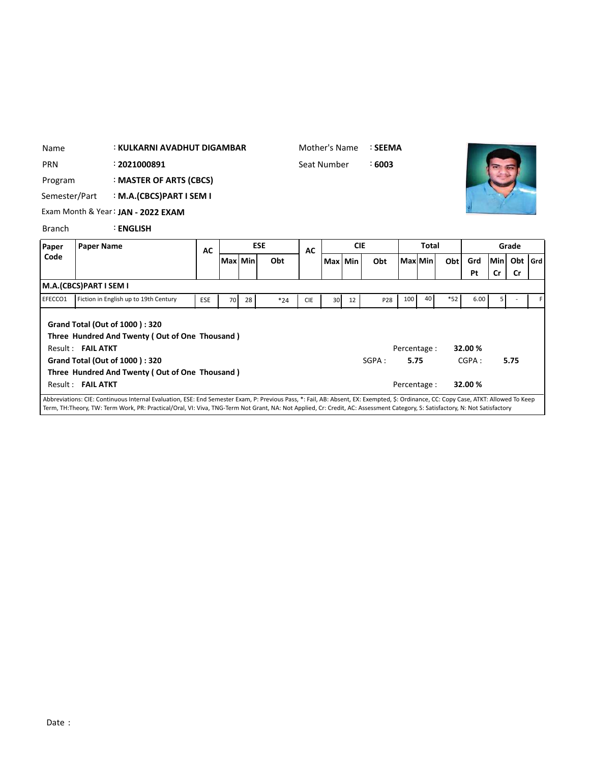Name : **KULKARNI AVADHUT DIGAMBAR**
Mother's Name : **SEEMA**
PRN : **2021000891**
Seat Number : **6003**
Program : **MASTER OF ARTS (CBCS)**
Semester/Part : **M.A.(CBCS)PART I SEM I**
Exam Month & Year : **JAN - 2022 EXAM**
Branch : **ENGLISH**

| Paper Code | Paper Name | AC | ESE | | | AC | CIE | | | Total | | | Grade | | | |
|---|---|---|---|---|---|---|---|---|---|---|---|---|---|---|---|---|
| | | | Max | Min | Obt | | Max | Min | Obt | Max | Min | Obt | Grd Pt | Min Cr | Obt Cr | Grd |
| **M.A.(CBCS)PART I SEM I** | | | | | | | | | | | | | | | | |
| EFECCO1 | Fiction in English up to 19th Century | ESE | 70 | 28 | *24 | CIE | 30 | 12 | P28 | 100 | 40 | *52 | 6.00 | 5 | - | F |

**Grand Total (Out of 1000 ) : 320**
**Three Hundred And Twenty ( Out of One Thousand )**
Result : **FAIL ATKT** Percentage : **32.00 %**

**Grand Total (Out of 1000 ) : 320** SGPA : **5.75** CGPA : **5.75**
**Three Hundred And Twenty ( Out of One Thousand )**
Result : **FAIL ATKT** Percentage : **32.00 %**

Abbreviations: CIE: Continuous Internal Evaluation, ESE: End Semester Exam, P: Previous Pass, *: Fail, AB: Absent, EX: Exempted, $: Ordinance, CC: Copy Case, ATKT: Allowed To Keep Term, TH:Theory, TW: Term Work, PR: Practical/Oral, VI: Viva, TNG-Term Not Grant, NA: Not Applied, Cr: Credit, AC: Assessment Category, S: Satisfactory, N: Not Satisfactory

Date :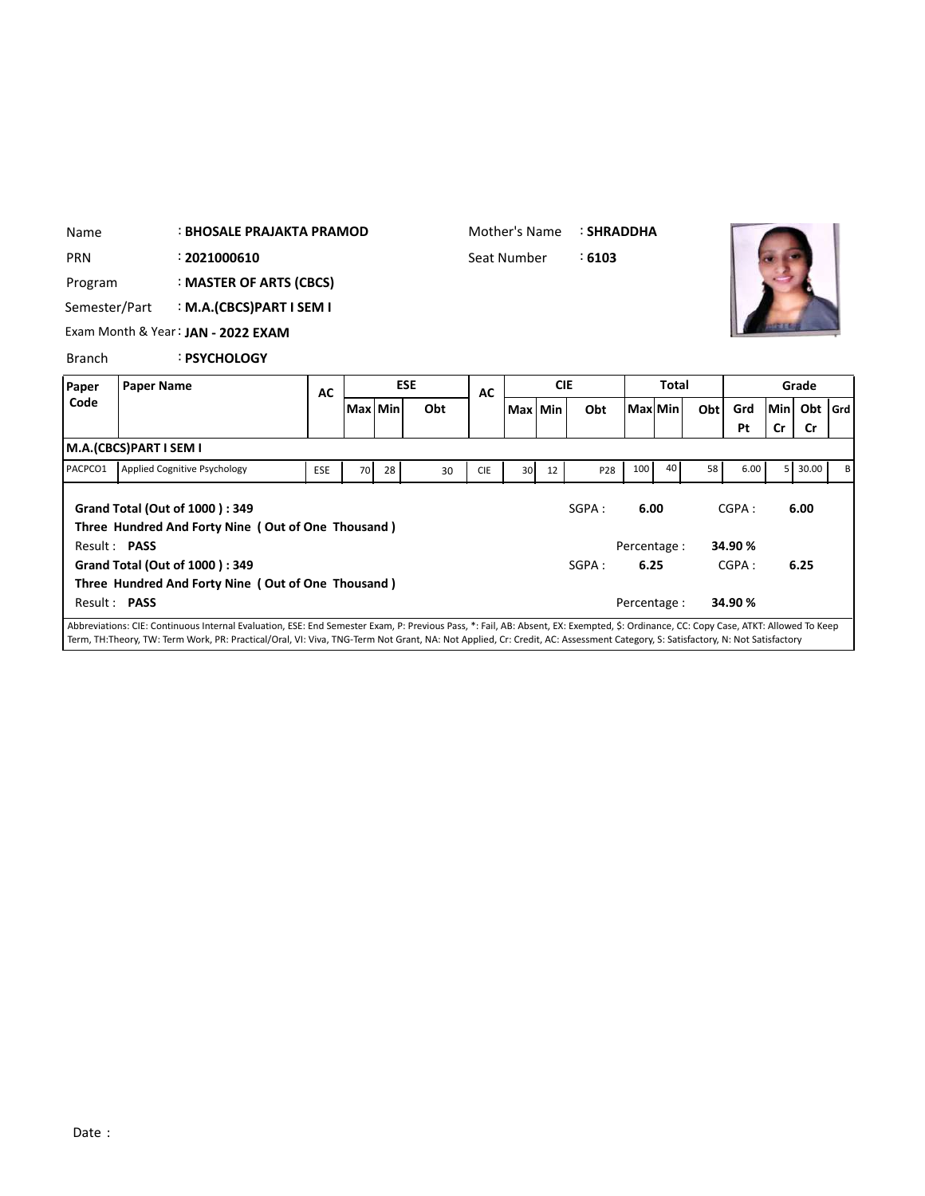| | | | | |
|---|---|---|---|---|
| Name | : **BHOSALE PRAJAKTA PRAMOD** | | Mother's Name | : **SHRADDHA** |
| PRN | : **2021000610** | | Seat Number | : **6103** |
| Program | : **MASTER OF ARTS (CBCS)** | | | |
| Semester/Part | : **M.A.(CBCS)PART I SEM I** | | | |
| Exam Month & Year | : **JAN - 2022 EXAM** | | | |
| Branch | : **PSYCHOLOGY** | | | |

| Paper Code | Paper Name | AC | ESE | | | AC | CIE | | | Total | | | Grade | | | |
|---|---|---|---|---|---|---|---|---|---|---|---|---|---|---|---|---|
| | | | Max | Min | Obt | | Max | Min | Obt | Max | Min | Obt | Grd Pt | Min Cr | Obt Cr | Grd |
| **M.A.(CBCS)PART I SEM I** | | | | | | | | | | | | | | | | |
| PACPCO1 | Applied Cognitive Psychology | ESE | 70 | 28 | 30 | CIE | 30 | 12 | P28 | 100 | 40 | 58 | 6.00 | 5 | 30.00 | B |

**Grand Total (Out of 1000 ) : 349** SGPA : **6.00** CGPA : **6.00**

**Three Hundred And Forty Nine ( Out of One Thousand )**

Result : **PASS** Percentage : **34.90 %**

**Grand Total (Out of 1000 ) : 349** SGPA : **6.25** CGPA : **6.25**

**Three Hundred And Forty Nine ( Out of One Thousand )**

Result : **PASS** Percentage : **34.90 %**

Abbreviations: CIE: Continuous Internal Evaluation, ESE: End Semester Exam, P: Previous Pass, *: Fail, AB: Absent, EX: Exempted, $: Ordinance, CC: Copy Case, ATKT: Allowed To Keep Term, TH:Theory, TW: Term Work, PR: Practical/Oral, VI: Viva, TNG-Term Not Grant, NA: Not Applied, Cr: Credit, AC: Assessment Category, S: Satisfactory, N: Not Satisfactory

Date :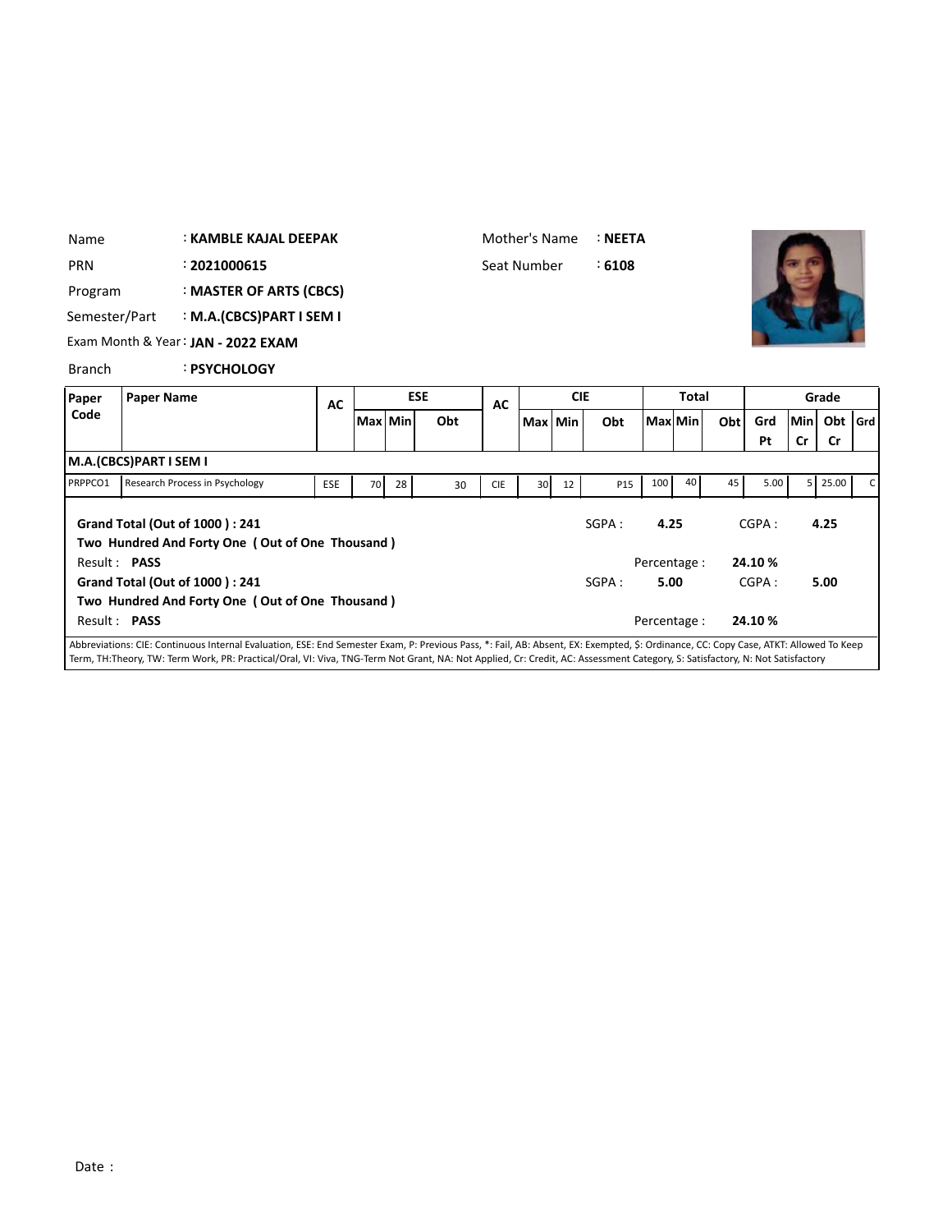Name : **KAMBLE KAJAL DEEPAK**

Mother's Name : **NEETA**

PRN : **2021000615**

Seat Number : **6108**

Program : **MASTER OF ARTS (CBCS)**

Semester/Part : **M.A.(CBCS)PART I SEM I**

Exam Month & Year : **JAN - 2022 EXAM**

Branch : **PSYCHOLOGY**

| Paper Code | Paper Name | AC | ESE | | | AC | CIE | | | Total | | | Grade | | | |
|---|---|---|---|---|---|---|---|---|---|---|---|---|---|---|---|---|
| | | | Max | Min | Obt | | Max | Min | Obt | Max | Min | Obt | Grd Pt | Min Cr | Obt Cr | Grd |
| **M.A.(CBCS)PART I SEM I** | | | | | | | | | | | | | | | | |
| PRPPCO1 | Research Process in Psychology | ESE | 70 | 28 | 30 | CIE | 30 | 12 | P15 | 100 | 40 | 45 | 5.00 | 5 | 25.00 | C |

**Grand Total (Out of 1000 ) : 241**

**Two Hundred And Forty One ( Out of One Thousand )**

Result : **PASS**

SGPA : **4.25** CGPA : **4.25**

Percentage : **24.10 %**

**Grand Total (Out of 1000 ) : 241**

**Two Hundred And Forty One ( Out of One Thousand )**

Result : **PASS**

SGPA : **5.00** CGPA : **5.00**

Percentage : **24.10 %**

Abbreviations: CIE: Continuous Internal Evaluation, ESE: End Semester Exam, P: Previous Pass, *: Fail, AB: Absent, EX: Exempted, $: Ordinance, CC: Copy Case, ATKT: Allowed To Keep Term, TH:Theory, TW: Term Work, PR: Practical/Oral, VI: Viva, TNG-Term Not Grant, NA: Not Applied, Cr: Credit, AC: Assessment Category, S: Satisfactory, N: Not Satisfactory

Date :